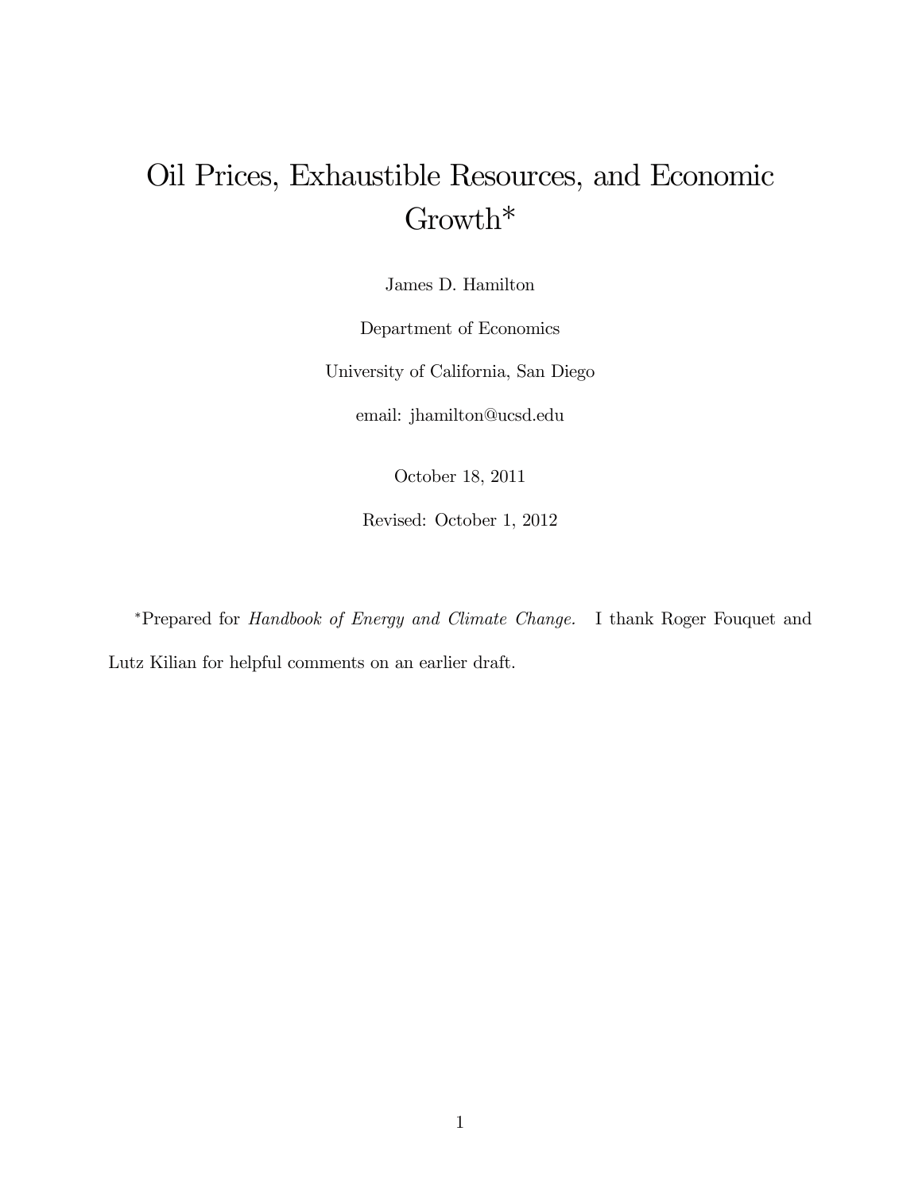# Oil Prices, Exhaustible Resources, and Economic Growth*

James D. Hamilton

Department of Economics

University of California, San Diego

email: jhamilton@ucsd.edu

October 18, 2011

Revised: October 1, 2012

*Prepared for *Handbook of Energy and Climate Change.* I thank Roger Fouquet and Lutz Kilian for helpful comments on an earlier draft.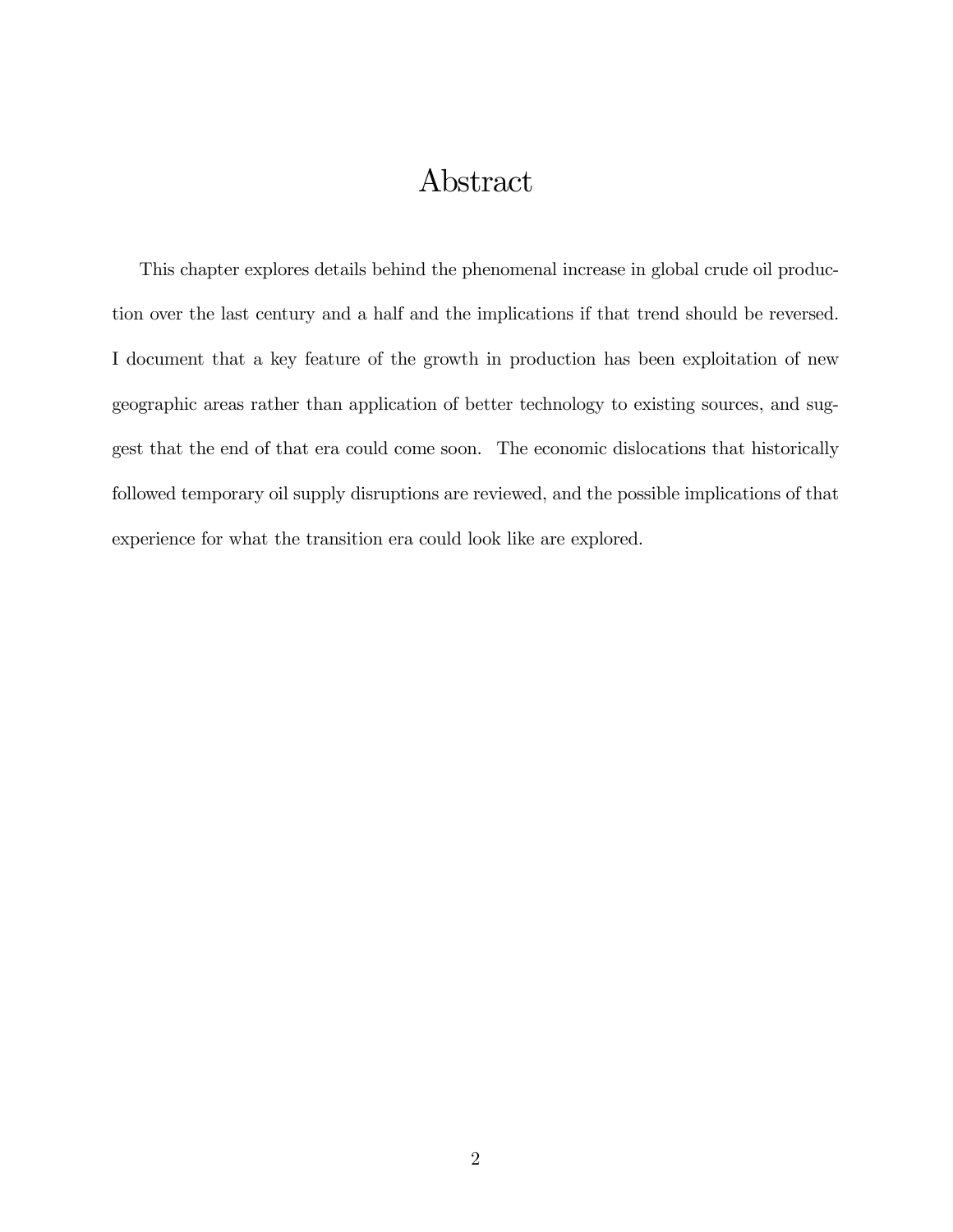# Abstract

This chapter explores details behind the phenomenal increase in global crude oil production over the last century and a half and the implications if that trend should be reversed. I document that a key feature of the growth in production has been exploitation of new geographic areas rather than application of better technology to existing sources, and suggest that the end of that era could come soon. The economic dislocations that historically followed temporary oil supply disruptions are reviewed, and the possible implications of that experience for what the transition era could look like are explored.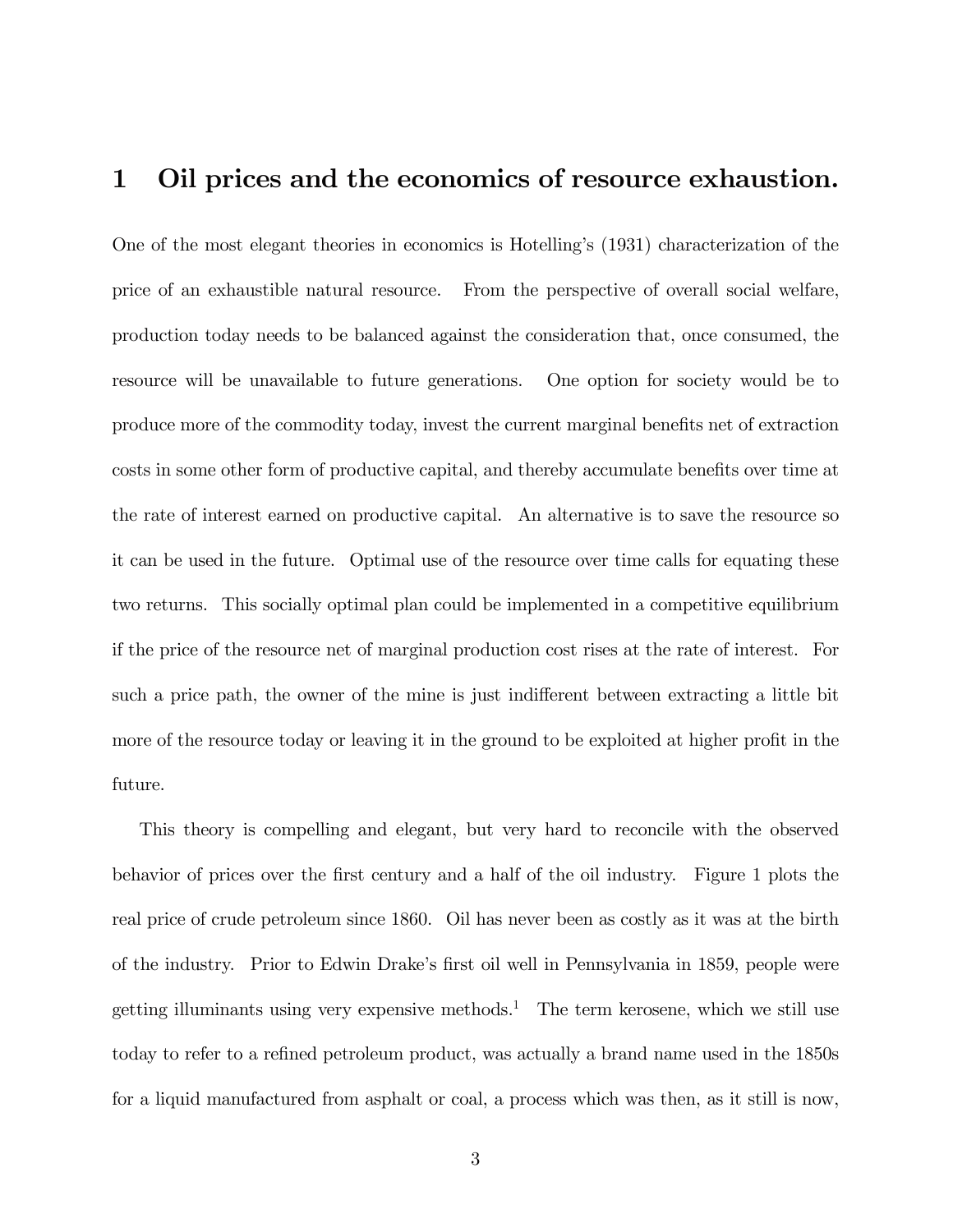# 1 Oil prices and the economics of resource exhaustion.

One of the most elegant theories in economics is Hotelling's (1931) characterization of the price of an exhaustible natural resource. From the perspective of overall social welfare, production today needs to be balanced against the consideration that, once consumed, the resource will be unavailable to future generations. One option for society would be to produce more of the commodity today, invest the current marginal benefits net of extraction costs in some other form of productive capital, and thereby accumulate benefits over time at the rate of interest earned on productive capital. An alternative is to save the resource so it can be used in the future. Optimal use of the resource over time calls for equating these two returns. This socially optimal plan could be implemented in a competitive equilibrium if the price of the resource net of marginal production cost rises at the rate of interest. For such a price path, the owner of the mine is just indifferent between extracting a little bit more of the resource today or leaving it in the ground to be exploited at higher profit in the future.

This theory is compelling and elegant, but very hard to reconcile with the observed behavior of prices over the first century and a half of the oil industry. Figure 1 plots the real price of crude petroleum since 1860. Oil has never been as costly as it was at the birth of the industry. Prior to Edwin Drake's first oil well in Pennsylvania in 1859, people were getting illuminants using very expensive methods.[1] The term kerosene, which we still use today to refer to a refined petroleum product, was actually a brand name used in the 1850s for a liquid manufactured from asphalt or coal, a process which was then, as it still is now,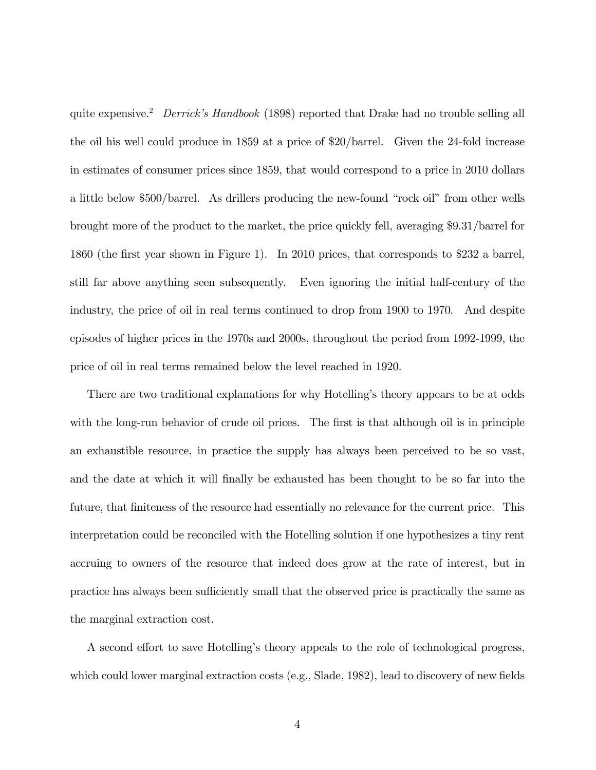quite expensive.[2] *Derrick's Handbook* (1898) reported that Drake had no trouble selling all the oil his well could produce in 1859 at a price of $20/barrel. Given the 24-fold increase in estimates of consumer prices since 1859, that would correspond to a price in 2010 dollars a little below $500/barrel. As drillers producing the new-found "rock oil" from other wells brought more of the product to the market, the price quickly fell, averaging $9.31/barrel for 1860 (the first year shown in Figure 1). In 2010 prices, that corresponds to $232 a barrel, still far above anything seen subsequently. Even ignoring the initial half-century of the industry, the price of oil in real terms continued to drop from 1900 to 1970. And despite episodes of higher prices in the 1970s and 2000s, throughout the period from 1992-1999, the price of oil in real terms remained below the level reached in 1920.

There are two traditional explanations for why Hotelling's theory appears to be at odds with the long-run behavior of crude oil prices. The first is that although oil is in principle an exhaustible resource, in practice the supply has always been perceived to be so vast, and the date at which it will finally be exhausted has been thought to be so far into the future, that finiteness of the resource had essentially no relevance for the current price. This interpretation could be reconciled with the Hotelling solution if one hypothesizes a tiny rent accruing to owners of the resource that indeed does grow at the rate of interest, but in practice has always been sufficiently small that the observed price is practically the same as the marginal extraction cost.

A second effort to save Hotelling's theory appeals to the role of technological progress, which could lower marginal extraction costs (e.g., Slade, 1982), lead to discovery of new fields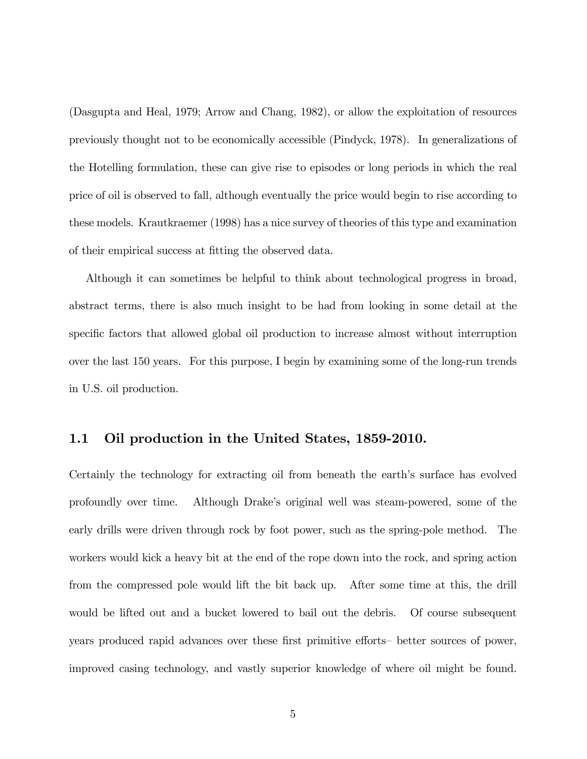(Dasgupta and Heal, 1979; Arrow and Chang, 1982), or allow the exploitation of resources previously thought not to be economically accessible (Pindyck, 1978). In generalizations of the Hotelling formulation, these can give rise to episodes or long periods in which the real price of oil is observed to fall, although eventually the price would begin to rise according to these models. Krautkraemer (1998) has a nice survey of theories of this type and examination of their empirical success at fitting the observed data.

Although it can sometimes be helpful to think about technological progress in broad, abstract terms, there is also much insight to be had from looking in some detail at the specific factors that allowed global oil production to increase almost without interruption over the last 150 years. For this purpose, I begin by examining some of the long-run trends in U.S. oil production.

## 1.1 Oil production in the United States, 1859-2010.

Certainly the technology for extracting oil from beneath the earth's surface has evolved profoundly over time. Although Drake's original well was steam-powered, some of the early drills were driven through rock by foot power, such as the spring-pole method. The workers would kick a heavy bit at the end of the rope down into the rock, and spring action from the compressed pole would lift the bit back up. After some time at this, the drill would be lifted out and a bucket lowered to bail out the debris. Of course subsequent years produced rapid advances over these first primitive efforts– better sources of power, improved casing technology, and vastly superior knowledge of where oil might be found.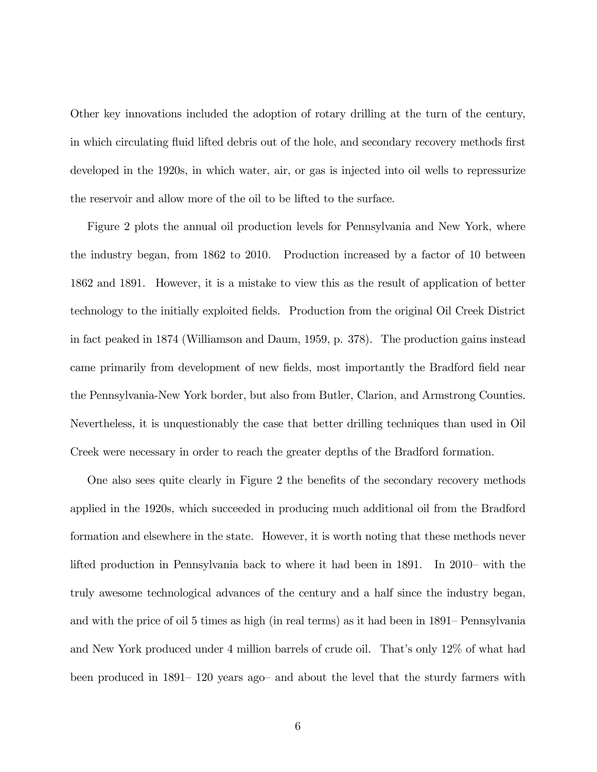Other key innovations included the adoption of rotary drilling at the turn of the century, in which circulating fluid lifted debris out of the hole, and secondary recovery methods first developed in the 1920s, in which water, air, or gas is injected into oil wells to repressurize the reservoir and allow more of the oil to be lifted to the surface.

Figure 2 plots the annual oil production levels for Pennsylvania and New York, where the industry began, from 1862 to 2010. Production increased by a factor of 10 between 1862 and 1891. However, it is a mistake to view this as the result of application of better technology to the initially exploited fields. Production from the original Oil Creek District in fact peaked in 1874 (Williamson and Daum, 1959, p. 378). The production gains instead came primarily from development of new fields, most importantly the Bradford field near the Pennsylvania-New York border, but also from Butler, Clarion, and Armstrong Counties. Nevertheless, it is unquestionably the case that better drilling techniques than used in Oil Creek were necessary in order to reach the greater depths of the Bradford formation.

One also sees quite clearly in Figure 2 the benefits of the secondary recovery methods applied in the 1920s, which succeeded in producing much additional oil from the Bradford formation and elsewhere in the state. However, it is worth noting that these methods never lifted production in Pennsylvania back to where it had been in 1891. In 2010– with the truly awesome technological advances of the century and a half since the industry began, and with the price of oil 5 times as high (in real terms) as it had been in 1891– Pennsylvania and New York produced under 4 million barrels of crude oil. That's only 12% of what had been produced in 1891– 120 years ago– and about the level that the sturdy farmers with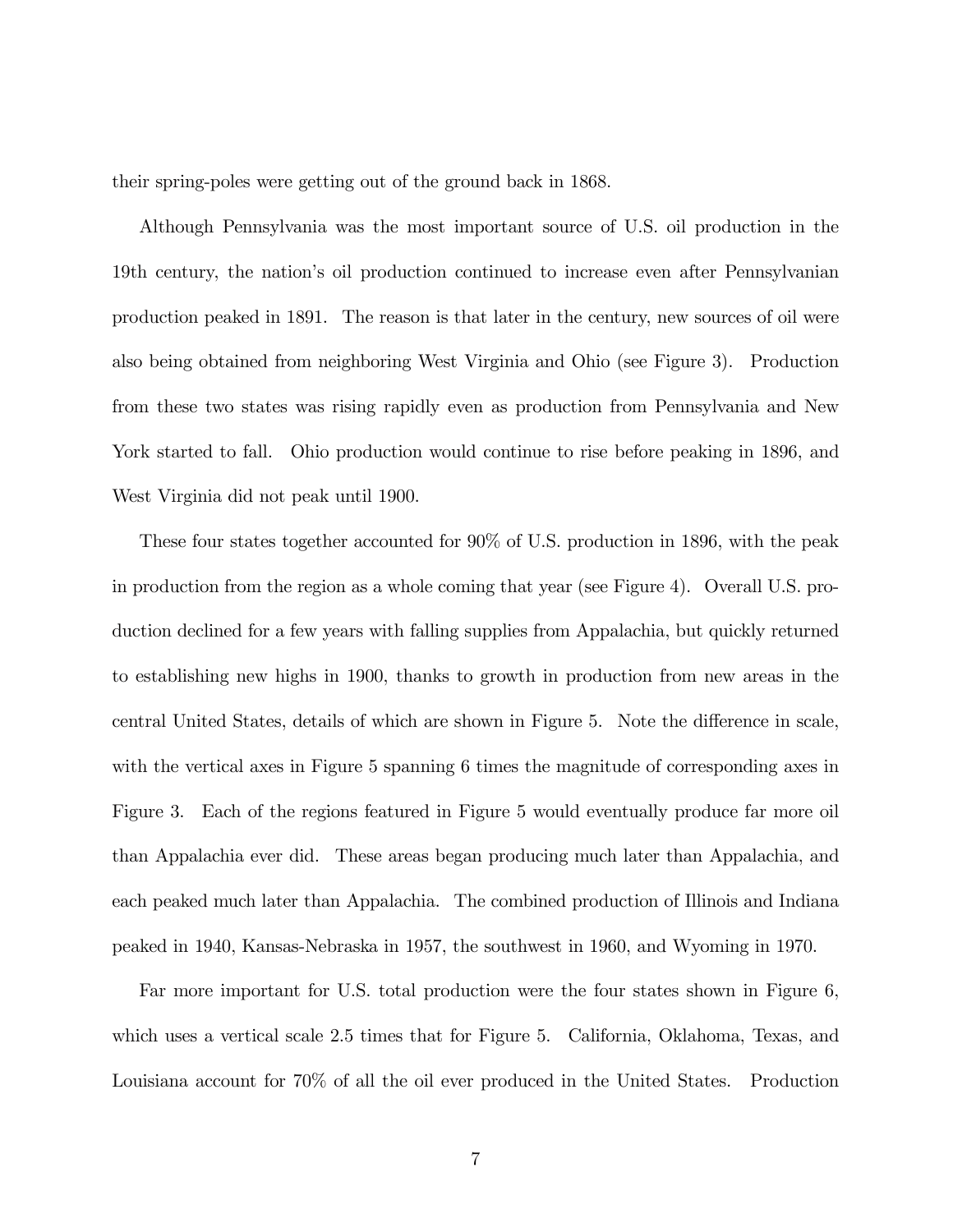their spring-poles were getting out of the ground back in 1868.

Although Pennsylvania was the most important source of U.S. oil production in the 19th century, the nation's oil production continued to increase even after Pennsylvanian production peaked in 1891. The reason is that later in the century, new sources of oil were also being obtained from neighboring West Virginia and Ohio (see Figure 3). Production from these two states was rising rapidly even as production from Pennsylvania and New York started to fall. Ohio production would continue to rise before peaking in 1896, and West Virginia did not peak until 1900.

These four states together accounted for 90% of U.S. production in 1896, with the peak in production from the region as a whole coming that year (see Figure 4). Overall U.S. production declined for a few years with falling supplies from Appalachia, but quickly returned to establishing new highs in 1900, thanks to growth in production from new areas in the central United States, details of which are shown in Figure 5. Note the difference in scale, with the vertical axes in Figure 5 spanning 6 times the magnitude of corresponding axes in Figure 3. Each of the regions featured in Figure 5 would eventually produce far more oil than Appalachia ever did. These areas began producing much later than Appalachia, and each peaked much later than Appalachia. The combined production of Illinois and Indiana peaked in 1940, Kansas-Nebraska in 1957, the southwest in 1960, and Wyoming in 1970.

Far more important for U.S. total production were the four states shown in Figure 6, which uses a vertical scale 2.5 times that for Figure 5. California, Oklahoma, Texas, and Louisiana account for 70% of all the oil ever produced in the United States. Production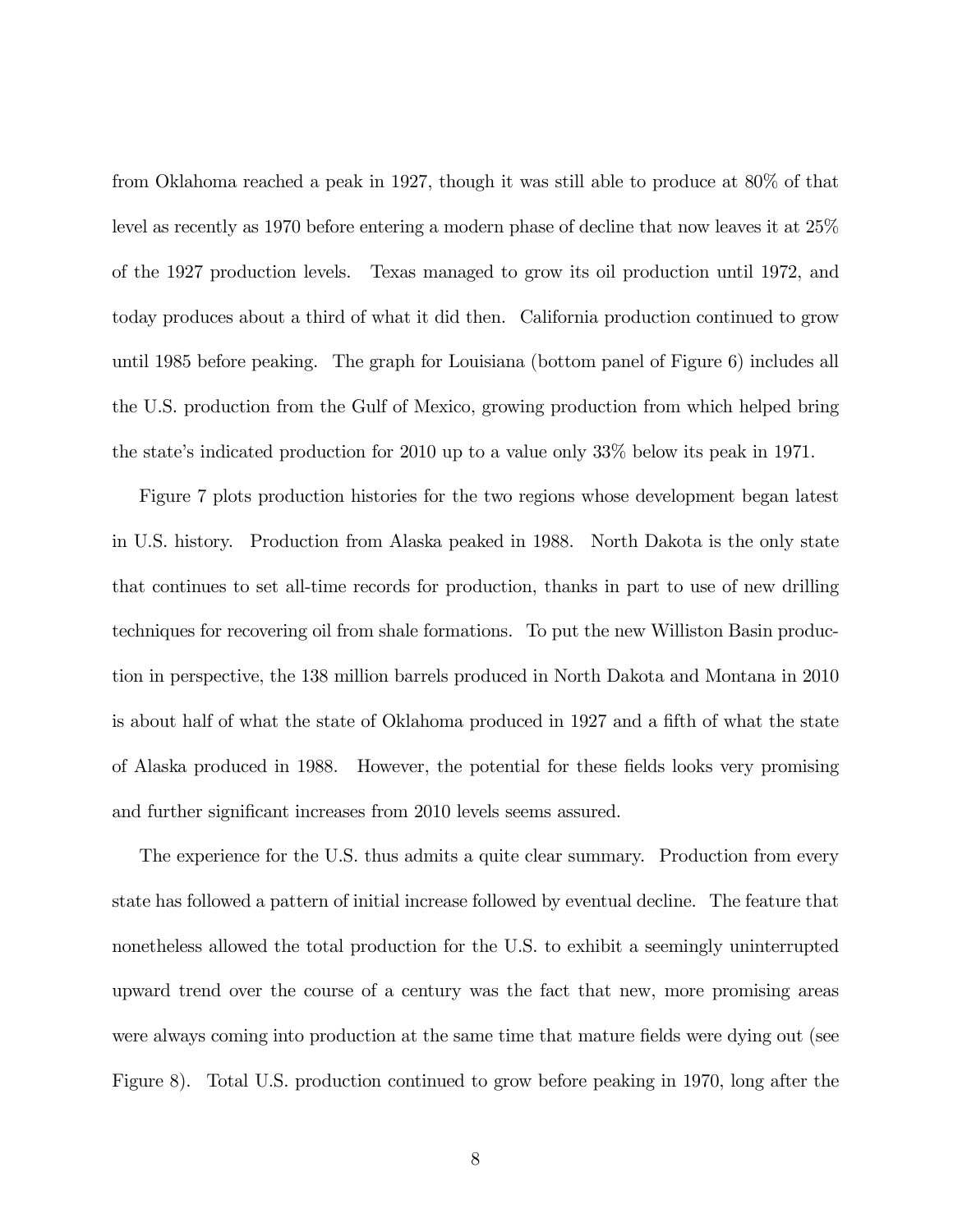from Oklahoma reached a peak in 1927, though it was still able to produce at 80% of that level as recently as 1970 before entering a modern phase of decline that now leaves it at 25% of the 1927 production levels. Texas managed to grow its oil production until 1972, and today produces about a third of what it did then. California production continued to grow until 1985 before peaking. The graph for Louisiana (bottom panel of Figure 6) includes all the U.S. production from the Gulf of Mexico, growing production from which helped bring the state's indicated production for 2010 up to a value only 33% below its peak in 1971.

Figure 7 plots production histories for the two regions whose development began latest in U.S. history. Production from Alaska peaked in 1988. North Dakota is the only state that continues to set all-time records for production, thanks in part to use of new drilling techniques for recovering oil from shale formations. To put the new Williston Basin production in perspective, the 138 million barrels produced in North Dakota and Montana in 2010 is about half of what the state of Oklahoma produced in 1927 and a fifth of what the state of Alaska produced in 1988. However, the potential for these fields looks very promising and further significant increases from 2010 levels seems assured.

The experience for the U.S. thus admits a quite clear summary. Production from every state has followed a pattern of initial increase followed by eventual decline. The feature that nonetheless allowed the total production for the U.S. to exhibit a seemingly uninterrupted upward trend over the course of a century was the fact that new, more promising areas were always coming into production at the same time that mature fields were dying out (see Figure 8). Total U.S. production continued to grow before peaking in 1970, long after the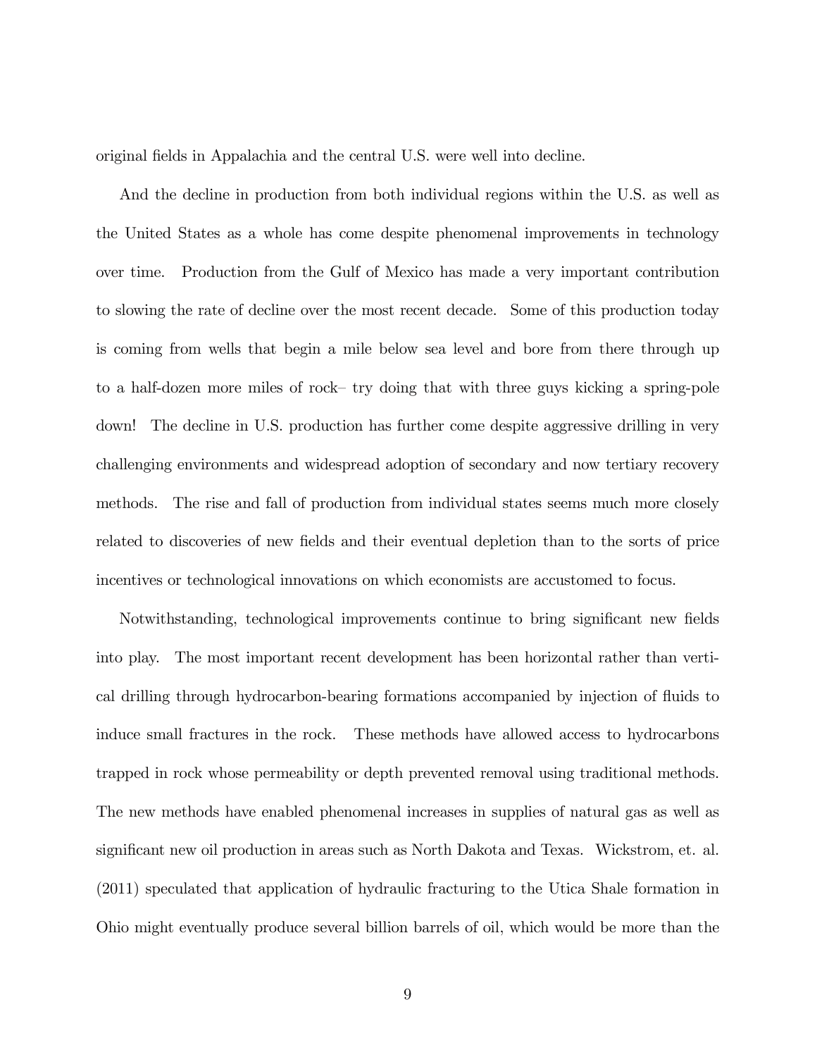original fields in Appalachia and the central U.S. were well into decline.

And the decline in production from both individual regions within the U.S. as well as the United States as a whole has come despite phenomenal improvements in technology over time. Production from the Gulf of Mexico has made a very important contribution to slowing the rate of decline over the most recent decade. Some of this production today is coming from wells that begin a mile below sea level and bore from there through up to a half-dozen more miles of rock– try doing that with three guys kicking a spring-pole down! The decline in U.S. production has further come despite aggressive drilling in very challenging environments and widespread adoption of secondary and now tertiary recovery methods. The rise and fall of production from individual states seems much more closely related to discoveries of new fields and their eventual depletion than to the sorts of price incentives or technological innovations on which economists are accustomed to focus.

Notwithstanding, technological improvements continue to bring significant new fields into play. The most important recent development has been horizontal rather than vertical drilling through hydrocarbon-bearing formations accompanied by injection of fluids to induce small fractures in the rock. These methods have allowed access to hydrocarbons trapped in rock whose permeability or depth prevented removal using traditional methods. The new methods have enabled phenomenal increases in supplies of natural gas as well as significant new oil production in areas such as North Dakota and Texas. Wickstrom, et. al. (2011) speculated that application of hydraulic fracturing to the Utica Shale formation in Ohio might eventually produce several billion barrels of oil, which would be more than the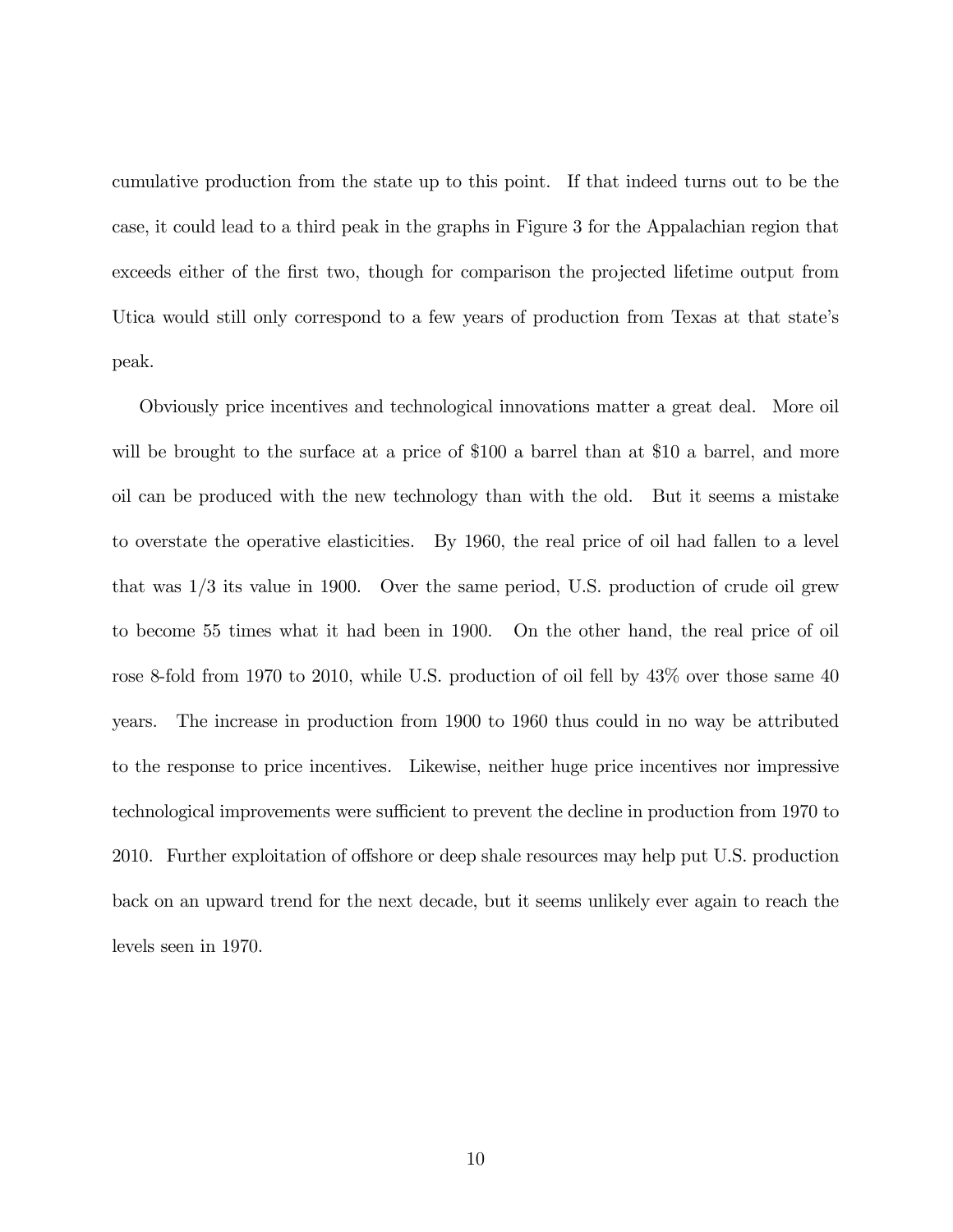cumulative production from the state up to this point. If that indeed turns out to be the case, it could lead to a third peak in the graphs in Figure 3 for the Appalachian region that exceeds either of the first two, though for comparison the projected lifetime output from Utica would still only correspond to a few years of production from Texas at that state's peak.

Obviously price incentives and technological innovations matter a great deal. More oil will be brought to the surface at a price of $100 a barrel than at $10 a barrel, and more oil can be produced with the new technology than with the old. But it seems a mistake to overstate the operative elasticities. By 1960, the real price of oil had fallen to a level that was 1/3 its value in 1900. Over the same period, U.S. production of crude oil grew to become 55 times what it had been in 1900. On the other hand, the real price of oil rose 8-fold from 1970 to 2010, while U.S. production of oil fell by 43% over those same 40 years. The increase in production from 1900 to 1960 thus could in no way be attributed to the response to price incentives. Likewise, neither huge price incentives nor impressive technological improvements were sufficient to prevent the decline in production from 1970 to 2010. Further exploitation of offshore or deep shale resources may help put U.S. production back on an upward trend for the next decade, but it seems unlikely ever again to reach the levels seen in 1970.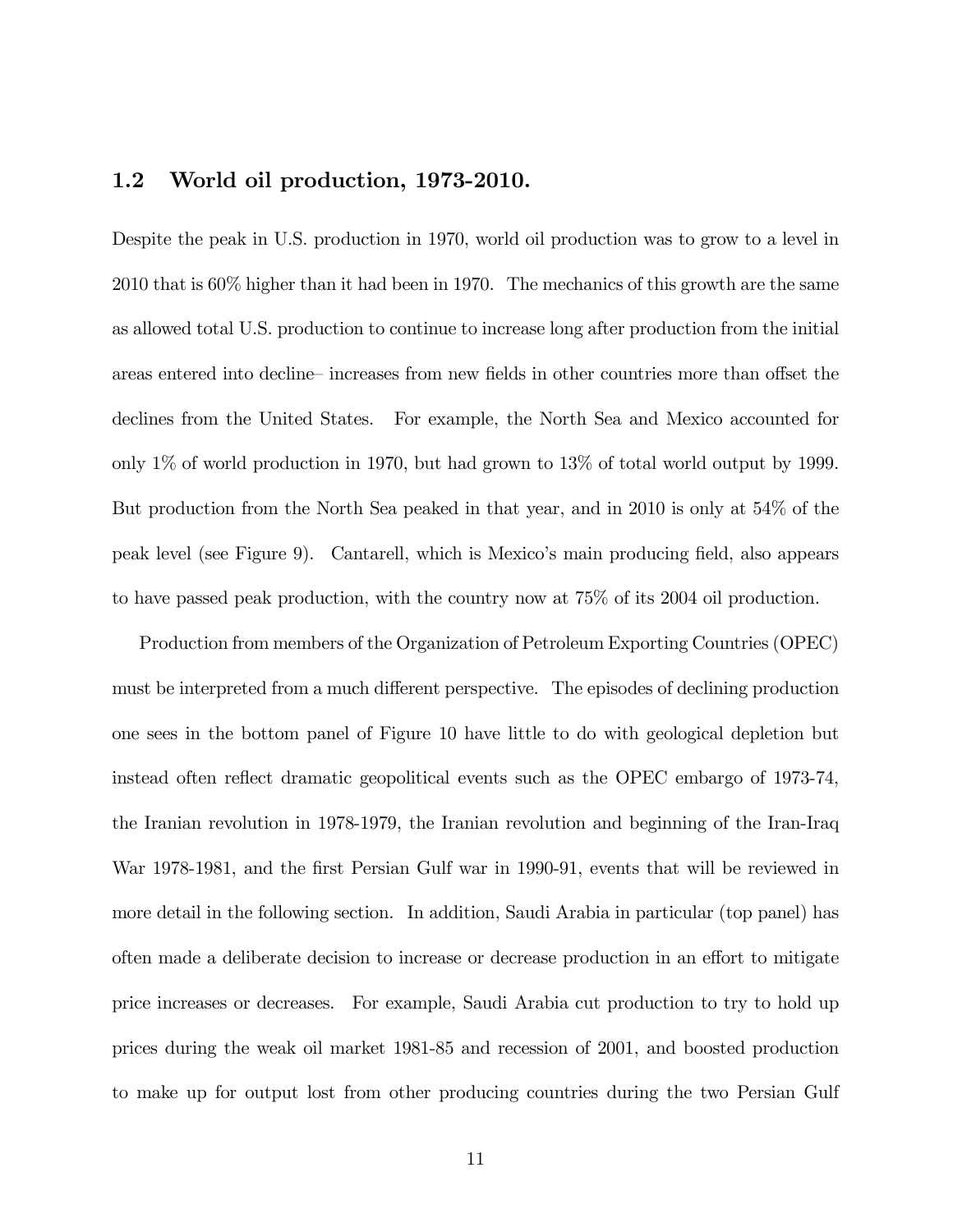## 1.2 World oil production, 1973-2010.

Despite the peak in U.S. production in 1970, world oil production was to grow to a level in 2010 that is 60% higher than it had been in 1970. The mechanics of this growth are the same as allowed total U.S. production to continue to increase long after production from the initial areas entered into decline– increases from new fields in other countries more than offset the declines from the United States. For example, the North Sea and Mexico accounted for only 1% of world production in 1970, but had grown to 13% of total world output by 1999. But production from the North Sea peaked in that year, and in 2010 is only at 54% of the peak level (see Figure 9). Cantarell, which is Mexico's main producing field, also appears to have passed peak production, with the country now at 75% of its 2004 oil production.

Production from members of the Organization of Petroleum Exporting Countries (OPEC) must be interpreted from a much different perspective. The episodes of declining production one sees in the bottom panel of Figure 10 have little to do with geological depletion but instead often reflect dramatic geopolitical events such as the OPEC embargo of 1973-74, the Iranian revolution in 1978-1979, the Iranian revolution and beginning of the Iran-Iraq War 1978-1981, and the first Persian Gulf war in 1990-91, events that will be reviewed in more detail in the following section. In addition, Saudi Arabia in particular (top panel) has often made a deliberate decision to increase or decrease production in an effort to mitigate price increases or decreases. For example, Saudi Arabia cut production to try to hold up prices during the weak oil market 1981-85 and recession of 2001, and boosted production to make up for output lost from other producing countries during the two Persian Gulf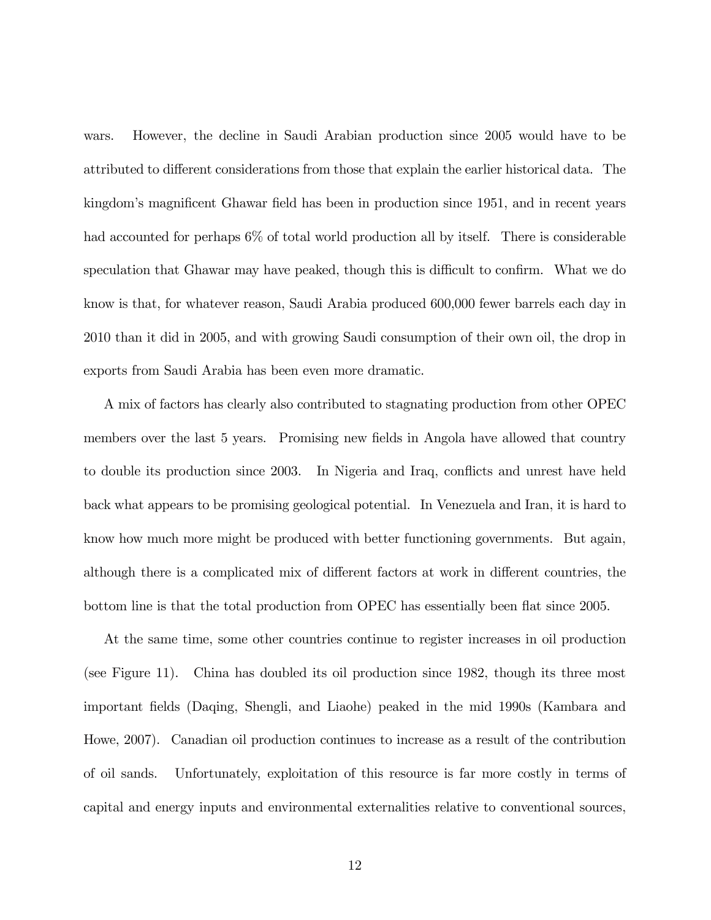wars. However, the decline in Saudi Arabian production since 2005 would have to be attributed to different considerations from those that explain the earlier historical data. The kingdom's magnificent Ghawar field has been in production since 1951, and in recent years had accounted for perhaps 6% of total world production all by itself. There is considerable speculation that Ghawar may have peaked, though this is difficult to confirm. What we do know is that, for whatever reason, Saudi Arabia produced 600,000 fewer barrels each day in 2010 than it did in 2005, and with growing Saudi consumption of their own oil, the drop in exports from Saudi Arabia has been even more dramatic.

A mix of factors has clearly also contributed to stagnating production from other OPEC members over the last 5 years. Promising new fields in Angola have allowed that country to double its production since 2003. In Nigeria and Iraq, conflicts and unrest have held back what appears to be promising geological potential. In Venezuela and Iran, it is hard to know how much more might be produced with better functioning governments. But again, although there is a complicated mix of different factors at work in different countries, the bottom line is that the total production from OPEC has essentially been flat since 2005.

At the same time, some other countries continue to register increases in oil production (see Figure 11). China has doubled its oil production since 1982, though its three most important fields (Daqing, Shengli, and Liaohe) peaked in the mid 1990s (Kambara and Howe, 2007). Canadian oil production continues to increase as a result of the contribution of oil sands. Unfortunately, exploitation of this resource is far more costly in terms of capital and energy inputs and environmental externalities relative to conventional sources,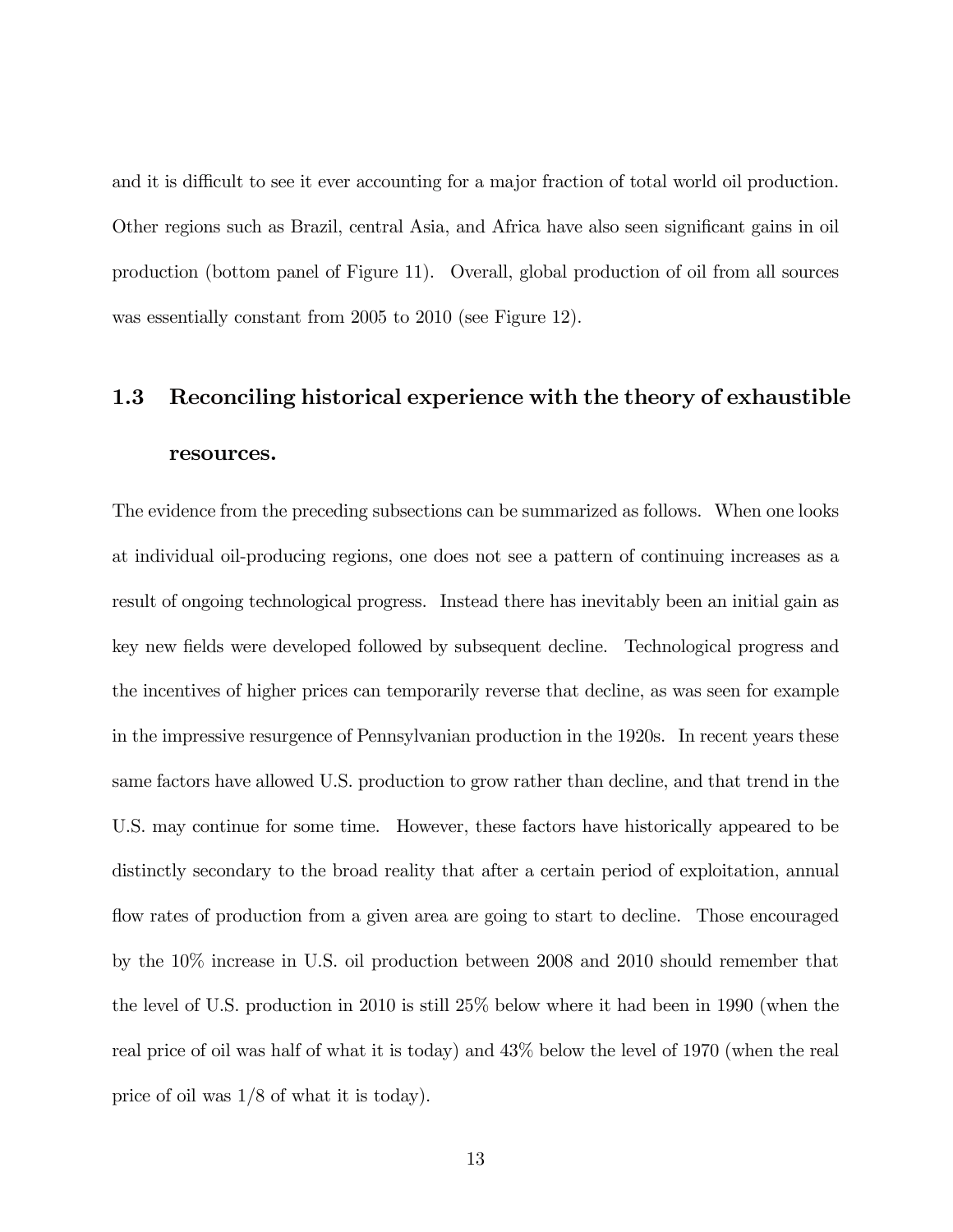and it is difficult to see it ever accounting for a major fraction of total world oil production. Other regions such as Brazil, central Asia, and Africa have also seen significant gains in oil production (bottom panel of Figure 11). Overall, global production of oil from all sources was essentially constant from 2005 to 2010 (see Figure 12).

### 1.3 Reconciling historical experience with the theory of exhaustible resources.

The evidence from the preceding subsections can be summarized as follows. When one looks at individual oil-producing regions, one does not see a pattern of continuing increases as a result of ongoing technological progress. Instead there has inevitably been an initial gain as key new fields were developed followed by subsequent decline. Technological progress and the incentives of higher prices can temporarily reverse that decline, as was seen for example in the impressive resurgence of Pennsylvanian production in the 1920s. In recent years these same factors have allowed U.S. production to grow rather than decline, and that trend in the U.S. may continue for some time. However, these factors have historically appeared to be distinctly secondary to the broad reality that after a certain period of exploitation, annual flow rates of production from a given area are going to start to decline. Those encouraged by the 10% increase in U.S. oil production between 2008 and 2010 should remember that the level of U.S. production in 2010 is still 25% below where it had been in 1990 (when the real price of oil was half of what it is today) and 43% below the level of 1970 (when the real price of oil was 1/8 of what it is today).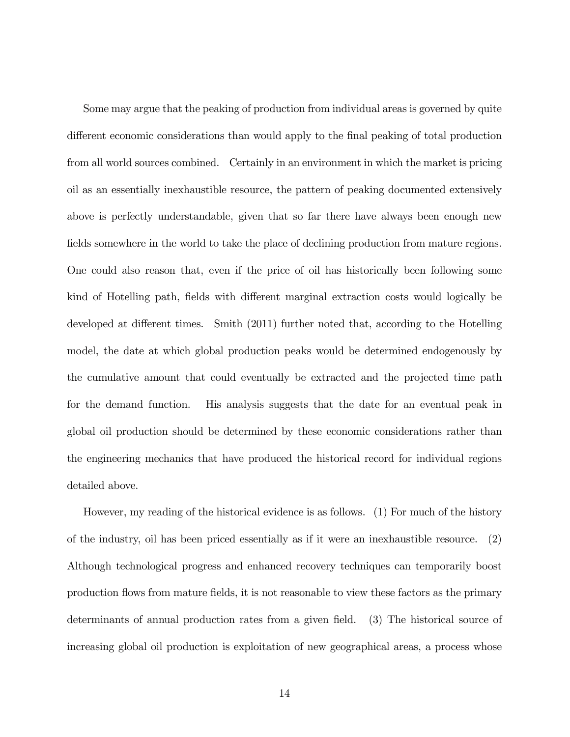Some may argue that the peaking of production from individual areas is governed by quite different economic considerations than would apply to the final peaking of total production from all world sources combined. Certainly in an environment in which the market is pricing oil as an essentially inexhaustible resource, the pattern of peaking documented extensively above is perfectly understandable, given that so far there have always been enough new fields somewhere in the world to take the place of declining production from mature regions. One could also reason that, even if the price of oil has historically been following some kind of Hotelling path, fields with different marginal extraction costs would logically be developed at different times. Smith (2011) further noted that, according to the Hotelling model, the date at which global production peaks would be determined endogenously by the cumulative amount that could eventually be extracted and the projected time path for the demand function. His analysis suggests that the date for an eventual peak in global oil production should be determined by these economic considerations rather than the engineering mechanics that have produced the historical record for individual regions detailed above.

However, my reading of the historical evidence is as follows. (1) For much of the history of the industry, oil has been priced essentially as if it were an inexhaustible resource. (2) Although technological progress and enhanced recovery techniques can temporarily boost production flows from mature fields, it is not reasonable to view these factors as the primary determinants of annual production rates from a given field. (3) The historical source of increasing global oil production is exploitation of new geographical areas, a process whose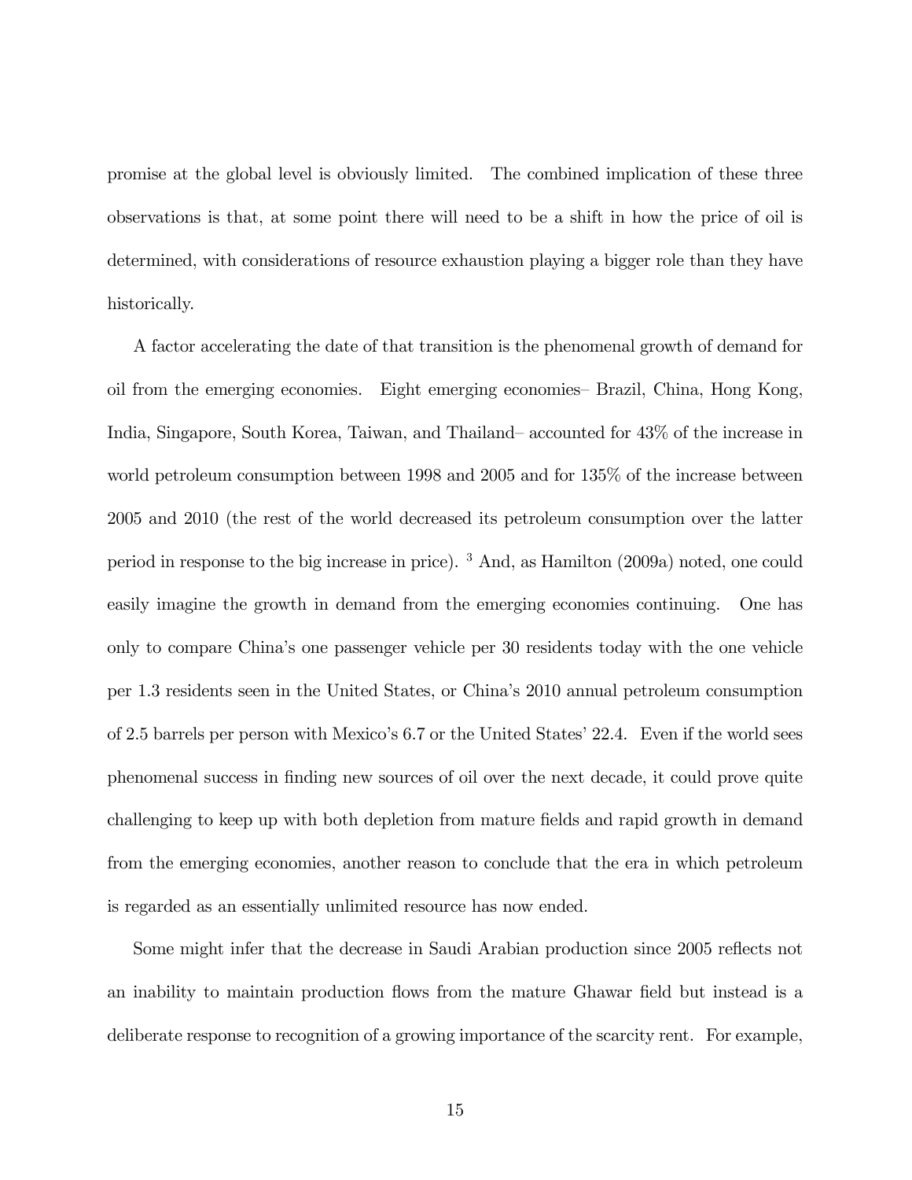promise at the global level is obviously limited. The combined implication of these three observations is that, at some point there will need to be a shift in how the price of oil is determined, with considerations of resource exhaustion playing a bigger role than they have historically.

A factor accelerating the date of that transition is the phenomenal growth of demand for oil from the emerging economies. Eight emerging economies– Brazil, China, Hong Kong, India, Singapore, South Korea, Taiwan, and Thailand– accounted for 43% of the increase in world petroleum consumption between 1998 and 2005 and for 135% of the increase between 2005 and 2010 (the rest of the world decreased its petroleum consumption over the latter period in response to the big increase in price). [3] And, as Hamilton (2009a) noted, one could easily imagine the growth in demand from the emerging economies continuing. One has only to compare China's one passenger vehicle per 30 residents today with the one vehicle per 1.3 residents seen in the United States, or China's 2010 annual petroleum consumption of 2.5 barrels per person with Mexico's 6.7 or the United States' 22.4. Even if the world sees phenomenal success in finding new sources of oil over the next decade, it could prove quite challenging to keep up with both depletion from mature fields and rapid growth in demand from the emerging economies, another reason to conclude that the era in which petroleum is regarded as an essentially unlimited resource has now ended.

Some might infer that the decrease in Saudi Arabian production since 2005 reflects not an inability to maintain production flows from the mature Ghawar field but instead is a deliberate response to recognition of a growing importance of the scarcity rent. For example,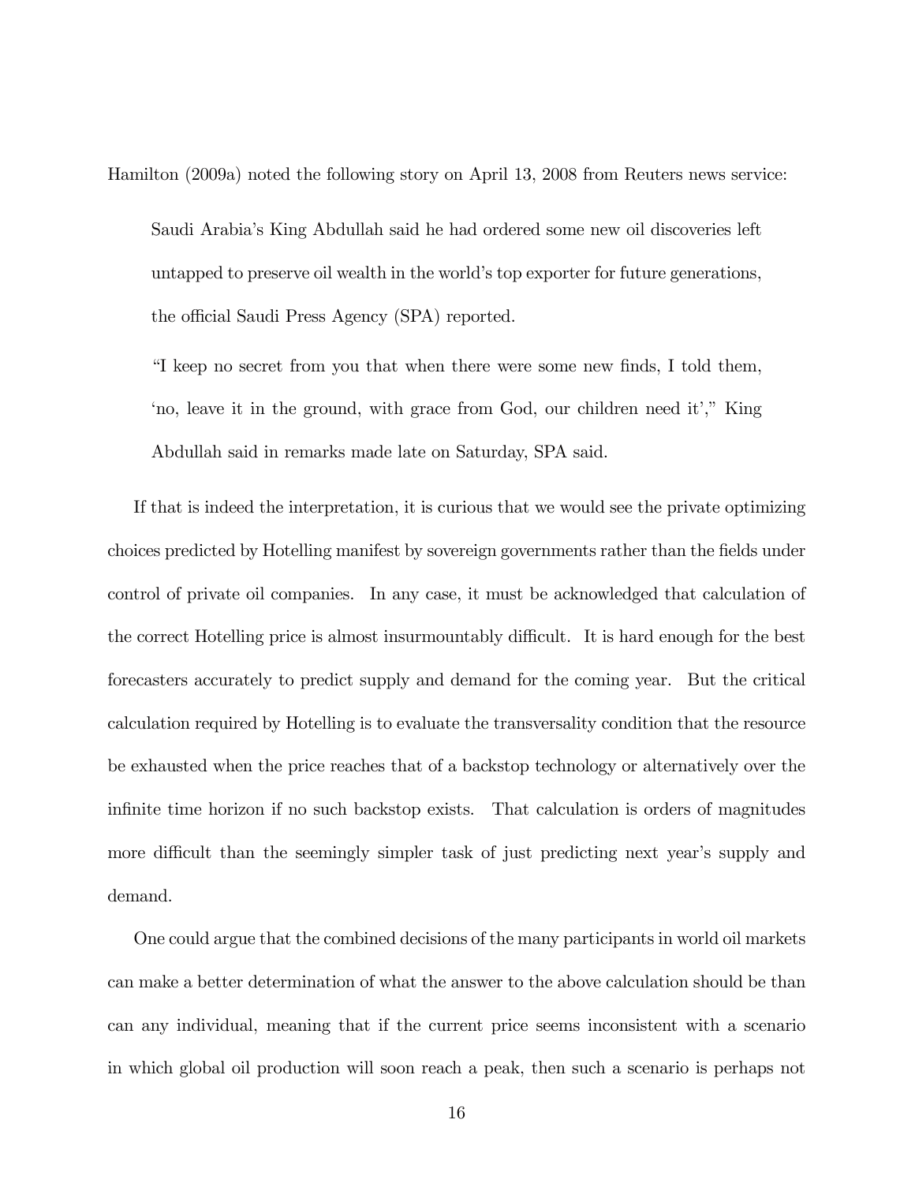Hamilton (2009a) noted the following story on April 13, 2008 from Reuters news service:

> Saudi Arabia's King Abdullah said he had ordered some new oil discoveries left untapped to preserve oil wealth in the world's top exporter for future generations, the official Saudi Press Agency (SPA) reported.
>
> "I keep no secret from you that when there were some new finds, I told them, 'no, leave it in the ground, with grace from God, our children need it'," King Abdullah said in remarks made late on Saturday, SPA said.

If that is indeed the interpretation, it is curious that we would see the private optimizing choices predicted by Hotelling manifest by sovereign governments rather than the fields under control of private oil companies. In any case, it must be acknowledged that calculation of the correct Hotelling price is almost insurmountably difficult. It is hard enough for the best forecasters accurately to predict supply and demand for the coming year. But the critical calculation required by Hotelling is to evaluate the transversality condition that the resource be exhausted when the price reaches that of a backstop technology or alternatively over the infinite time horizon if no such backstop exists. That calculation is orders of magnitudes more difficult than the seemingly simpler task of just predicting next year's supply and demand.

One could argue that the combined decisions of the many participants in world oil markets can make a better determination of what the answer to the above calculation should be than can any individual, meaning that if the current price seems inconsistent with a scenario in which global oil production will soon reach a peak, then such a scenario is perhaps not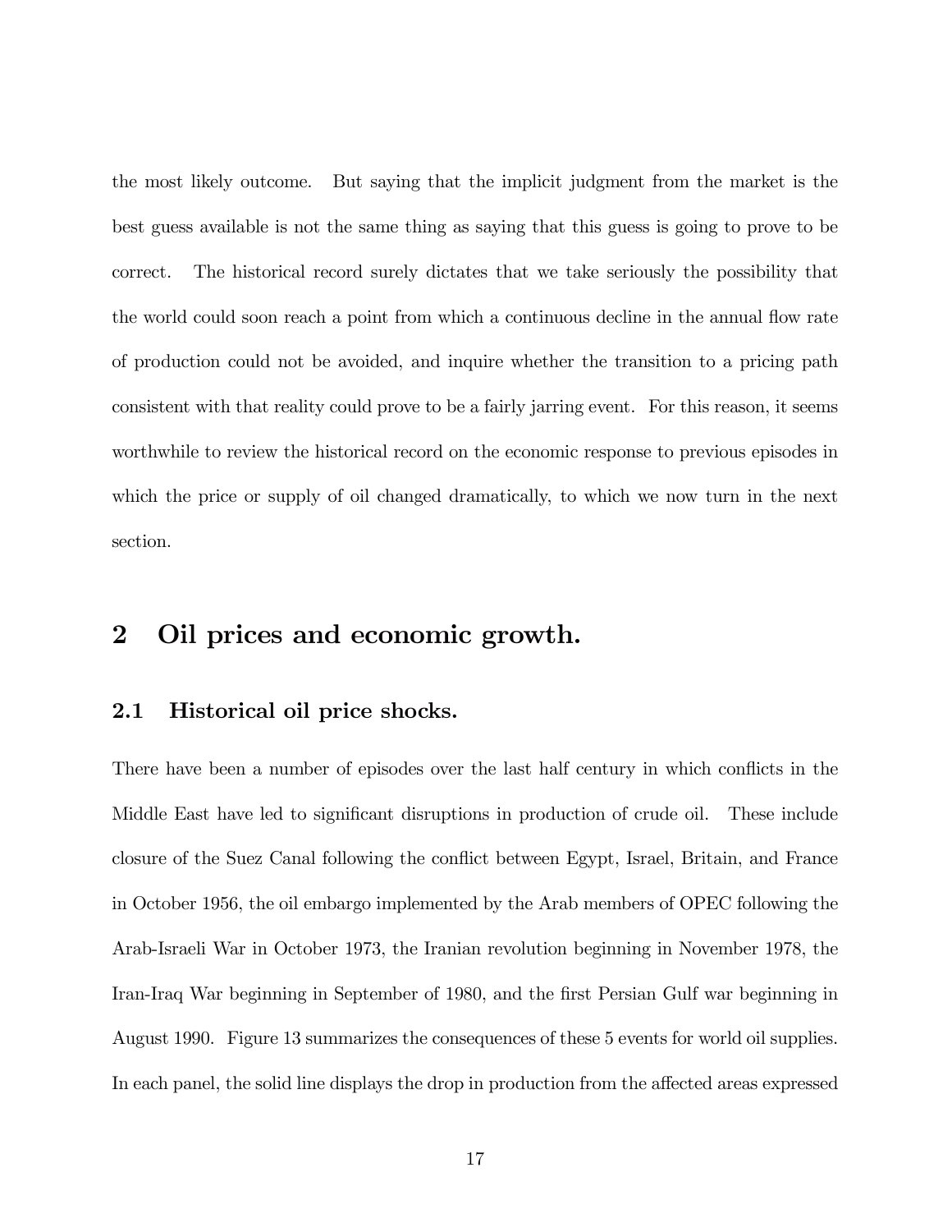the most likely outcome. But saying that the implicit judgment from the market is the best guess available is not the same thing as saying that this guess is going to prove to be correct. The historical record surely dictates that we take seriously the possibility that the world could soon reach a point from which a continuous decline in the annual flow rate of production could not be avoided, and inquire whether the transition to a pricing path consistent with that reality could prove to be a fairly jarring event. For this reason, it seems worthwhile to review the historical record on the economic response to previous episodes in which the price or supply of oil changed dramatically, to which we now turn in the next section.

## 2 Oil prices and economic growth.

### 2.1 Historical oil price shocks.

There have been a number of episodes over the last half century in which conflicts in the Middle East have led to significant disruptions in production of crude oil. These include closure of the Suez Canal following the conflict between Egypt, Israel, Britain, and France in October 1956, the oil embargo implemented by the Arab members of OPEC following the Arab-Israeli War in October 1973, the Iranian revolution beginning in November 1978, the Iran-Iraq War beginning in September of 1980, and the first Persian Gulf war beginning in August 1990. Figure 13 summarizes the consequences of these 5 events for world oil supplies. In each panel, the solid line displays the drop in production from the affected areas expressed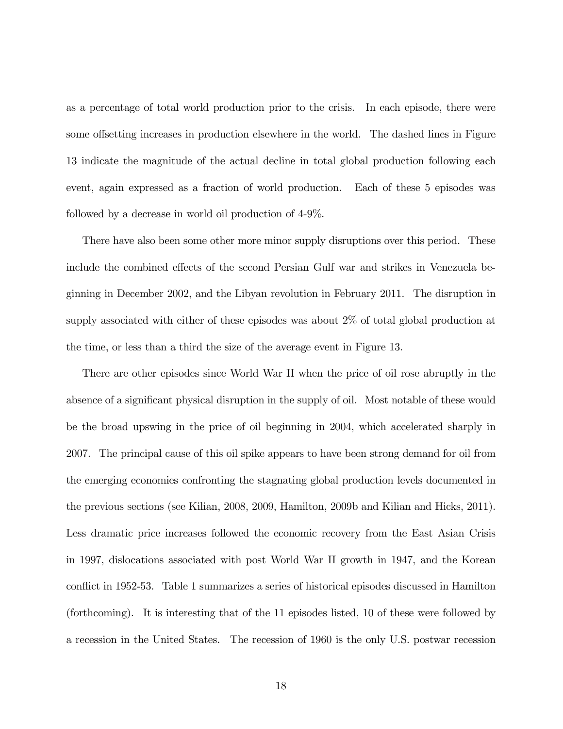as a percentage of total world production prior to the crisis. In each episode, there were some offsetting increases in production elsewhere in the world. The dashed lines in Figure 13 indicate the magnitude of the actual decline in total global production following each event, again expressed as a fraction of world production. Each of these 5 episodes was followed by a decrease in world oil production of 4-9%.

There have also been some other more minor supply disruptions over this period. These include the combined effects of the second Persian Gulf war and strikes in Venezuela beginning in December 2002, and the Libyan revolution in February 2011. The disruption in supply associated with either of these episodes was about 2% of total global production at the time, or less than a third the size of the average event in Figure 13.

There are other episodes since World War II when the price of oil rose abruptly in the absence of a significant physical disruption in the supply of oil. Most notable of these would be the broad upswing in the price of oil beginning in 2004, which accelerated sharply in 2007. The principal cause of this oil spike appears to have been strong demand for oil from the emerging economies confronting the stagnating global production levels documented in the previous sections (see Kilian, 2008, 2009, Hamilton, 2009b and Kilian and Hicks, 2011). Less dramatic price increases followed the economic recovery from the East Asian Crisis in 1997, dislocations associated with post World War II growth in 1947, and the Korean conflict in 1952-53. Table 1 summarizes a series of historical episodes discussed in Hamilton (forthcoming). It is interesting that of the 11 episodes listed, 10 of these were followed by a recession in the United States. The recession of 1960 is the only U.S. postwar recession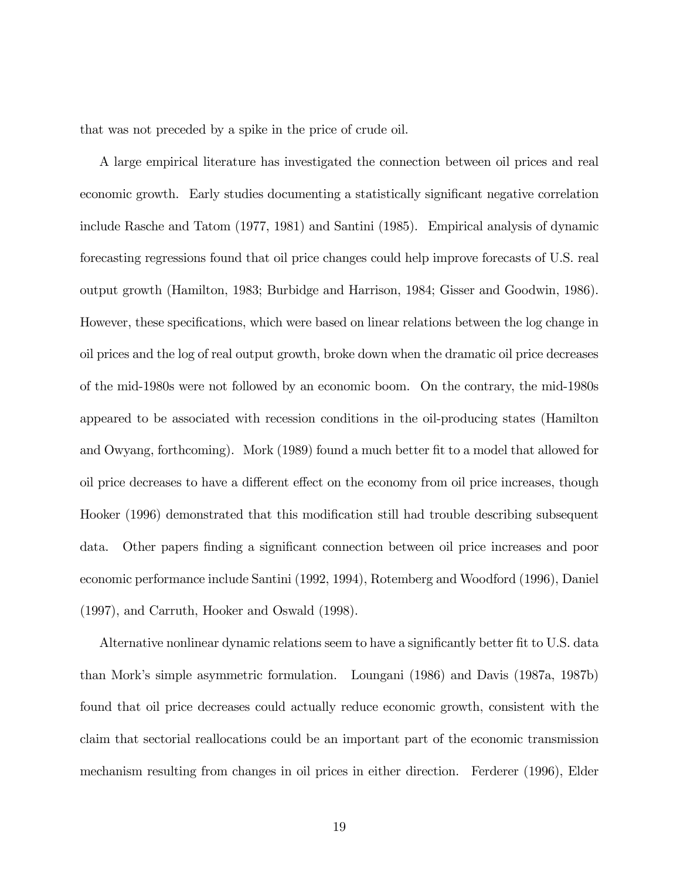that was not preceded by a spike in the price of crude oil.

A large empirical literature has investigated the connection between oil prices and real economic growth. Early studies documenting a statistically significant negative correlation include Rasche and Tatom (1977, 1981) and Santini (1985). Empirical analysis of dynamic forecasting regressions found that oil price changes could help improve forecasts of U.S. real output growth (Hamilton, 1983; Burbidge and Harrison, 1984; Gisser and Goodwin, 1986). However, these specifications, which were based on linear relations between the log change in oil prices and the log of real output growth, broke down when the dramatic oil price decreases of the mid-1980s were not followed by an economic boom. On the contrary, the mid-1980s appeared to be associated with recession conditions in the oil-producing states (Hamilton and Owyang, forthcoming). Mork (1989) found a much better fit to a model that allowed for oil price decreases to have a different effect on the economy from oil price increases, though Hooker (1996) demonstrated that this modification still had trouble describing subsequent data. Other papers finding a significant connection between oil price increases and poor economic performance include Santini (1992, 1994), Rotemberg and Woodford (1996), Daniel (1997), and Carruth, Hooker and Oswald (1998).

Alternative nonlinear dynamic relations seem to have a significantly better fit to U.S. data than Mork's simple asymmetric formulation. Loungani (1986) and Davis (1987a, 1987b) found that oil price decreases could actually reduce economic growth, consistent with the claim that sectorial reallocations could be an important part of the economic transmission mechanism resulting from changes in oil prices in either direction. Ferderer (1996), Elder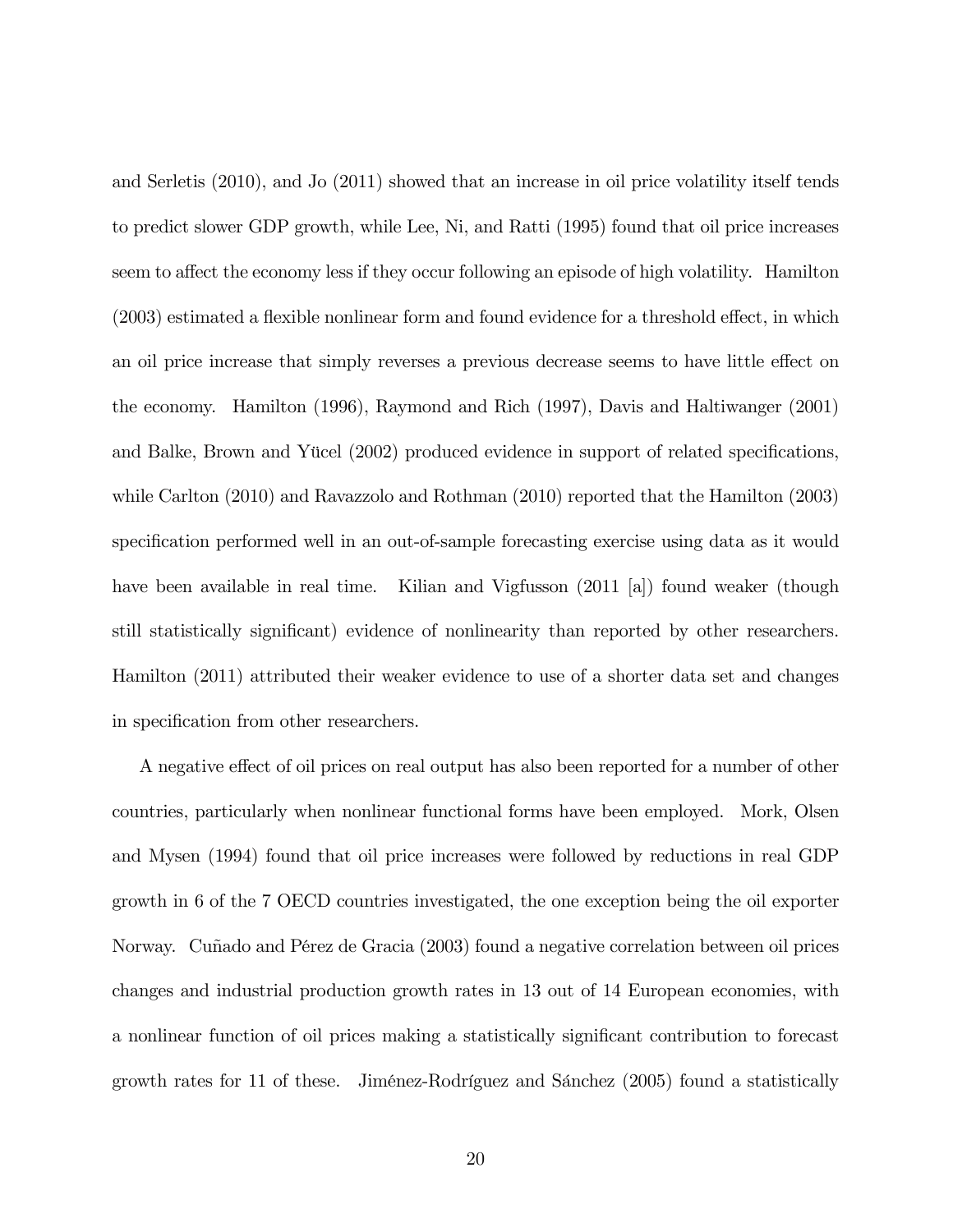and Serletis (2010), and Jo (2011) showed that an increase in oil price volatility itself tends to predict slower GDP growth, while Lee, Ni, and Ratti (1995) found that oil price increases seem to affect the economy less if they occur following an episode of high volatility. Hamilton (2003) estimated a flexible nonlinear form and found evidence for a threshold effect, in which an oil price increase that simply reverses a previous decrease seems to have little effect on the economy. Hamilton (1996), Raymond and Rich (1997), Davis and Haltiwanger (2001) and Balke, Brown and Yücel (2002) produced evidence in support of related specifications, while Carlton (2010) and Ravazzolo and Rothman (2010) reported that the Hamilton (2003) specification performed well in an out-of-sample forecasting exercise using data as it would have been available in real time. Kilian and Vigfusson (2011 [a]) found weaker (though still statistically significant) evidence of nonlinearity than reported by other researchers. Hamilton (2011) attributed their weaker evidence to use of a shorter data set and changes in specification from other researchers.

A negative effect of oil prices on real output has also been reported for a number of other countries, particularly when nonlinear functional forms have been employed. Mork, Olsen and Mysen (1994) found that oil price increases were followed by reductions in real GDP growth in 6 of the 7 OECD countries investigated, the one exception being the oil exporter Norway. Cuñado and Pérez de Gracia (2003) found a negative correlation between oil prices changes and industrial production growth rates in 13 out of 14 European economies, with a nonlinear function of oil prices making a statistically significant contribution to forecast growth rates for 11 of these. Jiménez-Rodríguez and Sánchez (2005) found a statistically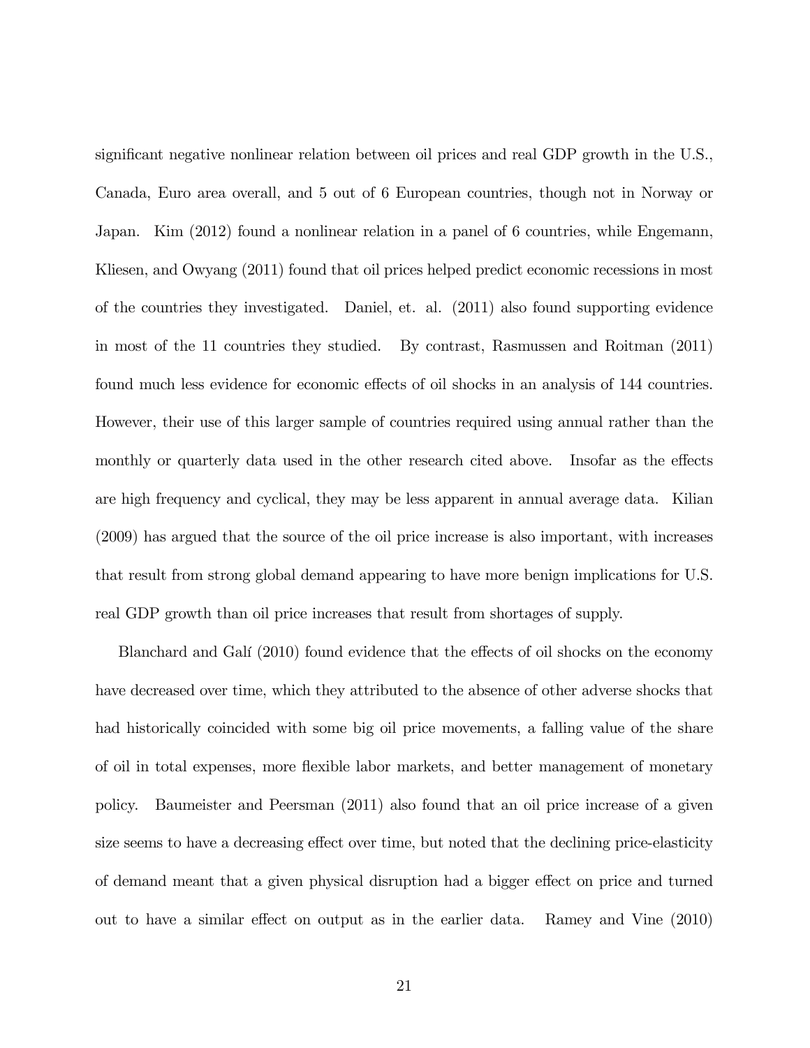significant negative nonlinear relation between oil prices and real GDP growth in the U.S., Canada, Euro area overall, and 5 out of 6 European countries, though not in Norway or Japan. Kim (2012) found a nonlinear relation in a panel of 6 countries, while Engemann, Kliesen, and Owyang (2011) found that oil prices helped predict economic recessions in most of the countries they investigated. Daniel, et. al. (2011) also found supporting evidence in most of the 11 countries they studied. By contrast, Rasmussen and Roitman (2011) found much less evidence for economic effects of oil shocks in an analysis of 144 countries. However, their use of this larger sample of countries required using annual rather than the monthly or quarterly data used in the other research cited above. Insofar as the effects are high frequency and cyclical, they may be less apparent in annual average data. Kilian (2009) has argued that the source of the oil price increase is also important, with increases that result from strong global demand appearing to have more benign implications for U.S. real GDP growth than oil price increases that result from shortages of supply.

Blanchard and Galí (2010) found evidence that the effects of oil shocks on the economy have decreased over time, which they attributed to the absence of other adverse shocks that had historically coincided with some big oil price movements, a falling value of the share of oil in total expenses, more flexible labor markets, and better management of monetary policy. Baumeister and Peersman (2011) also found that an oil price increase of a given size seems to have a decreasing effect over time, but noted that the declining price-elasticity of demand meant that a given physical disruption had a bigger effect on price and turned out to have a similar effect on output as in the earlier data. Ramey and Vine (2010)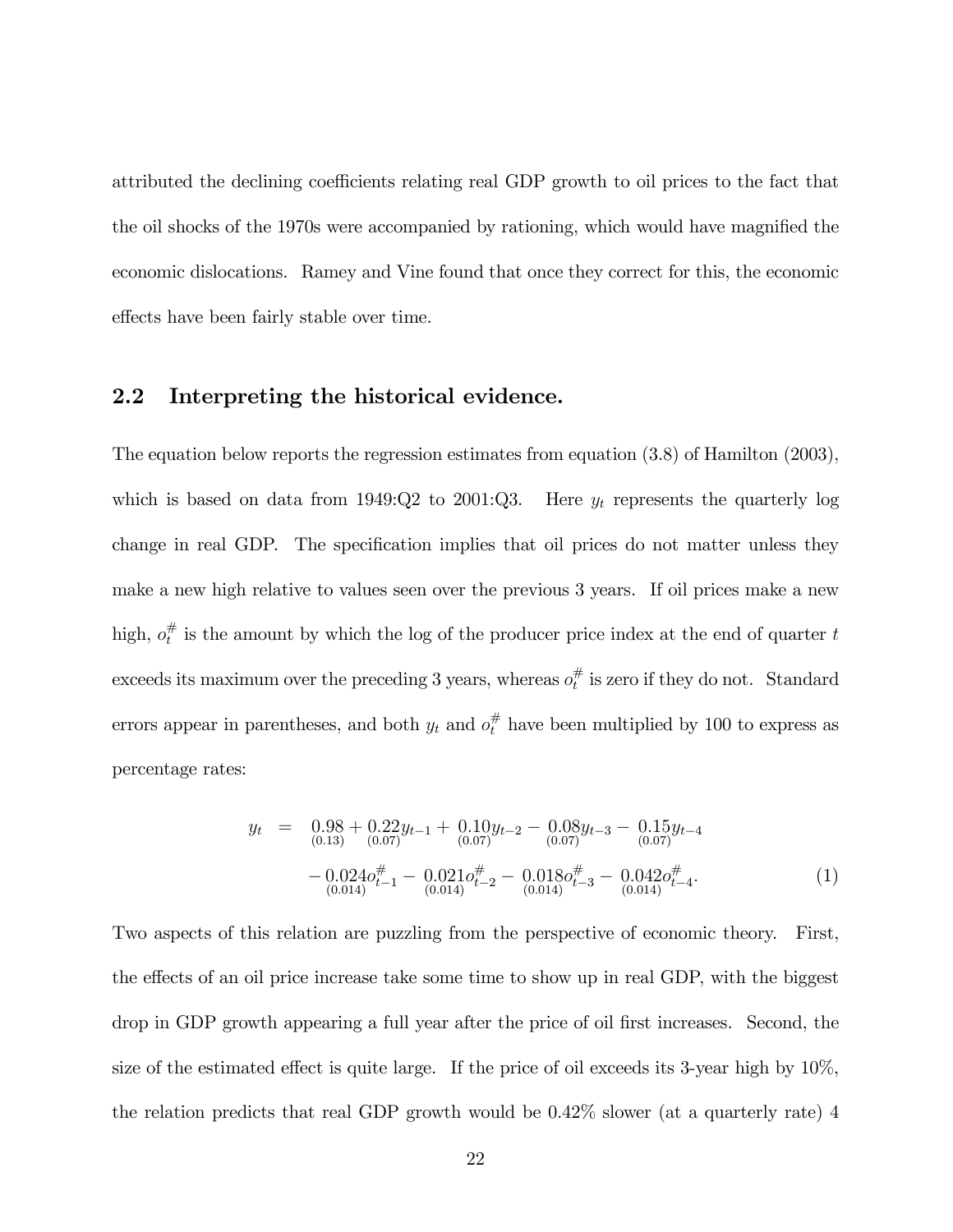attributed the declining coefficients relating real GDP growth to oil prices to the fact that the oil shocks of the 1970s were accompanied by rationing, which would have magnified the economic dislocations. Ramey and Vine found that once they correct for this, the economic effects have been fairly stable over time.

## 2.2 Interpreting the historical evidence.

The equation below reports the regression estimates from equation (3.8) of Hamilton (2003), which is based on data from 1949:Q2 to 2001:Q3. Here $y_t$ represents the quarterly log change in real GDP. The specification implies that oil prices do not matter unless they make a new high relative to values seen over the previous 3 years. If oil prices make a new high, $o_t^{\#}$ is the amount by which the log of the producer price index at the end of quarter $t$ exceeds its maximum over the preceding 3 years, whereas $o_t^{\#}$ is zero if they do not. Standard errors appear in parentheses, and both $y_t$ and $o_t^{\#}$ have been multiplied by 100 to express as percentage rates:

$$\begin{aligned} y_t \quad = \quad & \underset{(0.13)}{0.98} + \underset{(0.07)}{0.22} y_{t-1} + \underset{(0.07)}{0.10} y_{t-2} - \underset{(0.07)}{0.08} y_{t-3} - \underset{(0.07)}{0.15} y_{t-4} \\ & - \underset{(0.014)}{0.024} o_{t-1}^{\#} - \underset{(0.014)}{0.021} o_{t-2}^{\#} - \underset{(0.014)}{0.018} o_{t-3}^{\#} - \underset{(0.014)}{0.042} o_{t-4}^{\#}. \end{aligned} \tag{1}$$

Two aspects of this relation are puzzling from the perspective of economic theory. First, the effects of an oil price increase take some time to show up in real GDP, with the biggest drop in GDP growth appearing a full year after the price of oil first increases. Second, the size of the estimated effect is quite large. If the price of oil exceeds its 3-year high by 10%, the relation predicts that real GDP growth would be 0.42% slower (at a quarterly rate) 4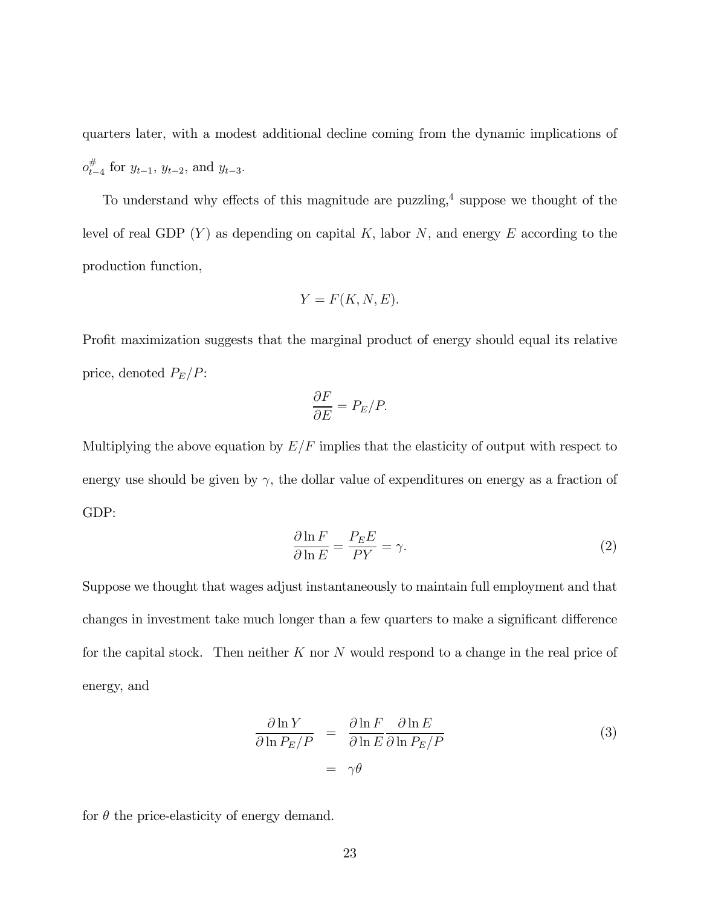quarters later, with a modest additional decline coming from the dynamic implications of $o^{\#}_{t-4}$ for $y_{t-1}$, $y_{t-2}$, and $y_{t-3}$.

To understand why effects of this magnitude are puzzling,[4] suppose we thought of the level of real GDP ($Y$) as depending on capital $K$, labor $N$, and energy $E$ according to the production function,

$$Y = F(K, N, E).$$

Profit maximization suggests that the marginal product of energy should equal its relative price, denoted $P_E/P$:

$$\frac{\partial F}{\partial E} = P_E/P.$$

Multiplying the above equation by $E/F$ implies that the elasticity of output with respect to energy use should be given by $\gamma$, the dollar value of expenditures on energy as a fraction of GDP:

$$\frac{\partial \ln F}{\partial \ln E} = \frac{P_E E}{PY} = \gamma. \tag{2}$$

Suppose we thought that wages adjust instantaneously to maintain full employment and that changes in investment take much longer than a few quarters to make a significant difference for the capital stock. Then neither $K$ nor $N$ would respond to a change in the real price of energy, and

$$\begin{aligned} \frac{\partial \ln Y}{\partial \ln P_E/P} &= \frac{\partial \ln F}{\partial \ln E}\frac{\partial \ln E}{\partial \ln P_E/P} \\ &= \gamma\theta \end{aligned} \tag{3}$$

for $\theta$ the price-elasticity of energy demand.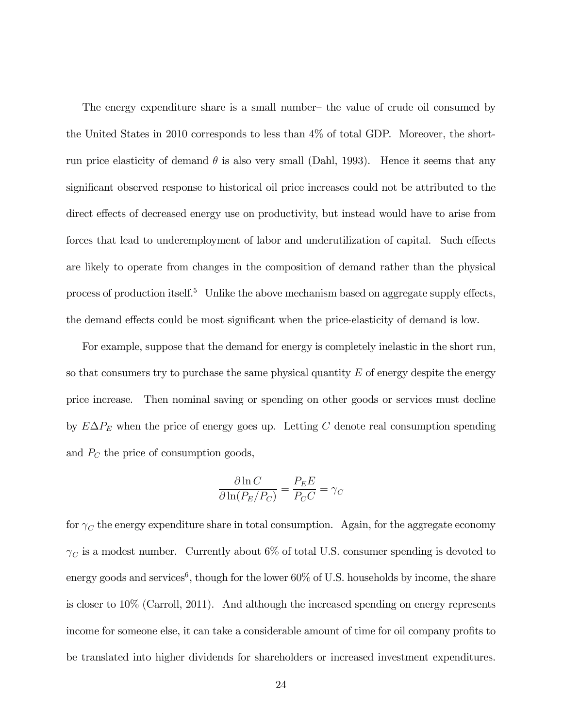The energy expenditure share is a small number– the value of crude oil consumed by the United States in 2010 corresponds to less than 4% of total GDP. Moreover, the short-run price elasticity of demand $\theta$ is also very small (Dahl, 1993). Hence it seems that any significant observed response to historical oil price increases could not be attributed to the direct effects of decreased energy use on productivity, but instead would have to arise from forces that lead to underemployment of labor and underutilization of capital. Such effects are likely to operate from changes in the composition of demand rather than the physical process of production itself.[5] Unlike the above mechanism based on aggregate supply effects, the demand effects could be most significant when the price-elasticity of demand is low.

For example, suppose that the demand for energy is completely inelastic in the short run, so that consumers try to purchase the same physical quantity $E$ of energy despite the energy price increase. Then nominal saving or spending on other goods or services must decline by $E\Delta P_E$ when the price of energy goes up. Letting $C$ denote real consumption spending and $P_C$ the price of consumption goods,

$$\frac{\partial \ln C}{\partial \ln(P_E/P_C)} = \frac{P_E E}{P_C C} = \gamma_C$$

for $\gamma_C$ the energy expenditure share in total consumption. Again, for the aggregate economy $\gamma_C$ is a modest number. Currently about 6% of total U.S. consumer spending is devoted to energy goods and services[6], though for the lower 60% of U.S. households by income, the share is closer to 10% (Carroll, 2011). And although the increased spending on energy represents income for someone else, it can take a considerable amount of time for oil company profits to be translated into higher dividends for shareholders or increased investment expenditures.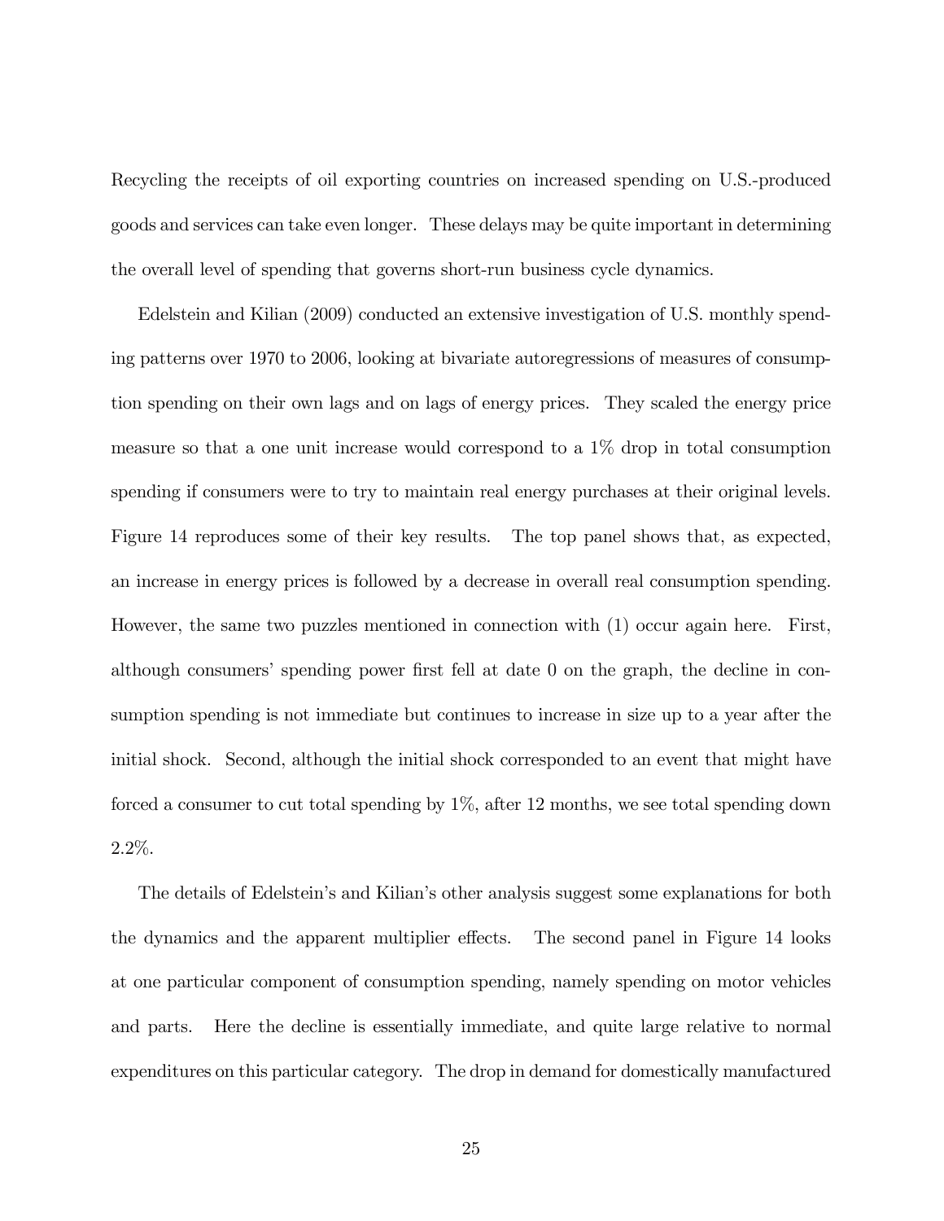Recycling the receipts of oil exporting countries on increased spending on U.S.-produced goods and services can take even longer. These delays may be quite important in determining the overall level of spending that governs short-run business cycle dynamics.

Edelstein and Kilian (2009) conducted an extensive investigation of U.S. monthly spending patterns over 1970 to 2006, looking at bivariate autoregressions of measures of consumption spending on their own lags and on lags of energy prices. They scaled the energy price measure so that a one unit increase would correspond to a 1% drop in total consumption spending if consumers were to try to maintain real energy purchases at their original levels. Figure 14 reproduces some of their key results. The top panel shows that, as expected, an increase in energy prices is followed by a decrease in overall real consumption spending. However, the same two puzzles mentioned in connection with (1) occur again here. First, although consumers' spending power first fell at date 0 on the graph, the decline in consumption spending is not immediate but continues to increase in size up to a year after the initial shock. Second, although the initial shock corresponded to an event that might have forced a consumer to cut total spending by 1%, after 12 months, we see total spending down 2.2%.

The details of Edelstein's and Kilian's other analysis suggest some explanations for both the dynamics and the apparent multiplier effects. The second panel in Figure 14 looks at one particular component of consumption spending, namely spending on motor vehicles and parts. Here the decline is essentially immediate, and quite large relative to normal expenditures on this particular category. The drop in demand for domestically manufactured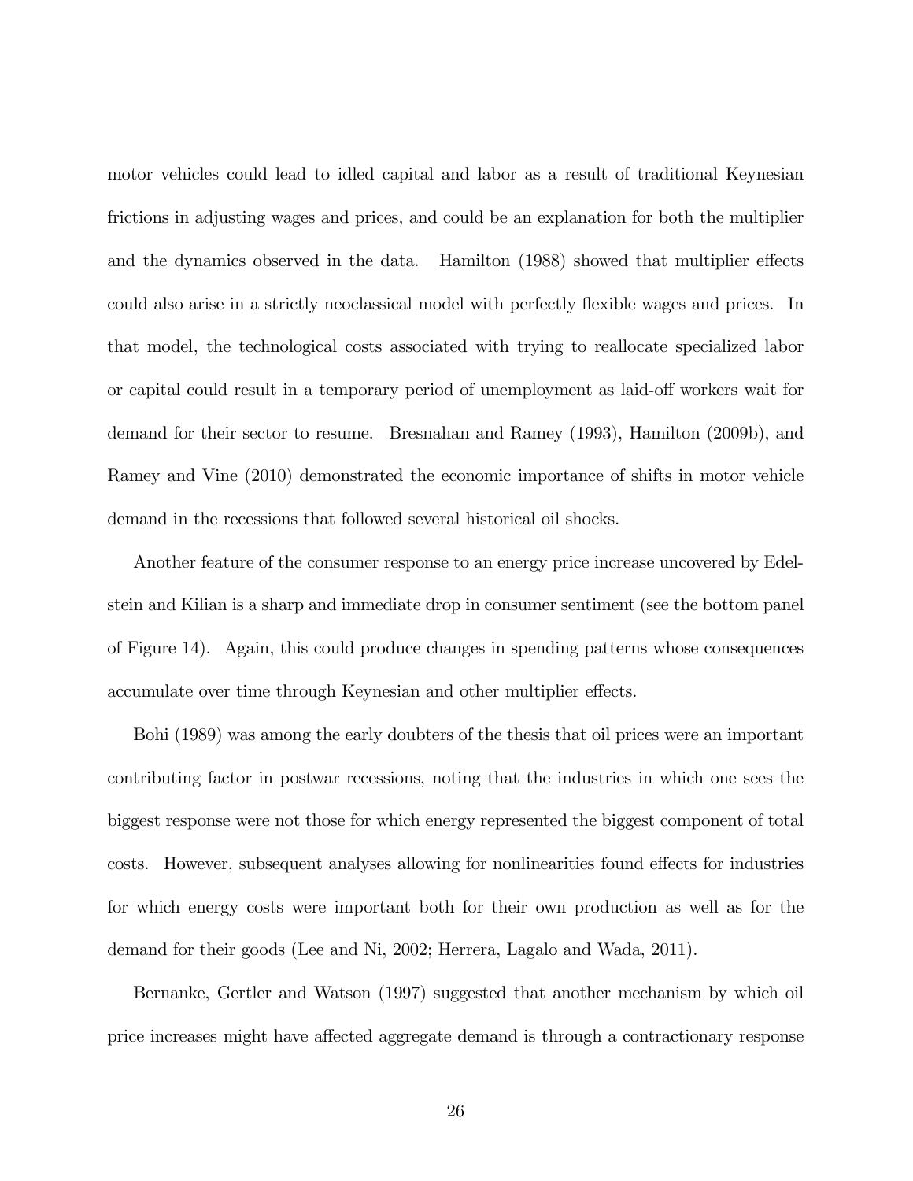motor vehicles could lead to idled capital and labor as a result of traditional Keynesian frictions in adjusting wages and prices, and could be an explanation for both the multiplier and the dynamics observed in the data. Hamilton (1988) showed that multiplier effects could also arise in a strictly neoclassical model with perfectly flexible wages and prices. In that model, the technological costs associated with trying to reallocate specialized labor or capital could result in a temporary period of unemployment as laid-off workers wait for demand for their sector to resume. Bresnahan and Ramey (1993), Hamilton (2009b), and Ramey and Vine (2010) demonstrated the economic importance of shifts in motor vehicle demand in the recessions that followed several historical oil shocks.

Another feature of the consumer response to an energy price increase uncovered by Edelstein and Kilian is a sharp and immediate drop in consumer sentiment (see the bottom panel of Figure 14). Again, this could produce changes in spending patterns whose consequences accumulate over time through Keynesian and other multiplier effects.

Bohi (1989) was among the early doubters of the thesis that oil prices were an important contributing factor in postwar recessions, noting that the industries in which one sees the biggest response were not those for which energy represented the biggest component of total costs. However, subsequent analyses allowing for nonlinearities found effects for industries for which energy costs were important both for their own production as well as for the demand for their goods (Lee and Ni, 2002; Herrera, Lagalo and Wada, 2011).

Bernanke, Gertler and Watson (1997) suggested that another mechanism by which oil price increases might have affected aggregate demand is through a contractionary response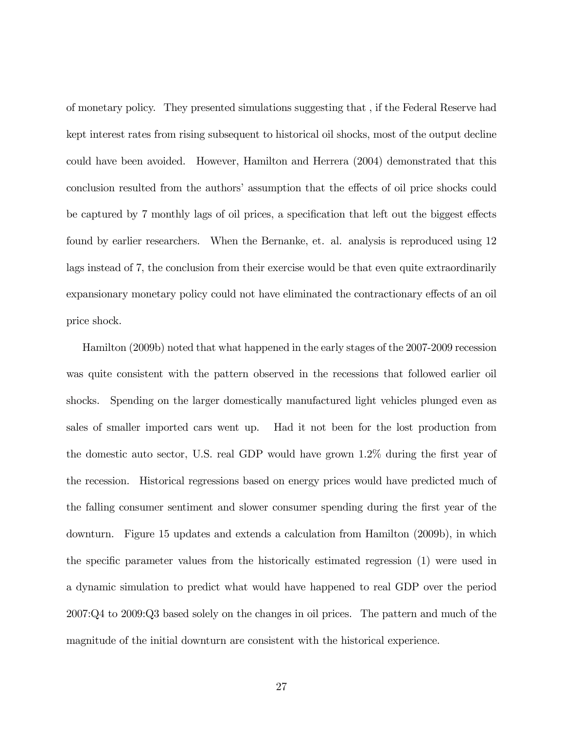of monetary policy. They presented simulations suggesting that , if the Federal Reserve had kept interest rates from rising subsequent to historical oil shocks, most of the output decline could have been avoided. However, Hamilton and Herrera (2004) demonstrated that this conclusion resulted from the authors' assumption that the effects of oil price shocks could be captured by 7 monthly lags of oil prices, a specification that left out the biggest effects found by earlier researchers. When the Bernanke, et. al. analysis is reproduced using 12 lags instead of 7, the conclusion from their exercise would be that even quite extraordinarily expansionary monetary policy could not have eliminated the contractionary effects of an oil price shock.

Hamilton (2009b) noted that what happened in the early stages of the 2007-2009 recession was quite consistent with the pattern observed in the recessions that followed earlier oil shocks. Spending on the larger domestically manufactured light vehicles plunged even as sales of smaller imported cars went up. Had it not been for the lost production from the domestic auto sector, U.S. real GDP would have grown 1.2% during the first year of the recession. Historical regressions based on energy prices would have predicted much of the falling consumer sentiment and slower consumer spending during the first year of the downturn. Figure 15 updates and extends a calculation from Hamilton (2009b), in which the specific parameter values from the historically estimated regression (1) were used in a dynamic simulation to predict what would have happened to real GDP over the period 2007:Q4 to 2009:Q3 based solely on the changes in oil prices. The pattern and much of the magnitude of the initial downturn are consistent with the historical experience.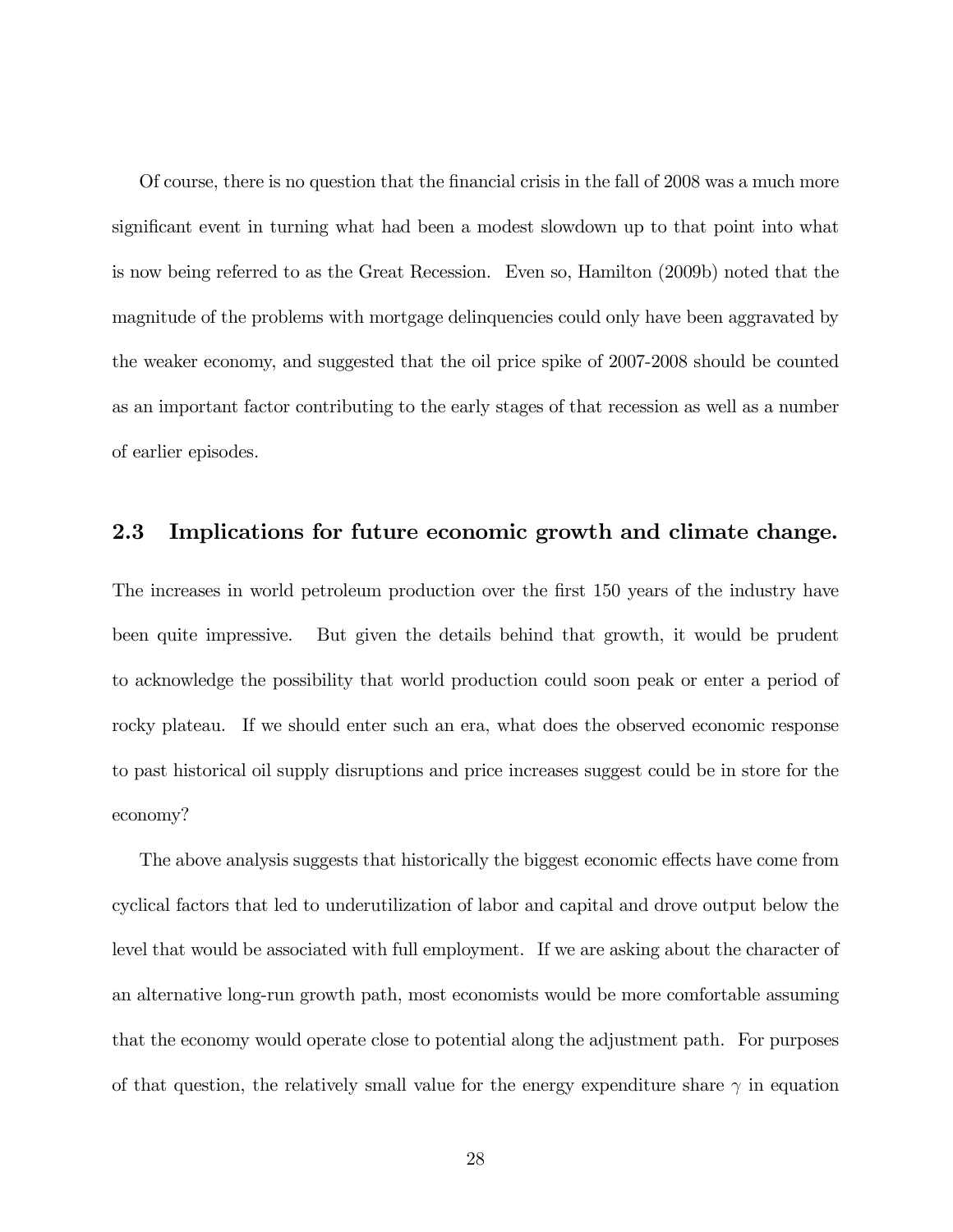Of course, there is no question that the financial crisis in the fall of 2008 was a much more significant event in turning what had been a modest slowdown up to that point into what is now being referred to as the Great Recession. Even so, Hamilton (2009b) noted that the magnitude of the problems with mortgage delinquencies could only have been aggravated by the weaker economy, and suggested that the oil price spike of 2007-2008 should be counted as an important factor contributing to the early stages of that recession as well as a number of earlier episodes.

## 2.3 Implications for future economic growth and climate change.

The increases in world petroleum production over the first 150 years of the industry have been quite impressive. But given the details behind that growth, it would be prudent to acknowledge the possibility that world production could soon peak or enter a period of rocky plateau. If we should enter such an era, what does the observed economic response to past historical oil supply disruptions and price increases suggest could be in store for the economy?

The above analysis suggests that historically the biggest economic effects have come from cyclical factors that led to underutilization of labor and capital and drove output below the level that would be associated with full employment. If we are asking about the character of an alternative long-run growth path, most economists would be more comfortable assuming that the economy would operate close to potential along the adjustment path. For purposes of that question, the relatively small value for the energy expenditure share $\gamma$ in equation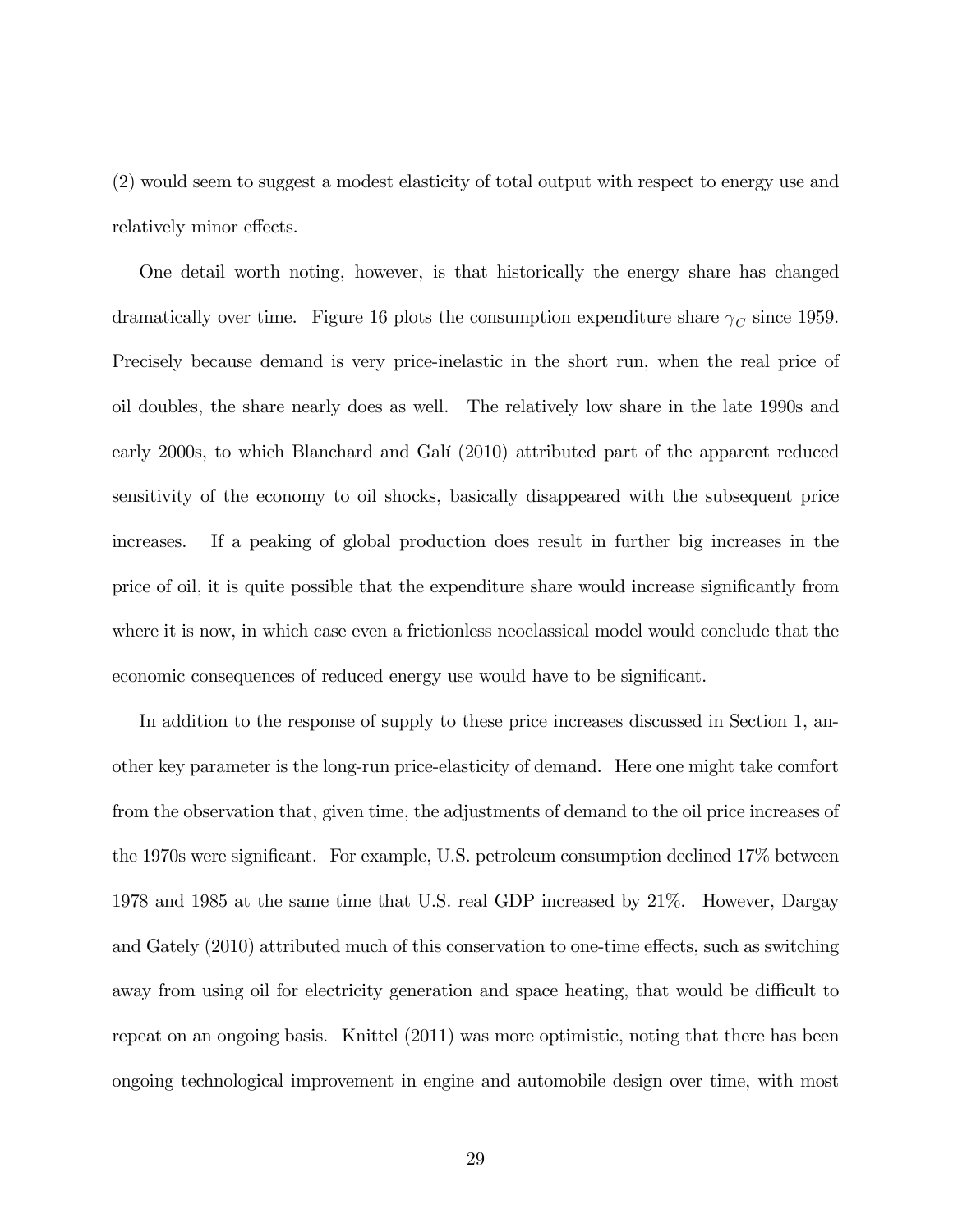(2) would seem to suggest a modest elasticity of total output with respect to energy use and relatively minor effects.

One detail worth noting, however, is that historically the energy share has changed dramatically over time. Figure 16 plots the consumption expenditure share $\gamma_C$ since 1959. Precisely because demand is very price-inelastic in the short run, when the real price of oil doubles, the share nearly does as well. The relatively low share in the late 1990s and early 2000s, to which Blanchard and Galí (2010) attributed part of the apparent reduced sensitivity of the economy to oil shocks, basically disappeared with the subsequent price increases. If a peaking of global production does result in further big increases in the price of oil, it is quite possible that the expenditure share would increase significantly from where it is now, in which case even a frictionless neoclassical model would conclude that the economic consequences of reduced energy use would have to be significant.

In addition to the response of supply to these price increases discussed in Section 1, another key parameter is the long-run price-elasticity of demand. Here one might take comfort from the observation that, given time, the adjustments of demand to the oil price increases of the 1970s were significant. For example, U.S. petroleum consumption declined 17% between 1978 and 1985 at the same time that U.S. real GDP increased by 21%. However, Dargay and Gately (2010) attributed much of this conservation to one-time effects, such as switching away from using oil for electricity generation and space heating, that would be difficult to repeat on an ongoing basis. Knittel (2011) was more optimistic, noting that there has been ongoing technological improvement in engine and automobile design over time, with most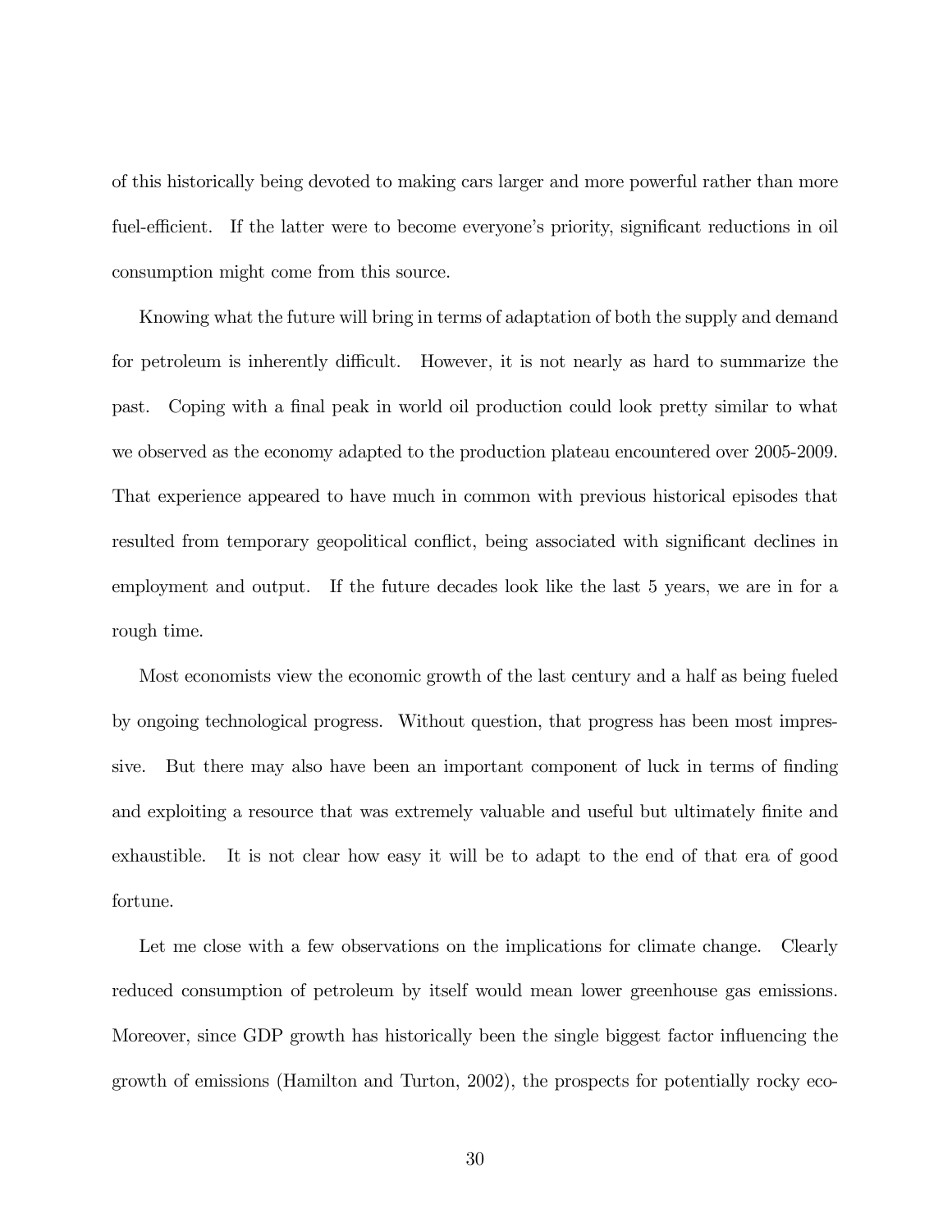of this historically being devoted to making cars larger and more powerful rather than more fuel-efficient. If the latter were to become everyone's priority, significant reductions in oil consumption might come from this source.

Knowing what the future will bring in terms of adaptation of both the supply and demand for petroleum is inherently difficult. However, it is not nearly as hard to summarize the past. Coping with a final peak in world oil production could look pretty similar to what we observed as the economy adapted to the production plateau encountered over 2005-2009. That experience appeared to have much in common with previous historical episodes that resulted from temporary geopolitical conflict, being associated with significant declines in employment and output. If the future decades look like the last 5 years, we are in for a rough time.

Most economists view the economic growth of the last century and a half as being fueled by ongoing technological progress. Without question, that progress has been most impressive. But there may also have been an important component of luck in terms of finding and exploiting a resource that was extremely valuable and useful but ultimately finite and exhaustible. It is not clear how easy it will be to adapt to the end of that era of good fortune.

Let me close with a few observations on the implications for climate change. Clearly reduced consumption of petroleum by itself would mean lower greenhouse gas emissions. Moreover, since GDP growth has historically been the single biggest factor influencing the growth of emissions (Hamilton and Turton, 2002), the prospects for potentially rocky eco-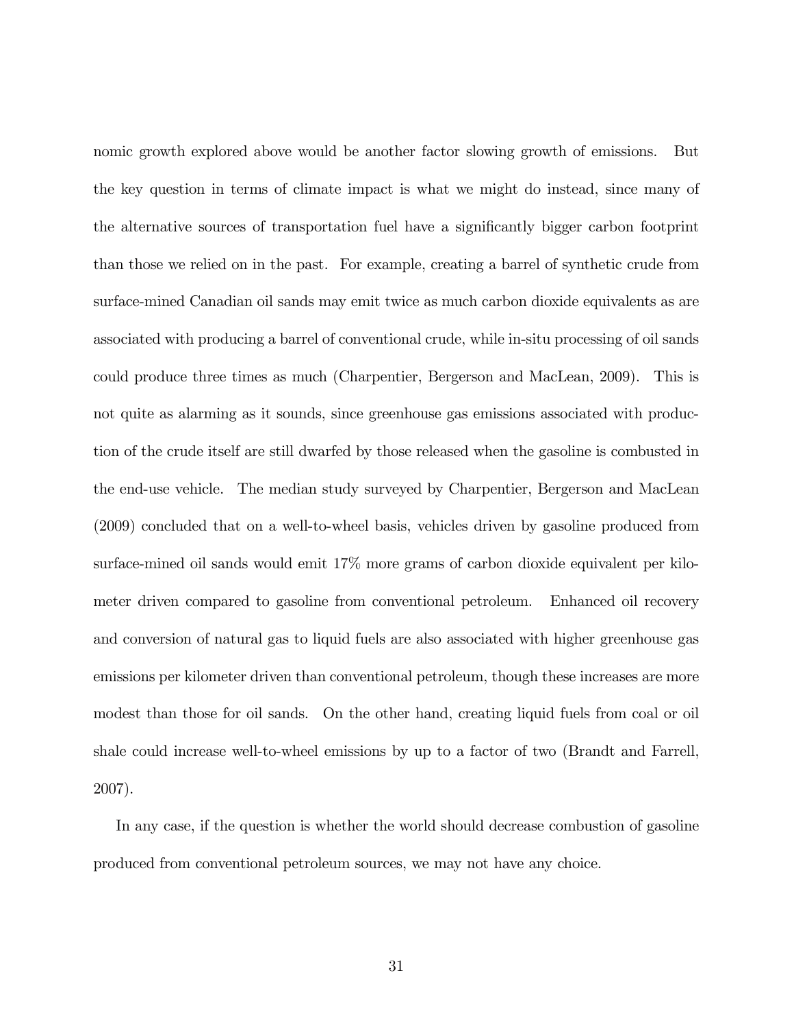nomic growth explored above would be another factor slowing growth of emissions. But the key question in terms of climate impact is what we might do instead, since many of the alternative sources of transportation fuel have a significantly bigger carbon footprint than those we relied on in the past. For example, creating a barrel of synthetic crude from surface-mined Canadian oil sands may emit twice as much carbon dioxide equivalents as are associated with producing a barrel of conventional crude, while in-situ processing of oil sands could produce three times as much (Charpentier, Bergerson and MacLean, 2009). This is not quite as alarming as it sounds, since greenhouse gas emissions associated with production of the crude itself are still dwarfed by those released when the gasoline is combusted in the end-use vehicle. The median study surveyed by Charpentier, Bergerson and MacLean (2009) concluded that on a well-to-wheel basis, vehicles driven by gasoline produced from surface-mined oil sands would emit 17% more grams of carbon dioxide equivalent per kilometer driven compared to gasoline from conventional petroleum. Enhanced oil recovery and conversion of natural gas to liquid fuels are also associated with higher greenhouse gas emissions per kilometer driven than conventional petroleum, though these increases are more modest than those for oil sands. On the other hand, creating liquid fuels from coal or oil shale could increase well-to-wheel emissions by up to a factor of two (Brandt and Farrell, 2007).

In any case, if the question is whether the world should decrease combustion of gasoline produced from conventional petroleum sources, we may not have any choice.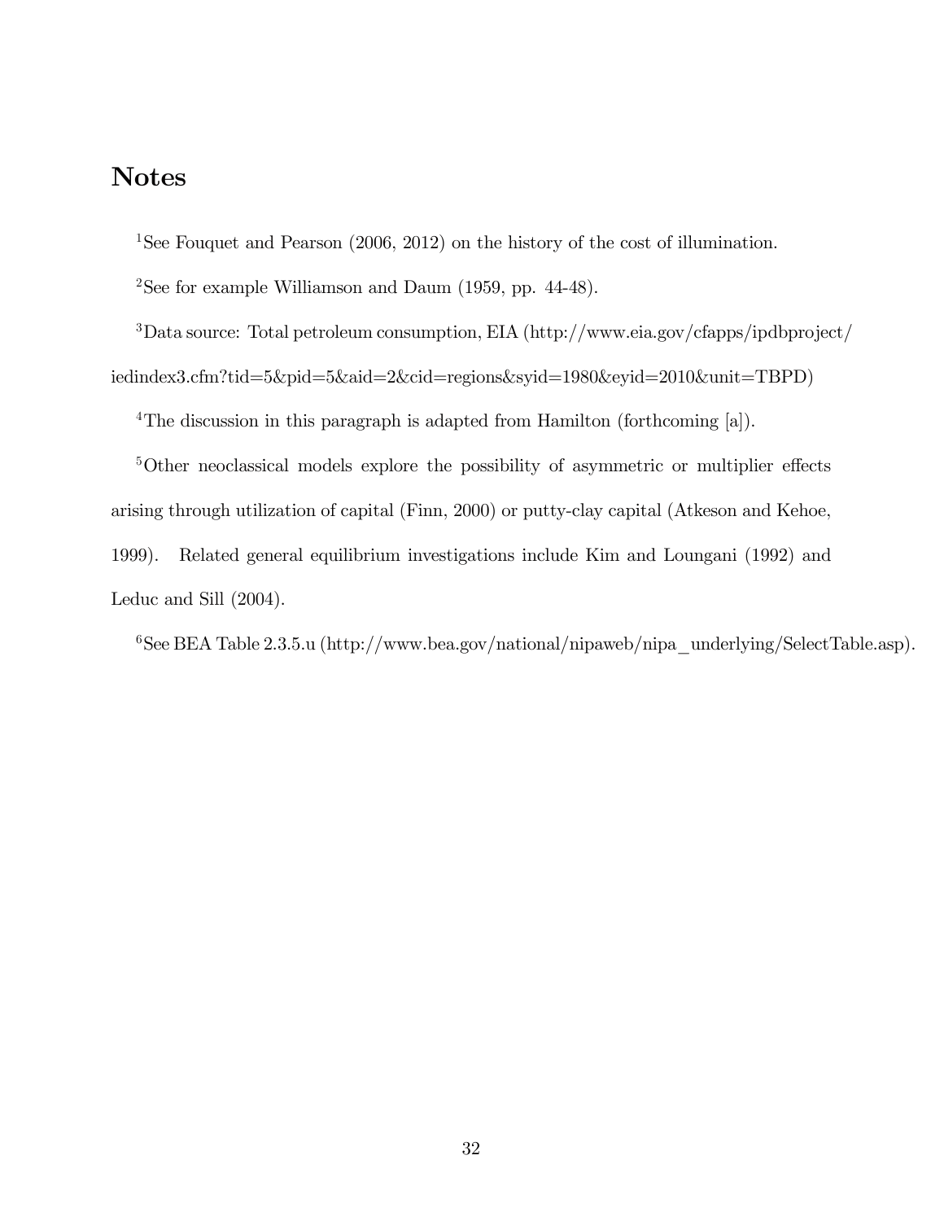# Notes

[1]See Fouquet and Pearson (2006, 2012) on the history of the cost of illumination.

[2]See for example Williamson and Daum (1959, pp. 44-48).

[3]Data source: Total petroleum consumption, EIA (http://www.eia.gov/cfapps/ipdbproject/iedindex3.cfm?tid=5&pid=5&aid=2&cid=regions&syid=1980&eyid=2010&unit=TBPD)

[4]The discussion in this paragraph is adapted from Hamilton (forthcoming [a]).

[5]Other neoclassical models explore the possibility of asymmetric or multiplier effects arising through utilization of capital (Finn, 2000) or putty-clay capital (Atkeson and Kehoe, 1999). Related general equilibrium investigations include Kim and Loungani (1992) and Leduc and Sill (2004).

[6]See BEA Table 2.3.5.u (http://www.bea.gov/national/nipaweb/nipa_underlying/SelectTable.asp).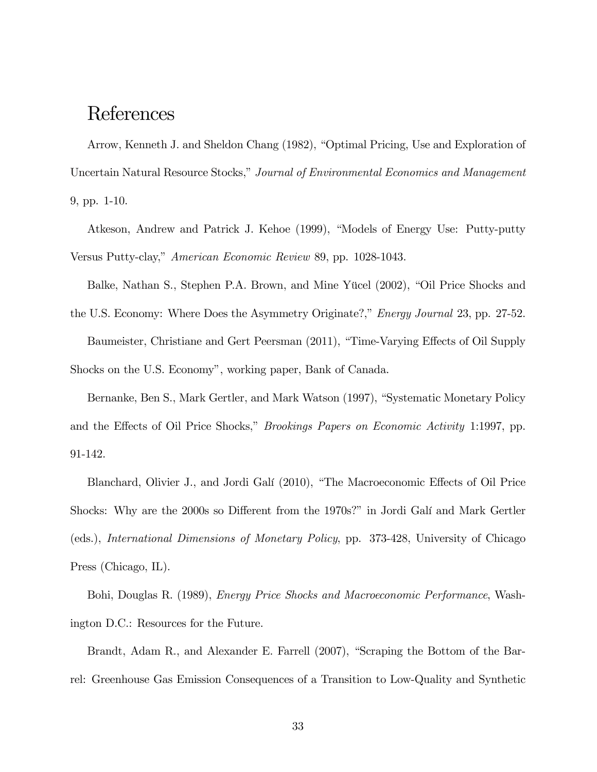# References

Arrow, Kenneth J. and Sheldon Chang (1982), "Optimal Pricing, Use and Exploration of Uncertain Natural Resource Stocks," *Journal of Environmental Economics and Management* 9, pp. 1-10.

Atkeson, Andrew and Patrick J. Kehoe (1999), "Models of Energy Use: Putty-putty Versus Putty-clay," *American Economic Review* 89, pp. 1028-1043.

Balke, Nathan S., Stephen P.A. Brown, and Mine Yücel (2002), "Oil Price Shocks and the U.S. Economy: Where Does the Asymmetry Originate?," *Energy Journal* 23, pp. 27-52.

Baumeister, Christiane and Gert Peersman (2011), "Time-Varying Effects of Oil Supply Shocks on the U.S. Economy", working paper, Bank of Canada.

Bernanke, Ben S., Mark Gertler, and Mark Watson (1997), "Systematic Monetary Policy and the Effects of Oil Price Shocks," *Brookings Papers on Economic Activity* 1:1997, pp. 91-142.

Blanchard, Olivier J., and Jordi Galí (2010), "The Macroeconomic Effects of Oil Price Shocks: Why are the 2000s so Different from the 1970s?" in Jordi Galí and Mark Gertler (eds.), *International Dimensions of Monetary Policy*, pp. 373-428, University of Chicago Press (Chicago, IL).

Bohi, Douglas R. (1989), *Energy Price Shocks and Macroeconomic Performance*, Washington D.C.: Resources for the Future.

Brandt, Adam R., and Alexander E. Farrell (2007), "Scraping the Bottom of the Barrel: Greenhouse Gas Emission Consequences of a Transition to Low-Quality and Synthetic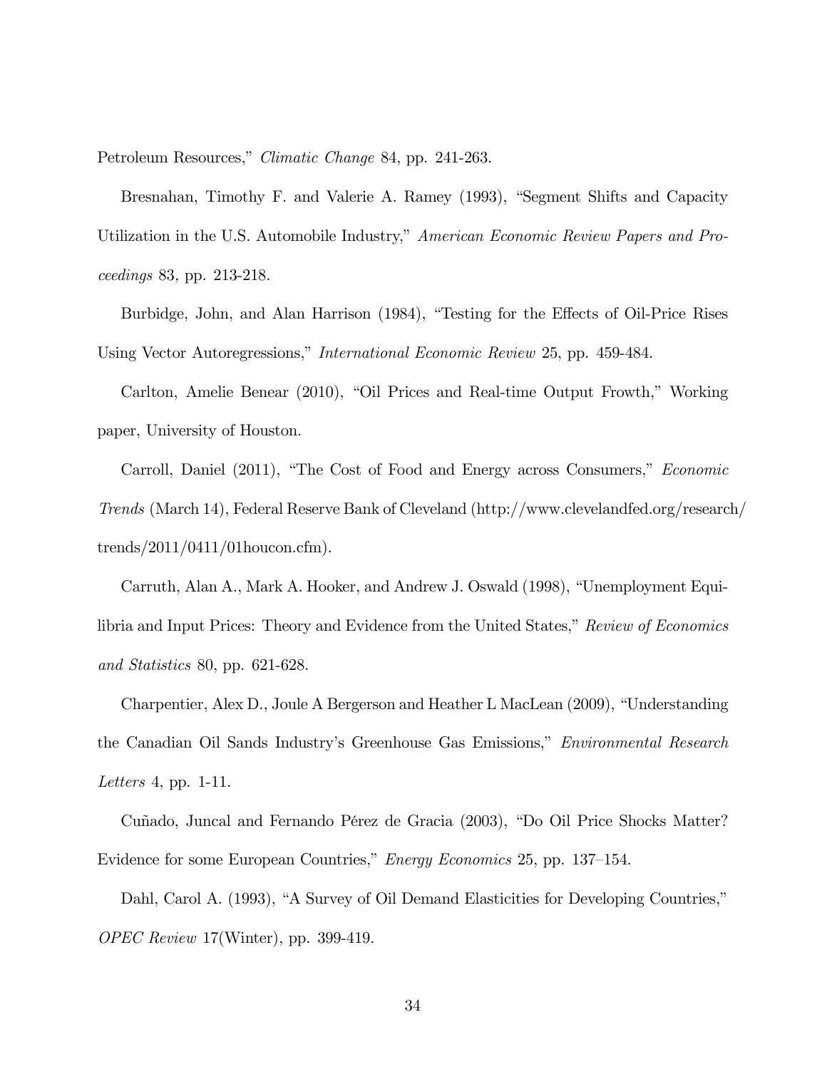Petroleum Resources," *Climatic Change* 84, pp. 241-263.

Bresnahan, Timothy F. and Valerie A. Ramey (1993), "Segment Shifts and Capacity Utilization in the U.S. Automobile Industry," *American Economic Review Papers and Proceedings* 83, pp. 213-218.

Burbidge, John, and Alan Harrison (1984), "Testing for the Effects of Oil-Price Rises Using Vector Autoregressions," *International Economic Review* 25, pp. 459-484.

Carlton, Amelie Benear (2010), "Oil Prices and Real-time Output Frowth," Working paper, University of Houston.

Carroll, Daniel (2011), "The Cost of Food and Energy across Consumers," *Economic Trends* (March 14), Federal Reserve Bank of Cleveland (http://www.clevelandfed.org/research/trends/2011/0411/01houcon.cfm).

Carruth, Alan A., Mark A. Hooker, and Andrew J. Oswald (1998), "Unemployment Equilibria and Input Prices: Theory and Evidence from the United States," *Review of Economics and Statistics* 80, pp. 621-628.

Charpentier, Alex D., Joule A Bergerson and Heather L MacLean (2009), "Understanding the Canadian Oil Sands Industry's Greenhouse Gas Emissions," *Environmental Research Letters* 4, pp. 1-11.

Cuñado, Juncal and Fernando Pérez de Gracia (2003), "Do Oil Price Shocks Matter? Evidence for some European Countries," *Energy Economics* 25, pp. 137–154.

Dahl, Carol A. (1993), "A Survey of Oil Demand Elasticities for Developing Countries," *OPEC Review* 17(Winter), pp. 399-419.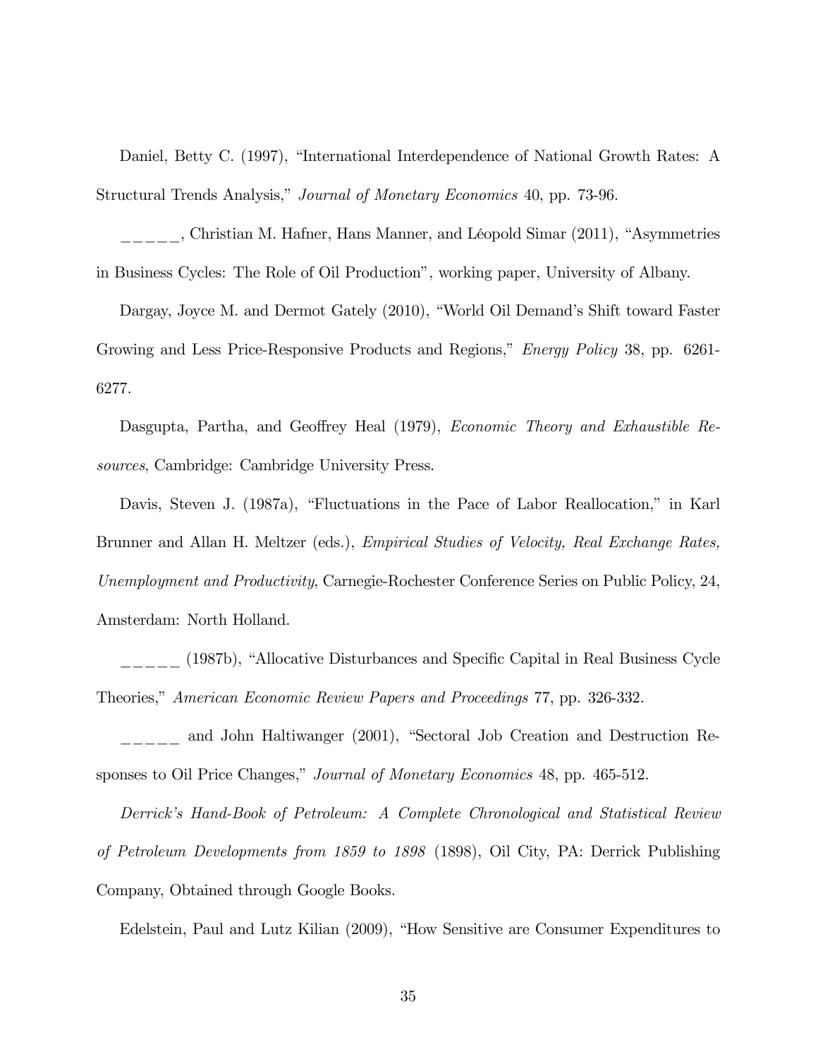Daniel, Betty C. (1997), "International Interdependence of National Growth Rates: A Structural Trends Analysis," *Journal of Monetary Economics* 40, pp. 73-96.

_____, Christian M. Hafner, Hans Manner, and Léopold Simar (2011), "Asymmetries in Business Cycles: The Role of Oil Production", working paper, University of Albany.

Dargay, Joyce M. and Dermot Gately (2010), "World Oil Demand's Shift toward Faster Growing and Less Price-Responsive Products and Regions," *Energy Policy* 38, pp. 6261-6277.

Dasgupta, Partha, and Geoffrey Heal (1979), *Economic Theory and Exhaustible Resources*, Cambridge: Cambridge University Press.

Davis, Steven J. (1987a), "Fluctuations in the Pace of Labor Reallocation," in Karl Brunner and Allan H. Meltzer (eds.), *Empirical Studies of Velocity, Real Exchange Rates, Unemployment and Productivity*, Carnegie-Rochester Conference Series on Public Policy, 24, Amsterdam: North Holland.

_____ (1987b), "Allocative Disturbances and Specific Capital in Real Business Cycle Theories," *American Economic Review Papers and Proceedings* 77, pp. 326-332.

_____ and John Haltiwanger (2001), "Sectoral Job Creation and Destruction Responses to Oil Price Changes," *Journal of Monetary Economics* 48, pp. 465-512.

*Derrick's Hand-Book of Petroleum: A Complete Chronological and Statistical Review of Petroleum Developments from 1859 to 1898* (1898), Oil City, PA: Derrick Publishing Company, Obtained through Google Books.

Edelstein, Paul and Lutz Kilian (2009), "How Sensitive are Consumer Expenditures to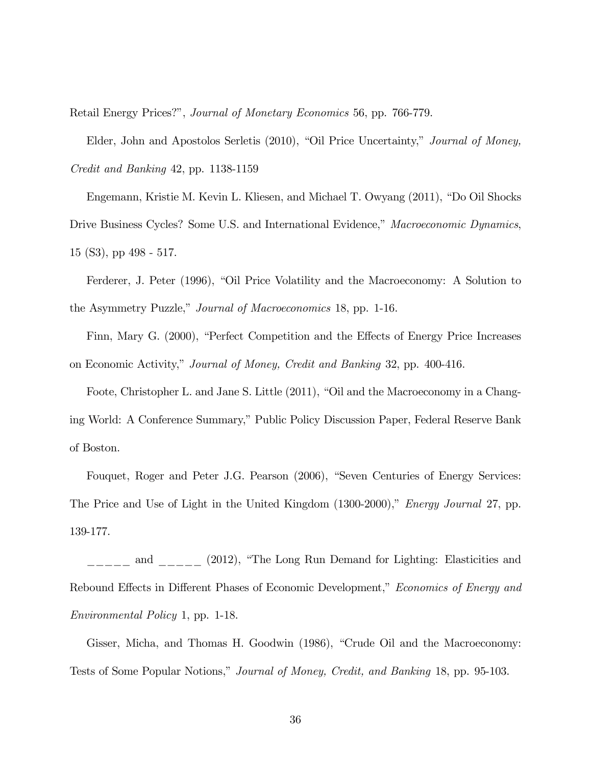Retail Energy Prices?", *Journal of Monetary Economics* 56, pp. 766-779.

Elder, John and Apostolos Serletis (2010), "Oil Price Uncertainty," *Journal of Money, Credit and Banking* 42, pp. 1138-1159

Engemann, Kristie M. Kevin L. Kliesen, and Michael T. Owyang (2011), "Do Oil Shocks Drive Business Cycles? Some U.S. and International Evidence," *Macroeconomic Dynamics*, 15 (S3), pp 498 - 517.

Ferderer, J. Peter (1996), "Oil Price Volatility and the Macroeconomy: A Solution to the Asymmetry Puzzle," *Journal of Macroeconomics* 18, pp. 1-16.

Finn, Mary G. (2000), "Perfect Competition and the Effects of Energy Price Increases on Economic Activity," *Journal of Money, Credit and Banking* 32, pp. 400-416.

Foote, Christopher L. and Jane S. Little (2011), "Oil and the Macroeconomy in a Changing World: A Conference Summary," Public Policy Discussion Paper, Federal Reserve Bank of Boston.

Fouquet, Roger and Peter J.G. Pearson (2006), "Seven Centuries of Energy Services: The Price and Use of Light in the United Kingdom (1300-2000)," *Energy Journal* 27, pp. 139-177.

_____ and _____ (2012), "The Long Run Demand for Lighting: Elasticities and Rebound Effects in Different Phases of Economic Development," *Economics of Energy and Environmental Policy* 1, pp. 1-18.

Gisser, Micha, and Thomas H. Goodwin (1986), "Crude Oil and the Macroeconomy: Tests of Some Popular Notions," *Journal of Money, Credit, and Banking* 18, pp. 95-103.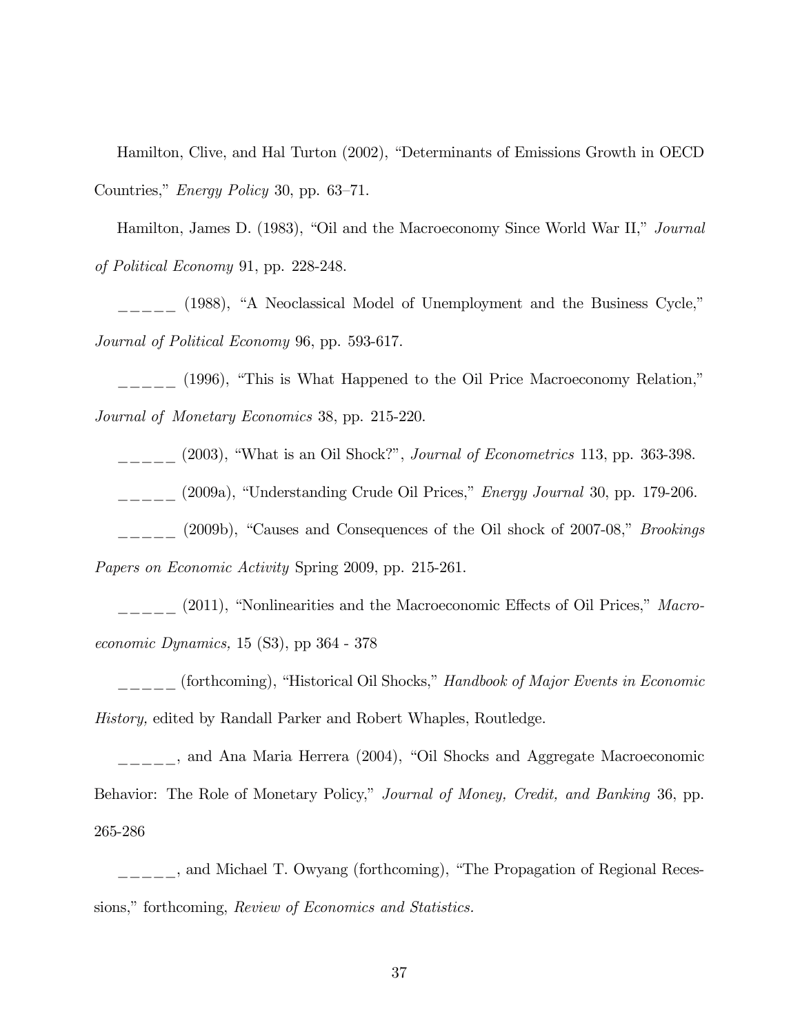Hamilton, Clive, and Hal Turton (2002), "Determinants of Emissions Growth in OECD Countries," *Energy Policy* 30, pp. 63–71.

Hamilton, James D. (1983), "Oil and the Macroeconomy Since World War II," *Journal of Political Economy* 91, pp. 228-248.

_____ (1988), "A Neoclassical Model of Unemployment and the Business Cycle," *Journal of Political Economy* 96, pp. 593-617.

_____ (1996), "This is What Happened to the Oil Price Macroeconomy Relation," *Journal of Monetary Economics* 38, pp. 215-220.

_____ (2003), "What is an Oil Shock?", *Journal of Econometrics* 113, pp. 363-398.

_____ (2009a), "Understanding Crude Oil Prices," *Energy Journal* 30, pp. 179-206.

_____ (2009b), "Causes and Consequences of the Oil shock of 2007-08," *Brookings Papers on Economic Activity* Spring 2009, pp. 215-261.

_____ (2011), "Nonlinearities and the Macroeconomic Effects of Oil Prices," *Macroeconomic Dynamics,* 15 (S3), pp 364 - 378

_____ (forthcoming), "Historical Oil Shocks," *Handbook of Major Events in Economic History,* edited by Randall Parker and Robert Whaples, Routledge.

_____, and Ana Maria Herrera (2004), "Oil Shocks and Aggregate Macroeconomic Behavior: The Role of Monetary Policy," *Journal of Money, Credit, and Banking* 36, pp. 265-286

_____, and Michael T. Owyang (forthcoming), "The Propagation of Regional Recessions," forthcoming, *Review of Economics and Statistics.*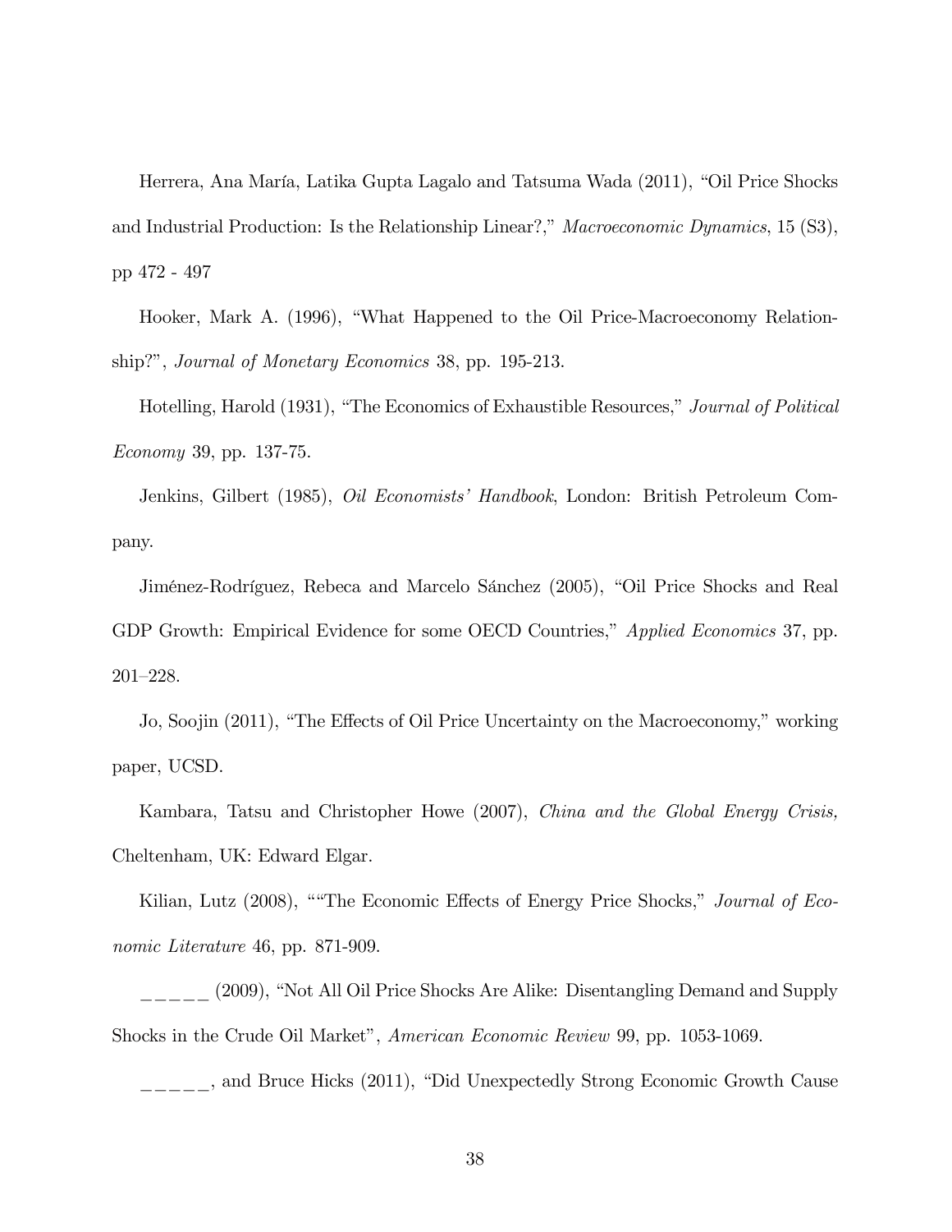Herrera, Ana María, Latika Gupta Lagalo and Tatsuma Wada (2011), "Oil Price Shocks and Industrial Production: Is the Relationship Linear?," *Macroeconomic Dynamics*, 15 (S3), pp 472 - 497

Hooker, Mark A. (1996), "What Happened to the Oil Price-Macroeconomy Relationship?", *Journal of Monetary Economics* 38, pp. 195-213.

Hotelling, Harold (1931), "The Economics of Exhaustible Resources," *Journal of Political Economy* 39, pp. 137-75.

Jenkins, Gilbert (1985), *Oil Economists' Handbook*, London: British Petroleum Company.

Jiménez-Rodríguez, Rebeca and Marcelo Sánchez (2005), "Oil Price Shocks and Real GDP Growth: Empirical Evidence for some OECD Countries," *Applied Economics* 37, pp. 201–228.

Jo, Soojin (2011), "The Effects of Oil Price Uncertainty on the Macroeconomy," working paper, UCSD.

Kambara, Tatsu and Christopher Howe (2007), *China and the Global Energy Crisis,* Cheltenham, UK: Edward Elgar.

Kilian, Lutz (2008), ""The Economic Effects of Energy Price Shocks," *Journal of Economic Literature* 46, pp. 871-909.

_____ (2009), "Not All Oil Price Shocks Are Alike: Disentangling Demand and Supply Shocks in the Crude Oil Market", *American Economic Review* 99, pp. 1053-1069.

_____, and Bruce Hicks (2011), "Did Unexpectedly Strong Economic Growth Cause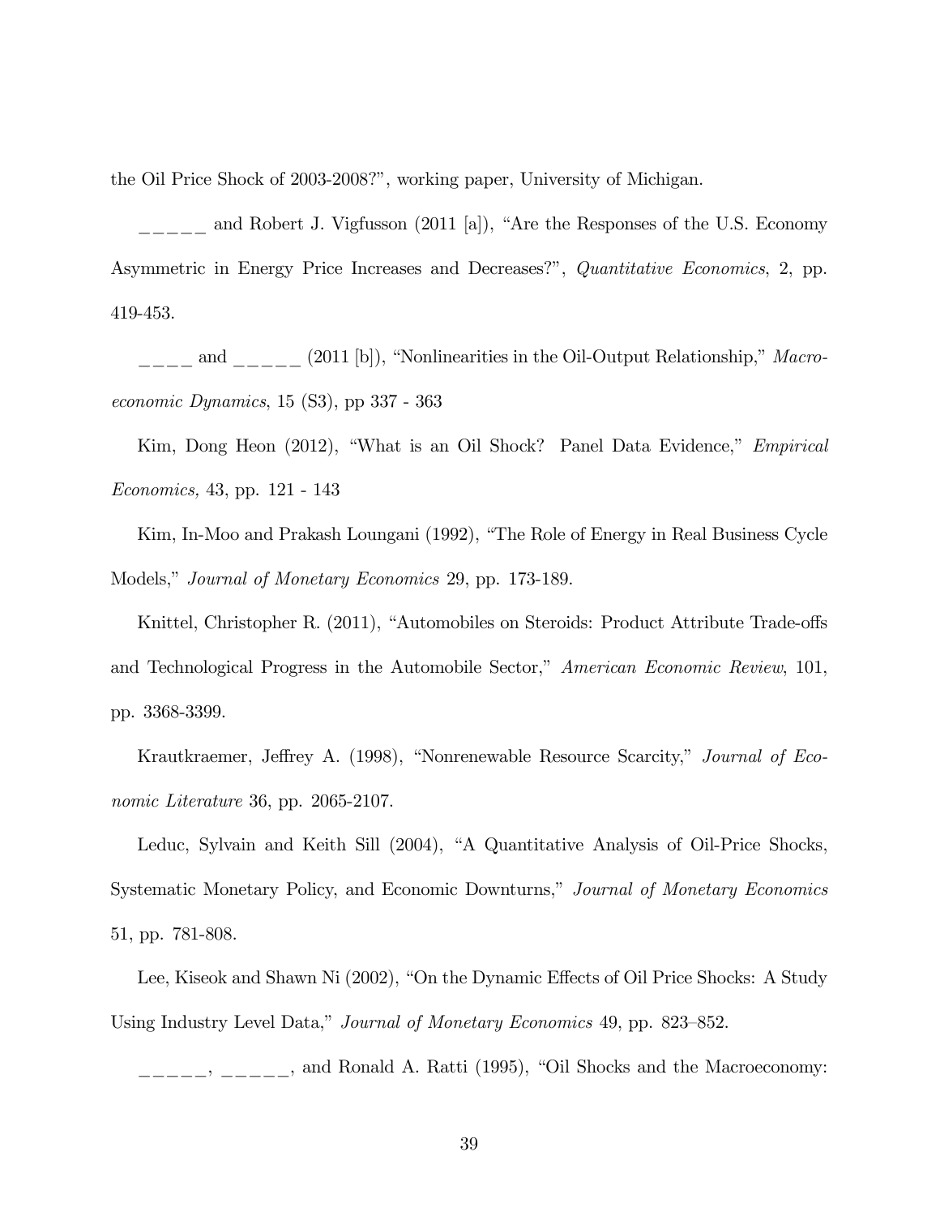the Oil Price Shock of 2003-2008?", working paper, University of Michigan.

_____ and Robert J. Vigfusson (2011 [a]), "Are the Responses of the U.S. Economy Asymmetric in Energy Price Increases and Decreases?", *Quantitative Economics*, 2, pp. 419-453.

____ and _____ (2011 [b]), "Nonlinearities in the Oil-Output Relationship," *Macroeconomic Dynamics*, 15 (S3), pp 337 - 363

Kim, Dong Heon (2012), "What is an Oil Shock? Panel Data Evidence," *Empirical Economics,* 43, pp. 121 - 143

Kim, In-Moo and Prakash Loungani (1992), "The Role of Energy in Real Business Cycle Models," *Journal of Monetary Economics* 29, pp. 173-189.

Knittel, Christopher R. (2011), "Automobiles on Steroids: Product Attribute Trade-offs and Technological Progress in the Automobile Sector," *American Economic Review*, 101, pp. 3368-3399.

Krautkraemer, Jeffrey A. (1998), "Nonrenewable Resource Scarcity," *Journal of Economic Literature* 36, pp. 2065-2107.

Leduc, Sylvain and Keith Sill (2004), "A Quantitative Analysis of Oil-Price Shocks, Systematic Monetary Policy, and Economic Downturns," *Journal of Monetary Economics* 51, pp. 781-808.

Lee, Kiseok and Shawn Ni (2002), "On the Dynamic Effects of Oil Price Shocks: A Study Using Industry Level Data," *Journal of Monetary Economics* 49, pp. 823–852.

_____, _____, and Ronald A. Ratti (1995), "Oil Shocks and the Macroeconomy: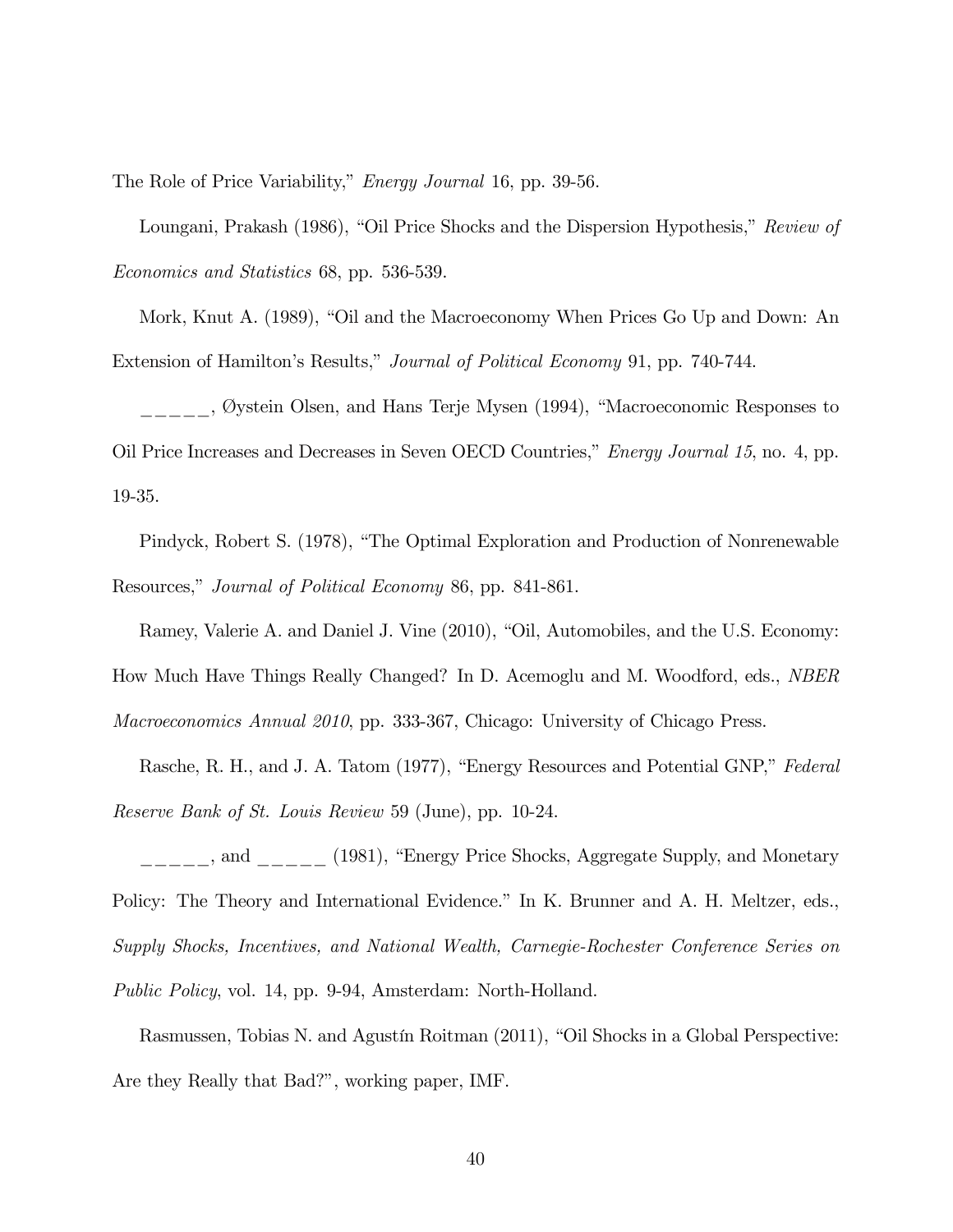The Role of Price Variability," *Energy Journal* 16, pp. 39-56.

Loungani, Prakash (1986), "Oil Price Shocks and the Dispersion Hypothesis," *Review of Economics and Statistics* 68, pp. 536-539.

Mork, Knut A. (1989), "Oil and the Macroeconomy When Prices Go Up and Down: An Extension of Hamilton's Results," *Journal of Political Economy* 91, pp. 740-744.

_____, Øystein Olsen, and Hans Terje Mysen (1994), "Macroeconomic Responses to Oil Price Increases and Decreases in Seven OECD Countries," *Energy Journal 15*, no. 4, pp. 19-35.

Pindyck, Robert S. (1978), "The Optimal Exploration and Production of Nonrenewable Resources," *Journal of Political Economy* 86, pp. 841-861.

Ramey, Valerie A. and Daniel J. Vine (2010), "Oil, Automobiles, and the U.S. Economy: How Much Have Things Really Changed? In D. Acemoglu and M. Woodford, eds., *NBER Macroeconomics Annual 2010*, pp. 333-367, Chicago: University of Chicago Press.

Rasche, R. H., and J. A. Tatom (1977), "Energy Resources and Potential GNP," *Federal Reserve Bank of St. Louis Review* 59 (June), pp. 10-24.

_____, and _____ (1981), "Energy Price Shocks, Aggregate Supply, and Monetary Policy: The Theory and International Evidence." In K. Brunner and A. H. Meltzer, eds., *Supply Shocks, Incentives, and National Wealth, Carnegie-Rochester Conference Series on Public Policy*, vol. 14, pp. 9-94, Amsterdam: North-Holland.

Rasmussen, Tobias N. and Agustín Roitman (2011), "Oil Shocks in a Global Perspective: Are they Really that Bad?", working paper, IMF.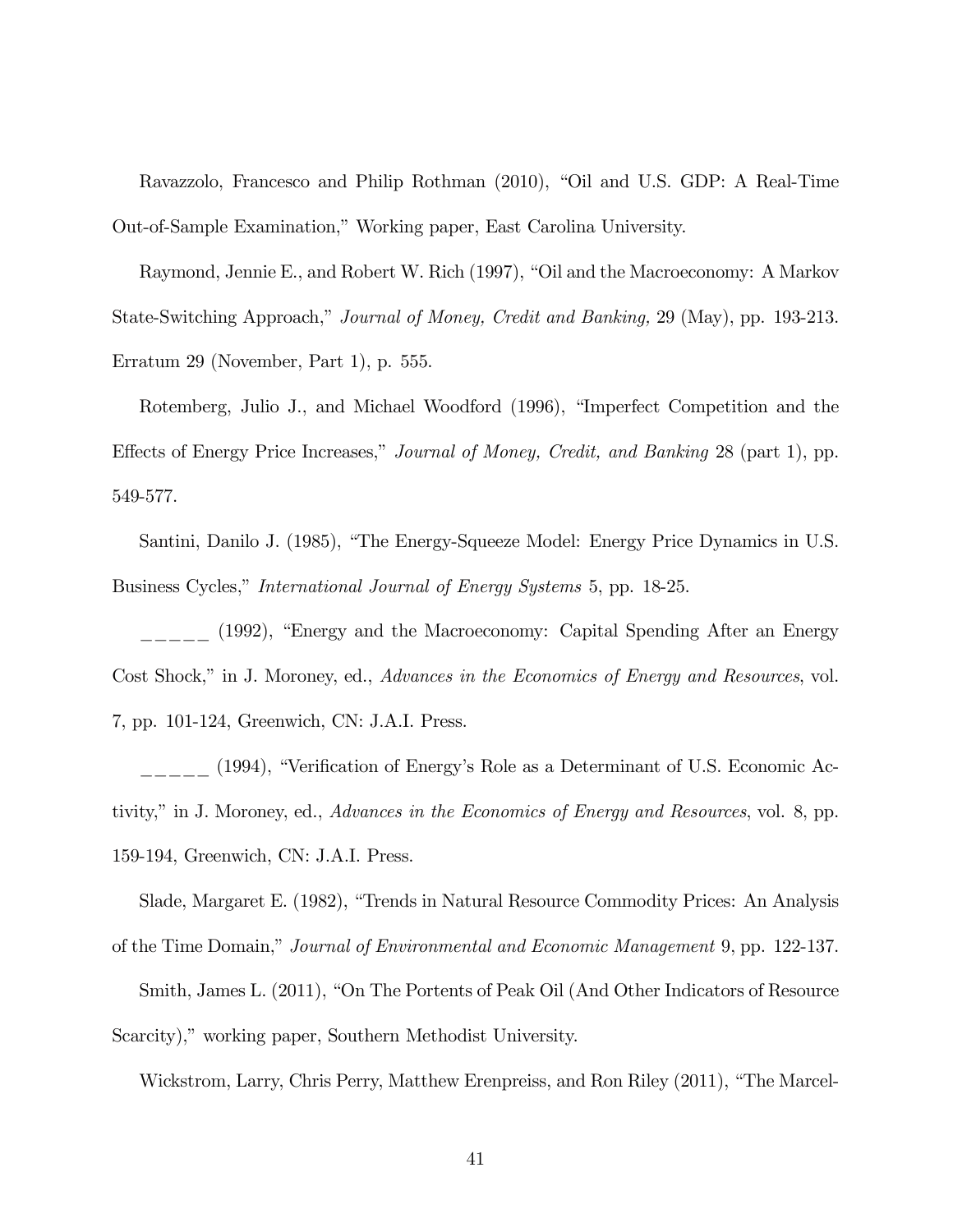Ravazzolo, Francesco and Philip Rothman (2010), "Oil and U.S. GDP: A Real-Time Out-of-Sample Examination," Working paper, East Carolina University.

Raymond, Jennie E., and Robert W. Rich (1997), "Oil and the Macroeconomy: A Markov State-Switching Approach," *Journal of Money, Credit and Banking,* 29 (May), pp. 193-213. Erratum 29 (November, Part 1), p. 555.

Rotemberg, Julio J., and Michael Woodford (1996), "Imperfect Competition and the Effects of Energy Price Increases," *Journal of Money, Credit, and Banking* 28 (part 1), pp. 549-577.

Santini, Danilo J. (1985), "The Energy-Squeeze Model: Energy Price Dynamics in U.S. Business Cycles," *International Journal of Energy Systems* 5, pp. 18-25.

_____ (1992), "Energy and the Macroeconomy: Capital Spending After an Energy Cost Shock," in J. Moroney, ed., *Advances in the Economics of Energy and Resources*, vol. 7, pp. 101-124, Greenwich, CN: J.A.I. Press.

_____ (1994), "Verification of Energy's Role as a Determinant of U.S. Economic Activity," in J. Moroney, ed., *Advances in the Economics of Energy and Resources*, vol. 8, pp. 159-194, Greenwich, CN: J.A.I. Press.

Slade, Margaret E. (1982), "Trends in Natural Resource Commodity Prices: An Analysis of the Time Domain," *Journal of Environmental and Economic Management* 9, pp. 122-137.

Smith, James L. (2011), "On The Portents of Peak Oil (And Other Indicators of Resource Scarcity)," working paper, Southern Methodist University.

Wickstrom, Larry, Chris Perry, Matthew Erenpreiss, and Ron Riley (2011), "The Marcel-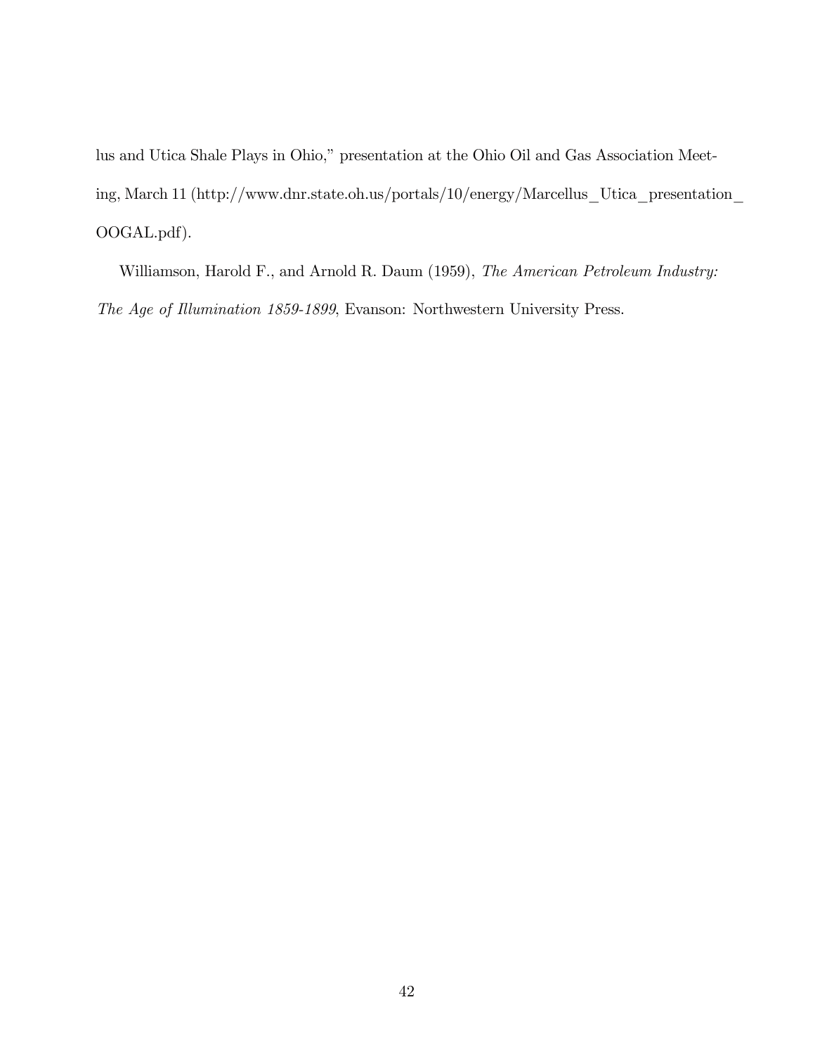lus and Utica Shale Plays in Ohio," presentation at the Ohio Oil and Gas Association Meeting, March 11 (http://www.dnr.state.oh.us/portals/10/energy/Marcellus_Utica_presentation_OOGAL.pdf).

Williamson, Harold F., and Arnold R. Daum (1959), *The American Petroleum Industry: The Age of Illumination 1859-1899*, Evanson: Northwestern University Press.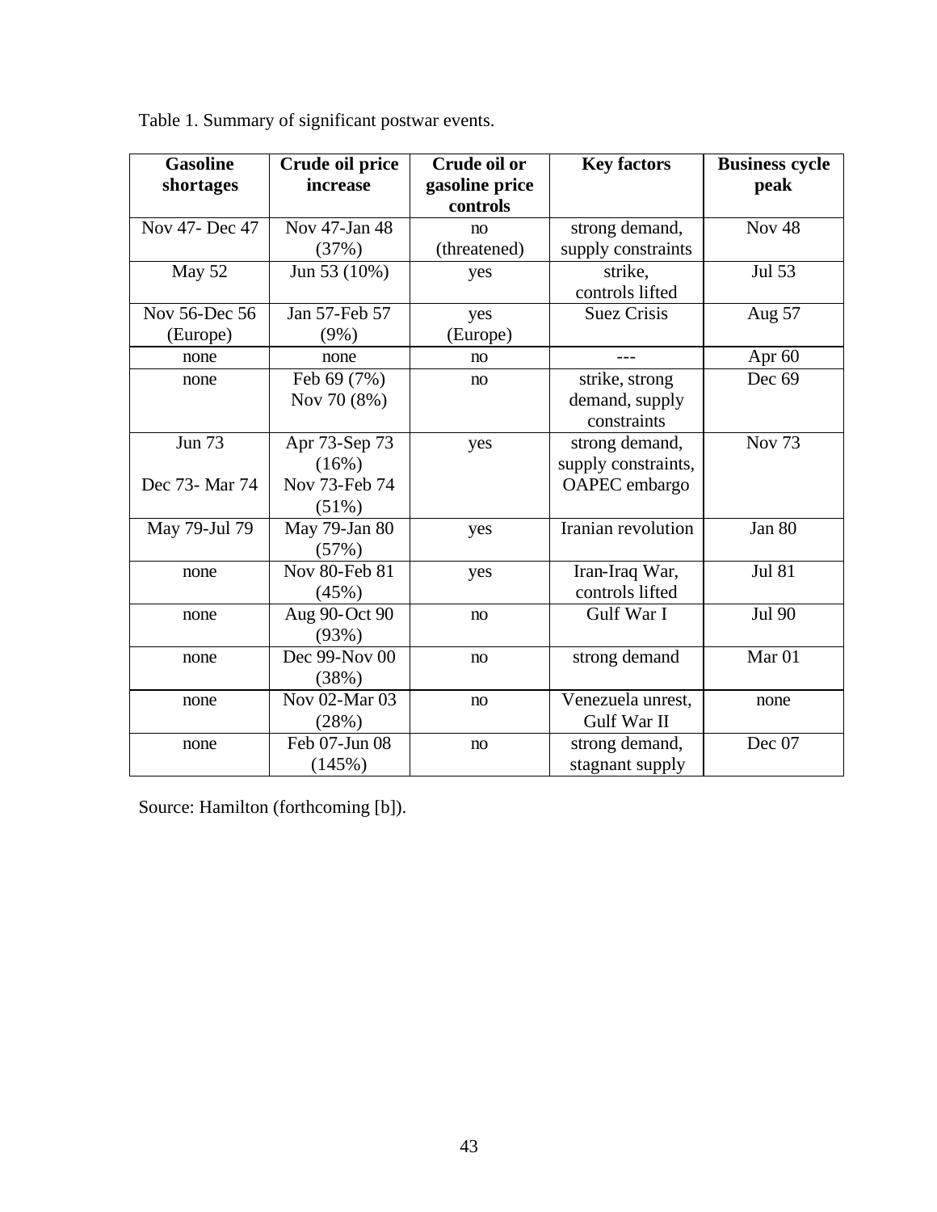Table 1. Summary of significant postwar events.

| Gasoline shortages | Crude oil price increase | Crude oil or gasoline price controls | Key factors | Business cycle peak |
|---|---|---|---|---|
| Nov 47- Dec 47 | Nov 47-Jan 48 (37%) | no (threatened) | strong demand, supply constraints | Nov 48 |
| May 52 | Jun 53 (10%) | yes | strike, controls lifted | Jul 53 |
| Nov 56-Dec 56 (Europe) | Jan 57-Feb 57 (9%) | yes (Europe) | Suez Crisis | Aug 57 |
| none | none | no | --- | Apr 60 |
| none | Feb 69 (7%) Nov 70 (8%) | no | strike, strong demand, supply constraints | Dec 69 |
| Jun 73 Dec 73- Mar 74 | Apr 73-Sep 73 (16%) Nov 73-Feb 74 (51%) | yes | strong demand, supply constraints, OAPEC embargo | Nov 73 |
| May 79-Jul 79 | May 79-Jan 80 (57%) | yes | Iranian revolution | Jan 80 |
| none | Nov 80-Feb 81 (45%) | yes | Iran-Iraq War, controls lifted | Jul 81 |
| none | Aug 90-Oct 90 (93%) | no | Gulf War I | Jul 90 |
| none | Dec 99-Nov 00 (38%) | no | strong demand | Mar 01 |
| none | Nov 02-Mar 03 (28%) | no | Venezuela unrest, Gulf War II | none |
| none | Feb 07-Jun 08 (145%) | no | strong demand, stagnant supply | Dec 07 |

Source: Hamilton (forthcoming [b]).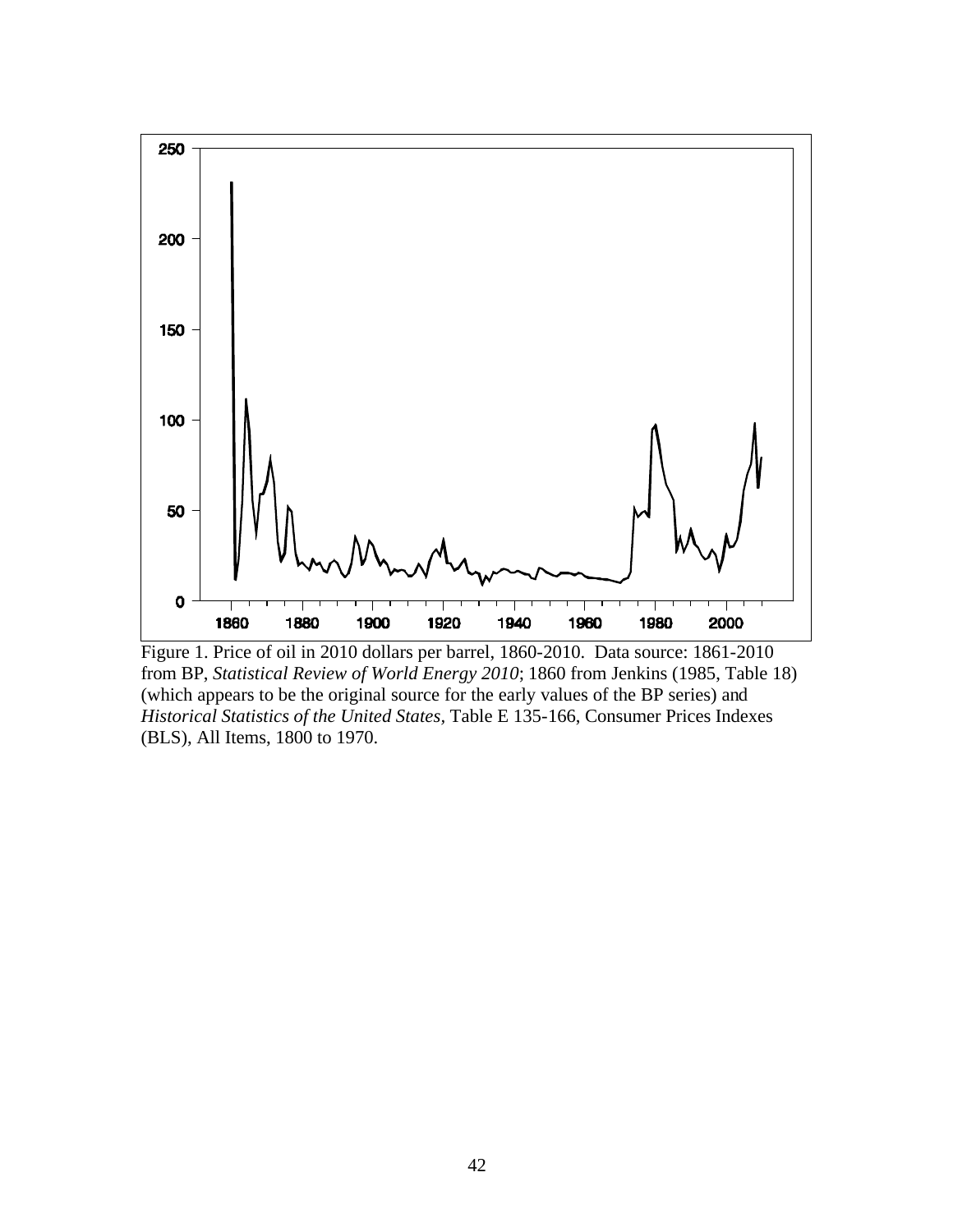Figure 1. Price of oil in 2010 dollars per barrel, 1860-2010. Data source: 1861-2010 from BP, *Statistical Review of World Energy 2010*; 1860 from Jenkins (1985, Table 18) (which appears to be the original source for the early values of the BP series) and *Historical Statistics of the United States*, Table E 135-166, Consumer Prices Indexes (BLS), All Items, 1800 to 1970.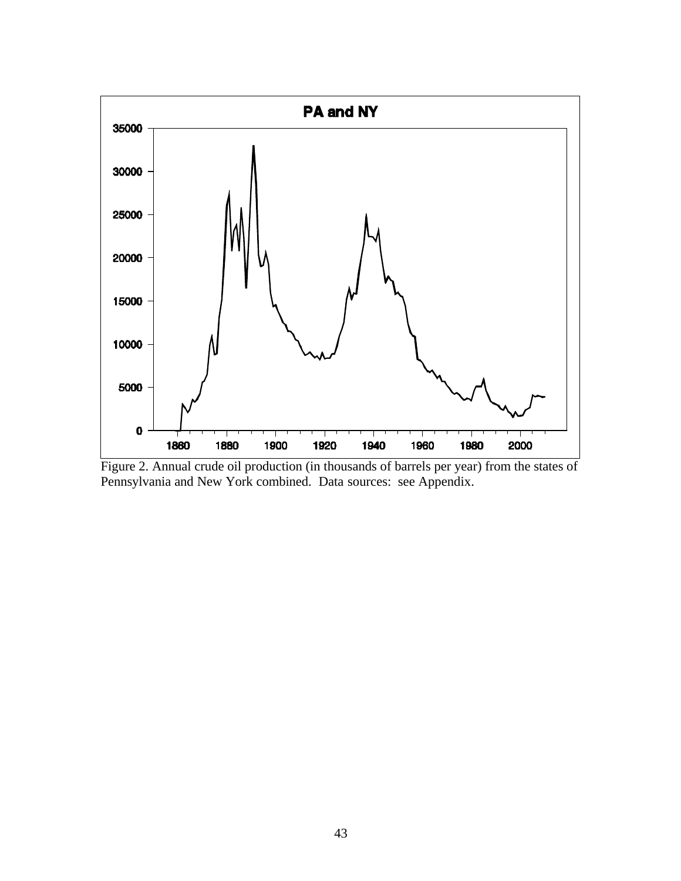Figure 2. Annual crude oil production (in thousands of barrels per year) from the states of Pennsylvania and New York combined. Data sources: see Appendix.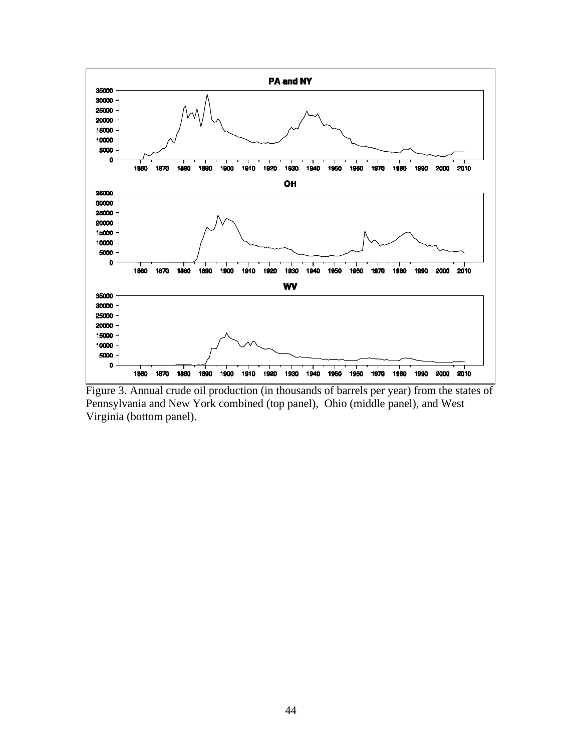Figure 3. Annual crude oil production (in thousands of barrels per year) from the states of Pennsylvania and New York combined (top panel), Ohio (middle panel), and West Virginia (bottom panel).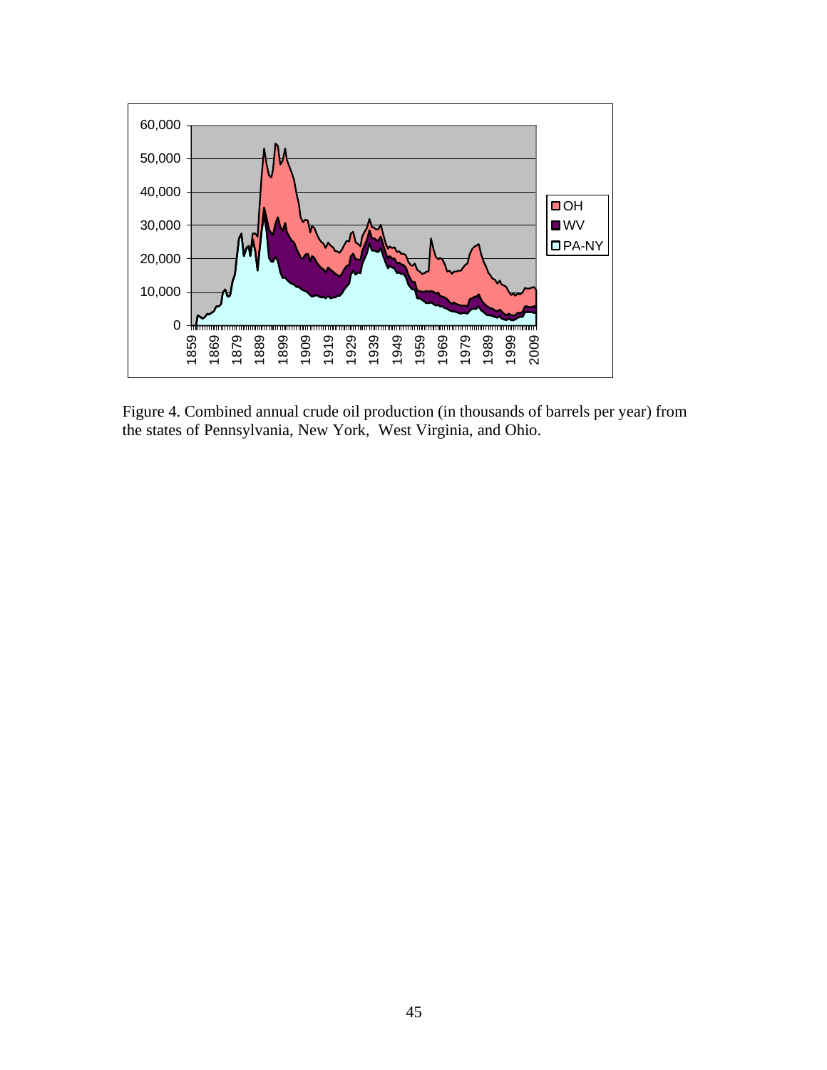Figure 4. Combined annual crude oil production (in thousands of barrels per year) from the states of Pennsylvania, New York, West Virginia, and Ohio.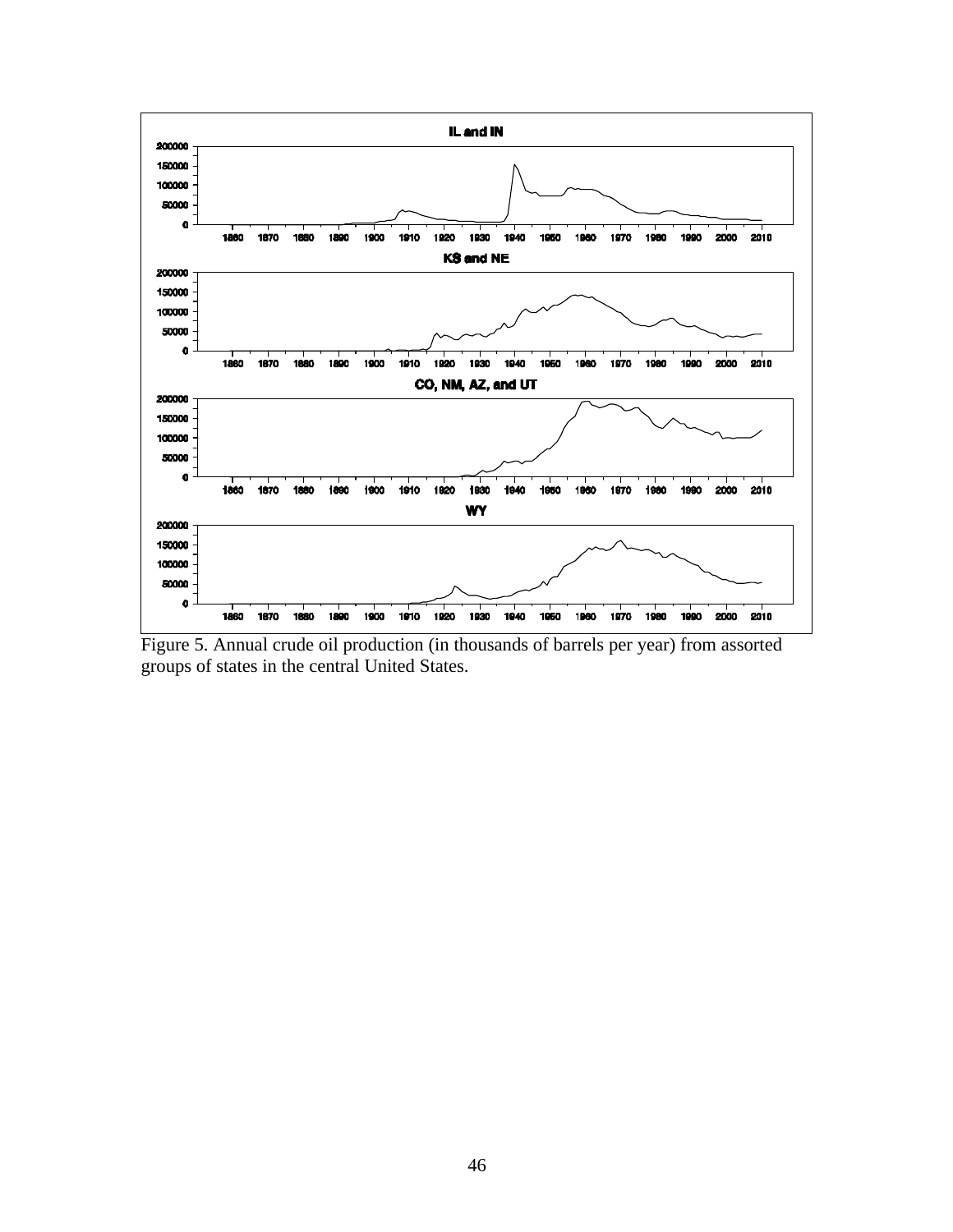Figure 5. Annual crude oil production (in thousands of barrels per year) from assorted groups of states in the central United States.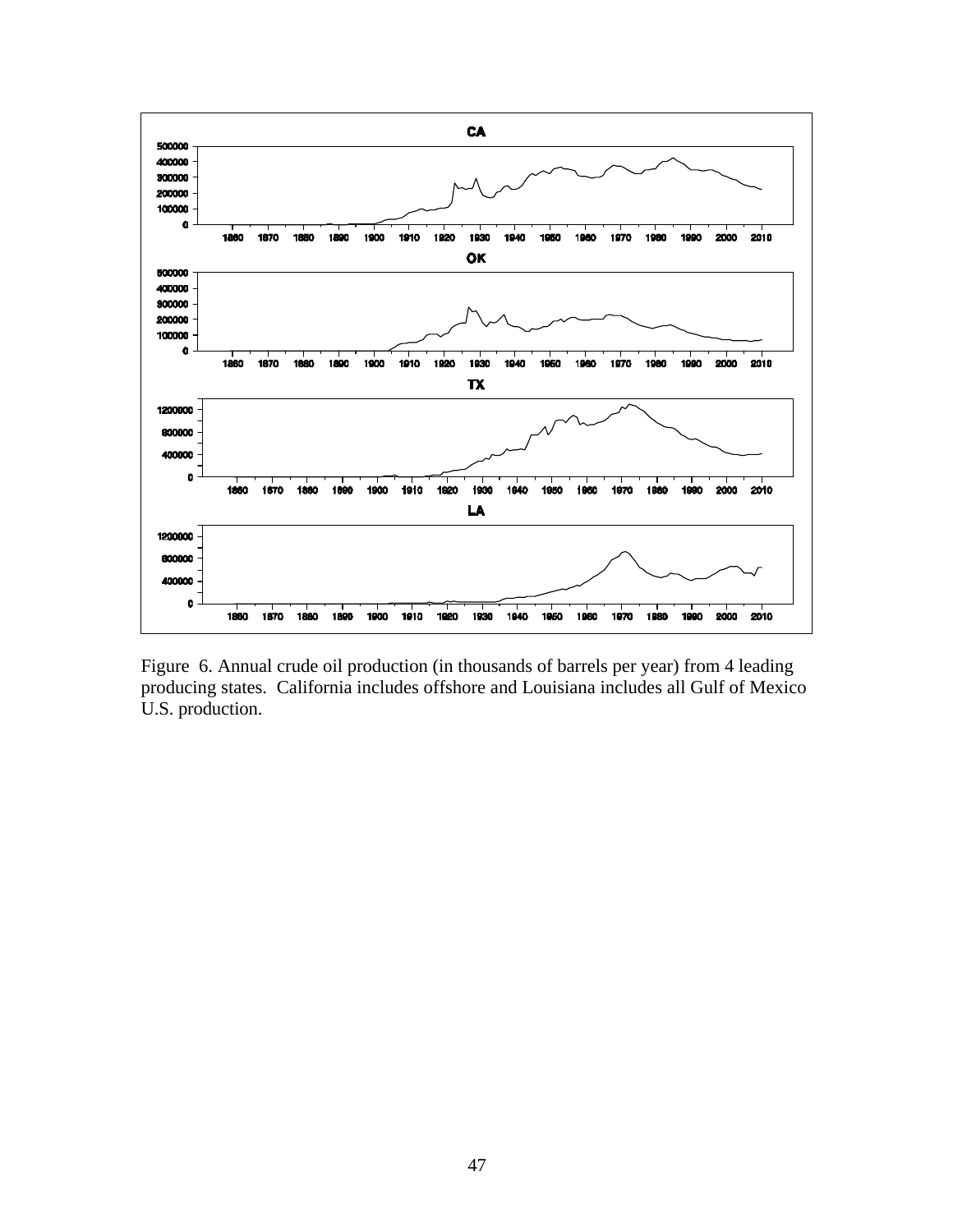Figure 6. Annual crude oil production (in thousands of barrels per year) from 4 leading producing states. California includes offshore and Louisiana includes all Gulf of Mexico U.S. production.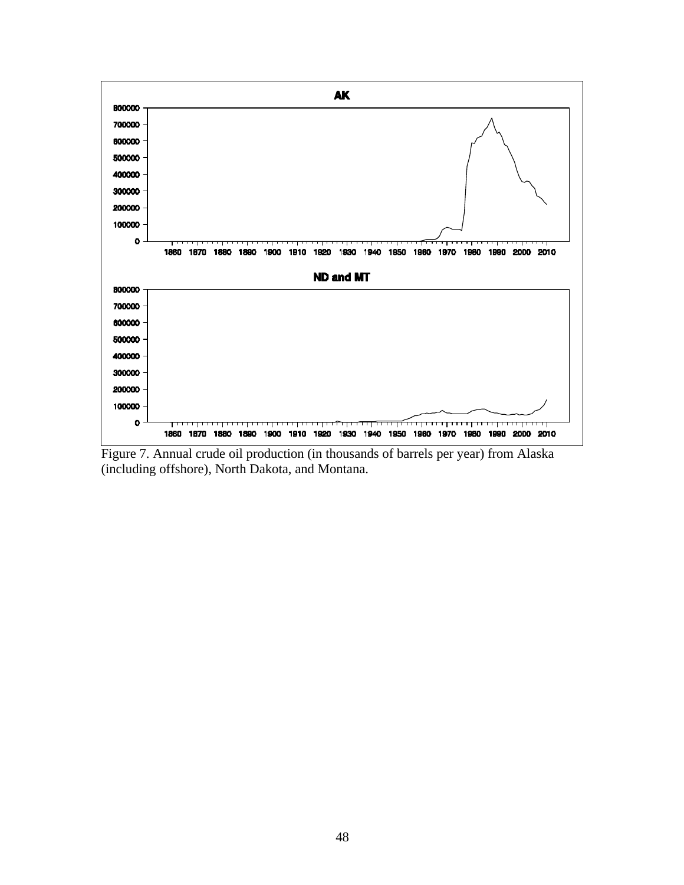Figure 7. Annual crude oil production (in thousands of barrels per year) from Alaska (including offshore), North Dakota, and Montana.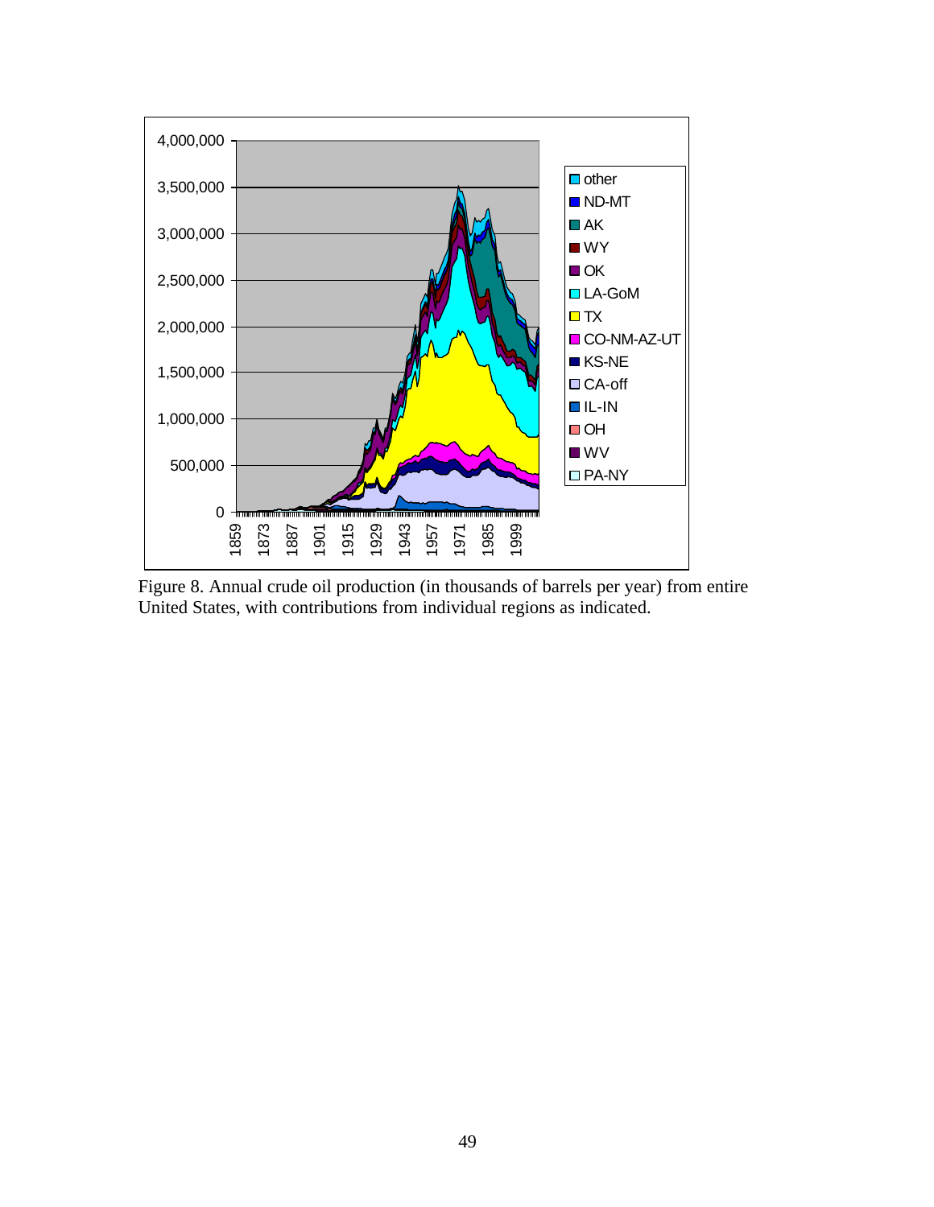Figure 8. Annual crude oil production (in thousands of barrels per year) from entire United States, with contributions from individual regions as indicated.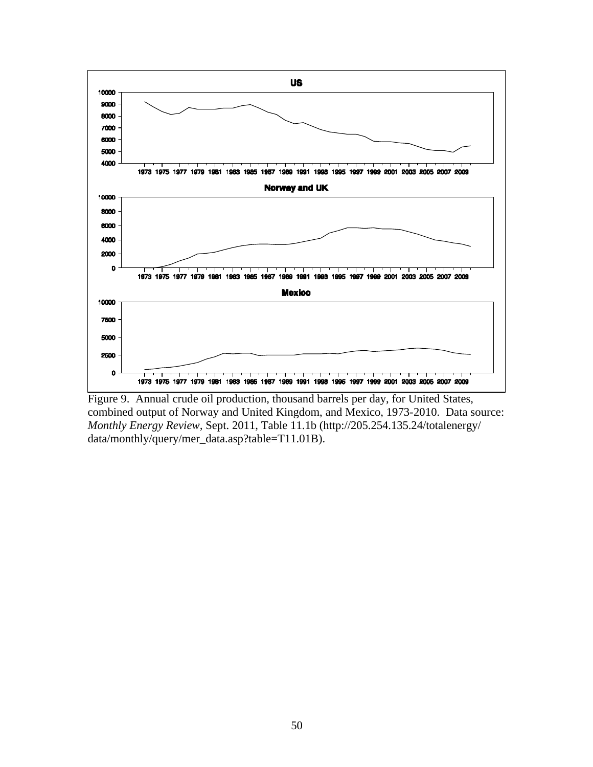Figure 9. Annual crude oil production, thousand barrels per day, for United States, combined output of Norway and United Kingdom, and Mexico, 1973-2010. Data source: *Monthly Energy Review*, Sept. 2011, Table 11.1b (http://205.254.135.24/totalenergy/data/monthly/query/mer_data.asp?table=T11.01B).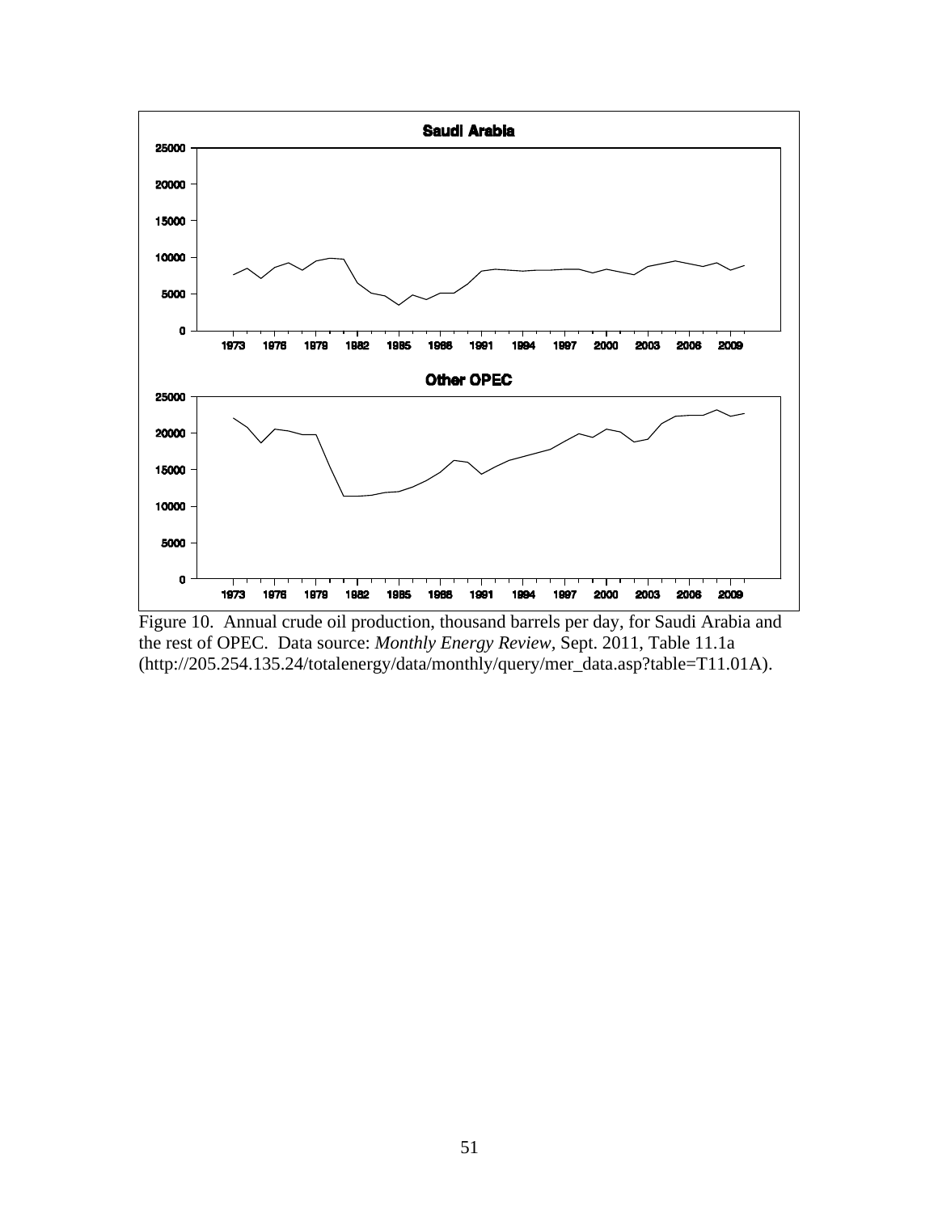Figure 10. Annual crude oil production, thousand barrels per day, for Saudi Arabia and the rest of OPEC. Data source: *Monthly Energy Review*, Sept. 2011, Table 11.1a (http://205.254.135.24/totalenergy/data/monthly/query/mer_data.asp?table=T11.01A).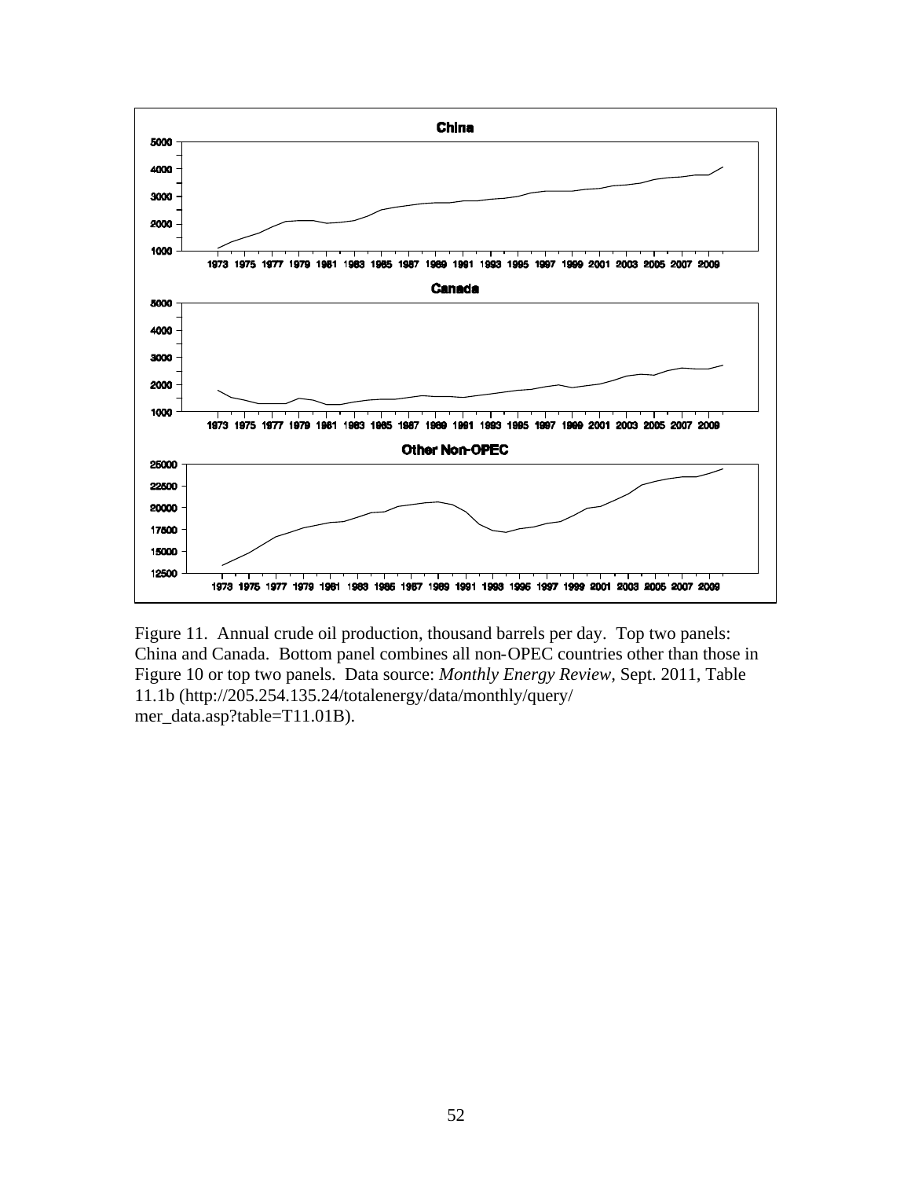Figure 11. Annual crude oil production, thousand barrels per day. Top two panels: China and Canada. Bottom panel combines all non-OPEC countries other than those in Figure 10 or top two panels. Data source: *Monthly Energy Review*, Sept. 2011, Table 11.1b (http://205.254.135.24/totalenergy/data/monthly/query/mer_data.asp?table=T11.01B).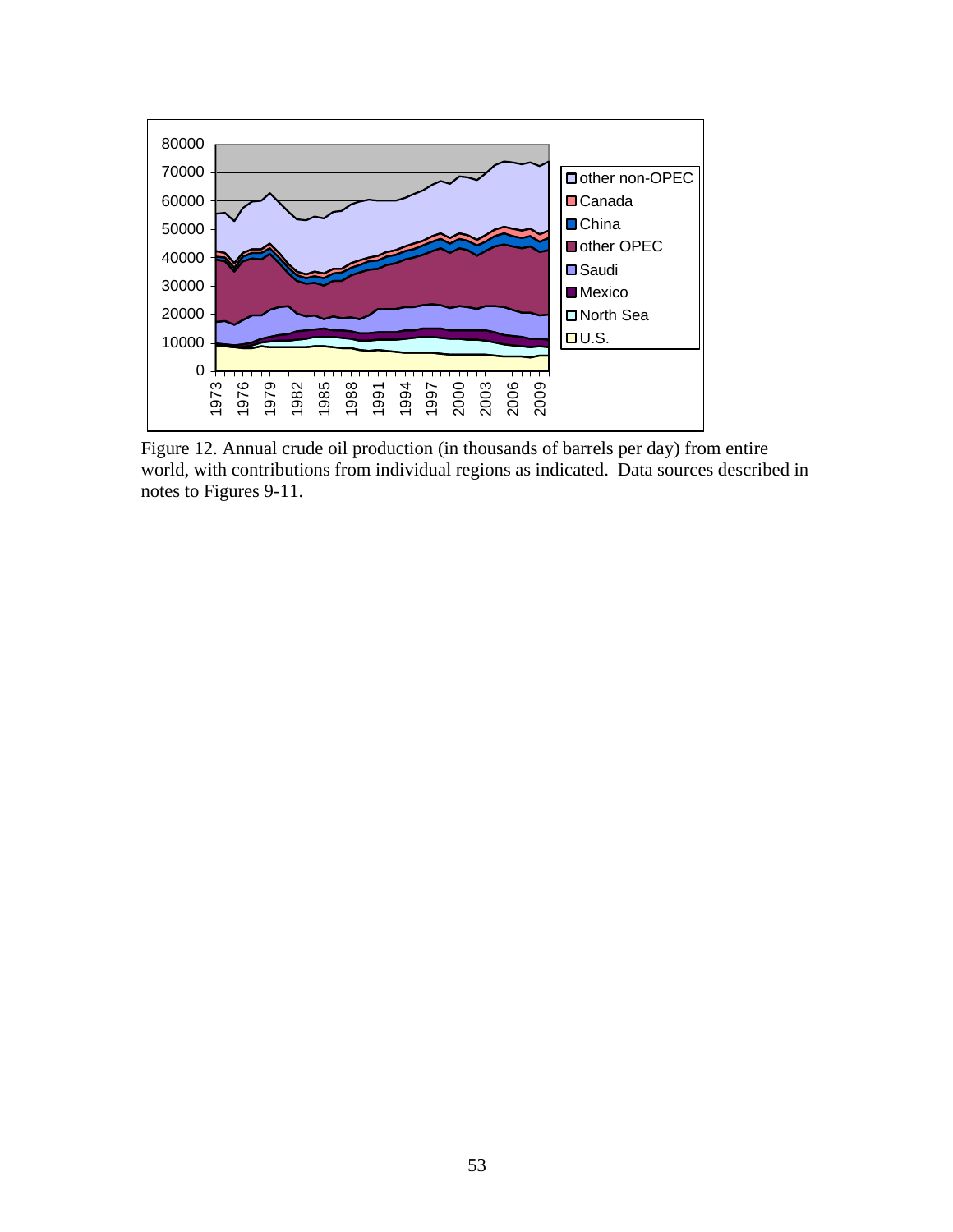Figure 12. Annual crude oil production (in thousands of barrels per day) from entire world, with contributions from individual regions as indicated. Data sources described in notes to Figures 9-11.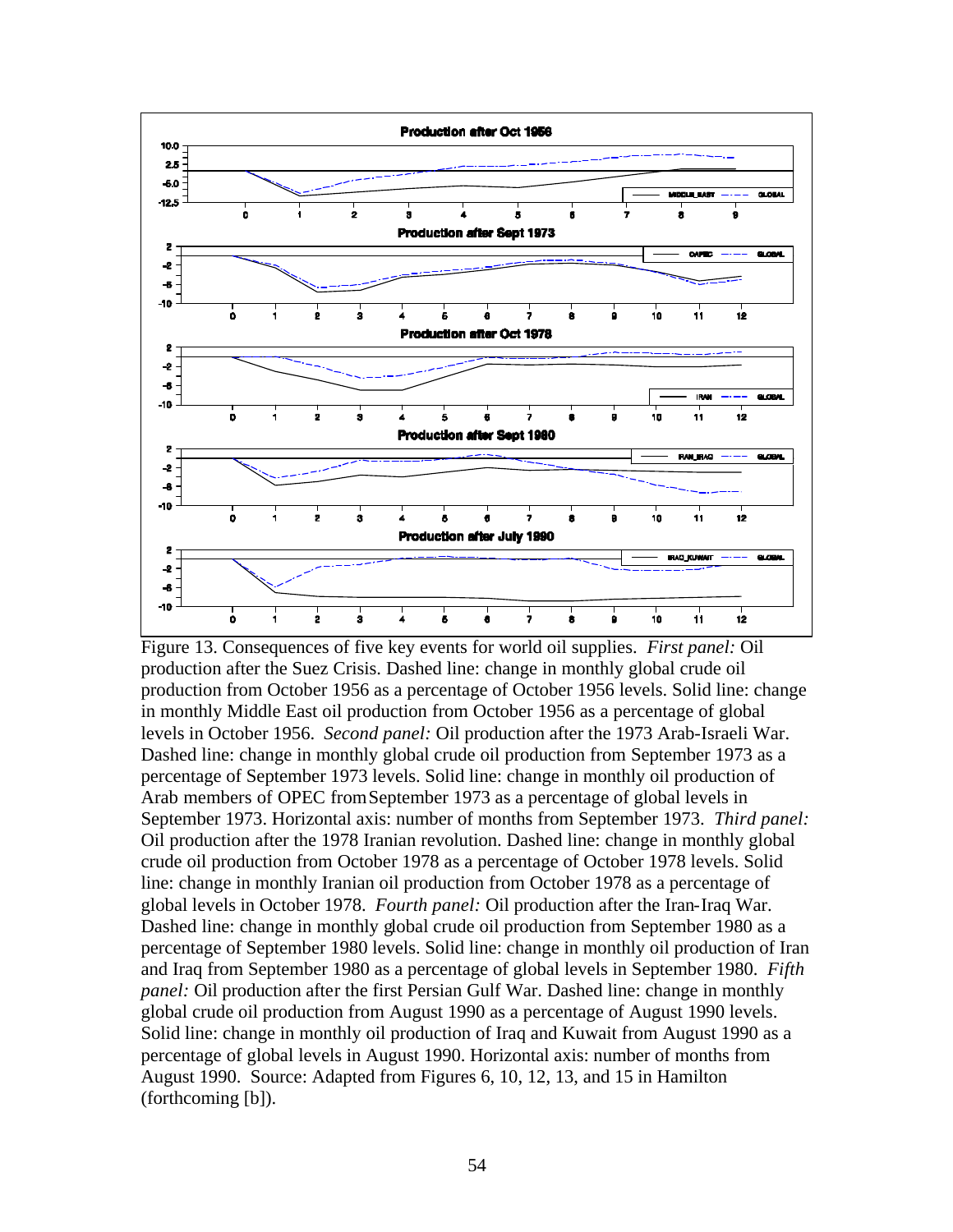Figure 13. Consequences of five key events for world oil supplies. *First panel:* Oil production after the Suez Crisis. Dashed line: change in monthly global crude oil production from October 1956 as a percentage of October 1956 levels. Solid line: change in monthly Middle East oil production from October 1956 as a percentage of global levels in October 1956. *Second panel:* Oil production after the 1973 Arab-Israeli War. Dashed line: change in monthly global crude oil production from September 1973 as a percentage of September 1973 levels. Solid line: change in monthly oil production of Arab members of OPEC from September 1973 as a percentage of global levels in September 1973. Horizontal axis: number of months from September 1973. *Third panel:* Oil production after the 1978 Iranian revolution. Dashed line: change in monthly global crude oil production from October 1978 as a percentage of October 1978 levels. Solid line: change in monthly Iranian oil production from October 1978 as a percentage of global levels in October 1978. *Fourth panel:* Oil production after the Iran-Iraq War. Dashed line: change in monthly global crude oil production from September 1980 as a percentage of September 1980 levels. Solid line: change in monthly oil production of Iran and Iraq from September 1980 as a percentage of global levels in September 1980. *Fifth panel:* Oil production after the first Persian Gulf War. Dashed line: change in monthly global crude oil production from August 1990 as a percentage of August 1990 levels. Solid line: change in monthly oil production of Iraq and Kuwait from August 1990 as a percentage of global levels in August 1990. Horizontal axis: number of months from August 1990. Source: Adapted from Figures 6, 10, 12, 13, and 15 in Hamilton (forthcoming [b]).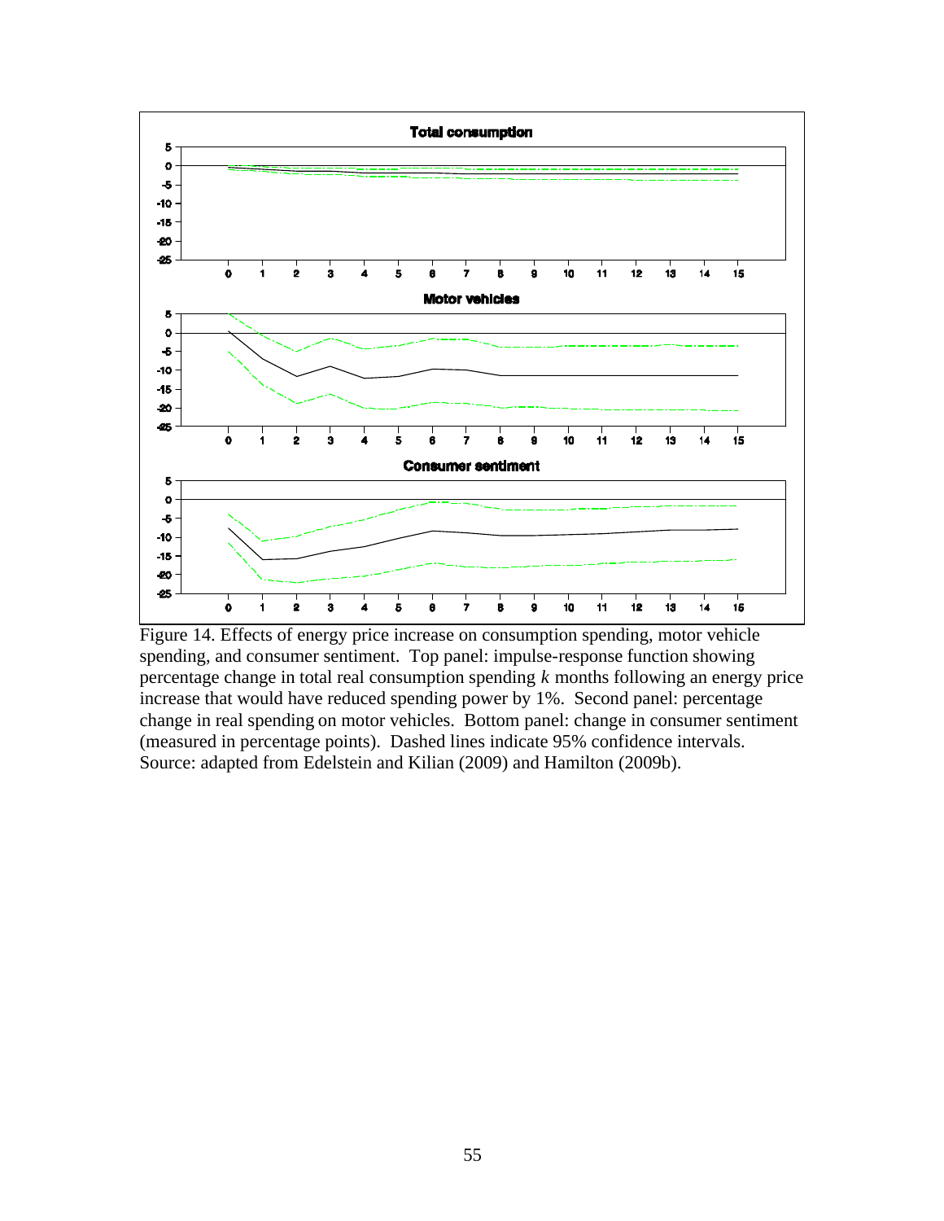Figure 14. Effects of energy price increase on consumption spending, motor vehicle spending, and consumer sentiment. Top panel: impulse-response function showing percentage change in total real consumption spending *k* months following an energy price increase that would have reduced spending power by 1%. Second panel: percentage change in real spending on motor vehicles. Bottom panel: change in consumer sentiment (measured in percentage points). Dashed lines indicate 95% confidence intervals. Source: adapted from Edelstein and Kilian (2009) and Hamilton (2009b).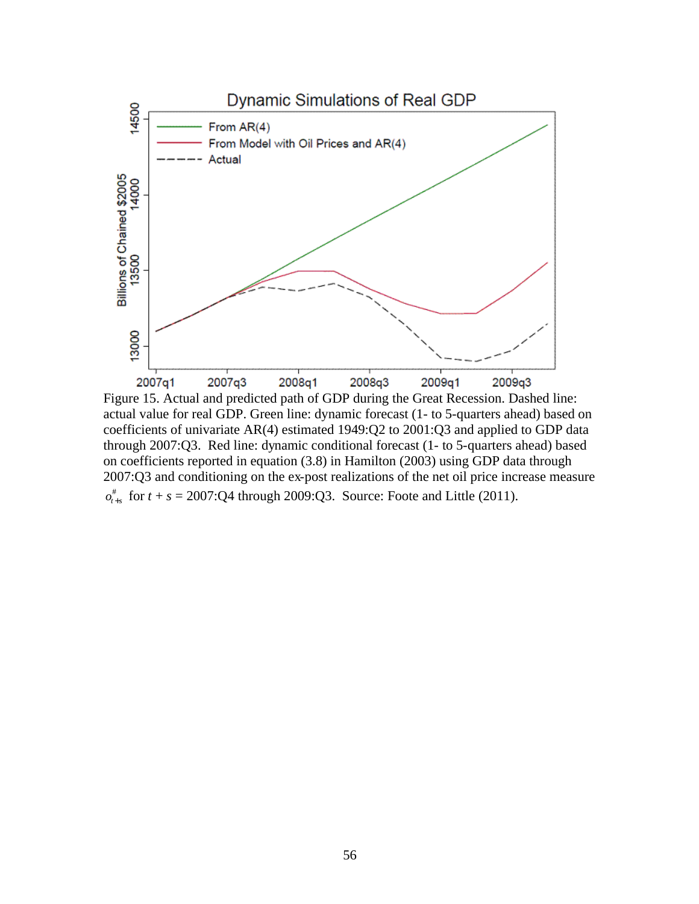Figure 15. Actual and predicted path of GDP during the Great Recession. Dashed line: actual value for real GDP. Green line: dynamic forecast (1- to 5-quarters ahead) based on coefficients of univariate AR(4) estimated 1949:Q2 to 2001:Q3 and applied to GDP data through 2007:Q3. Red line: dynamic conditional forecast (1- to 5-quarters ahead) based on coefficients reported in equation (3.8) in Hamilton (2003) using GDP data through 2007:Q3 and conditioning on the ex-post realizations of the net oil price increase measure $o^{\#}_{t+s}$ for $t + s$ = 2007:Q4 through 2009:Q3. Source: Foote and Little (2011).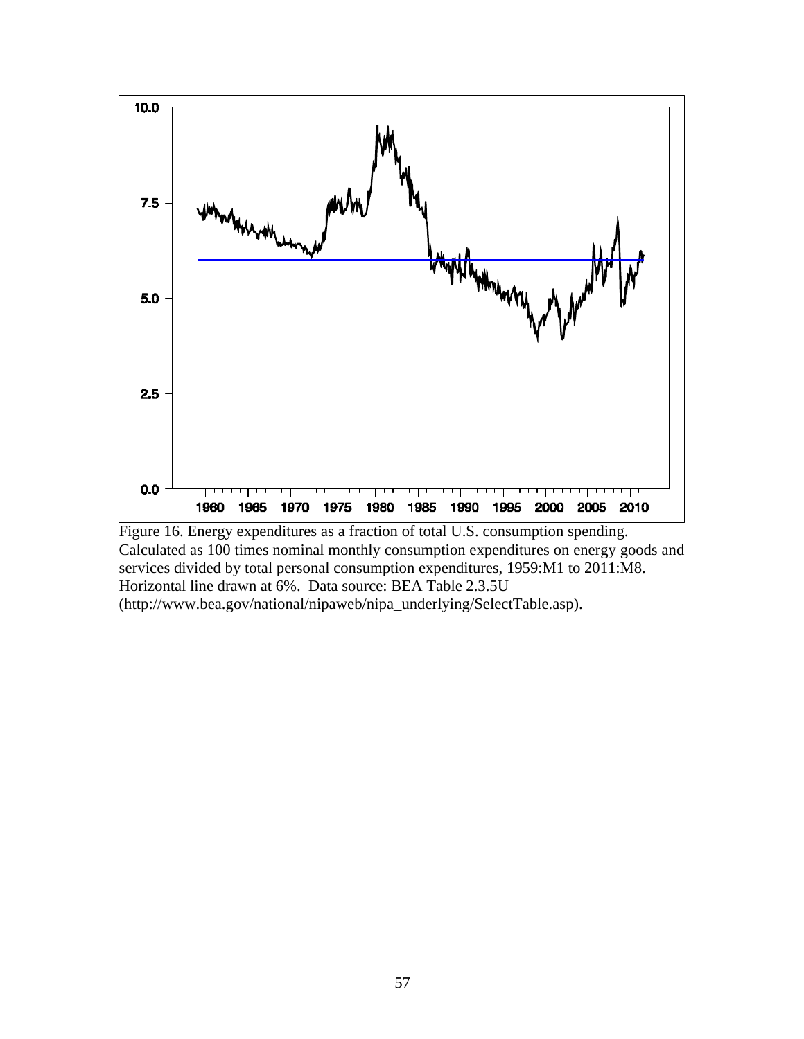Figure 16. Energy expenditures as a fraction of total U.S. consumption spending. Calculated as 100 times nominal monthly consumption expenditures on energy goods and services divided by total personal consumption expenditures, 1959:M1 to 2011:M8. Horizontal line drawn at 6%. Data source: BEA Table 2.3.5U (http://www.bea.gov/national/nipaweb/nipa_underlying/SelectTable.asp).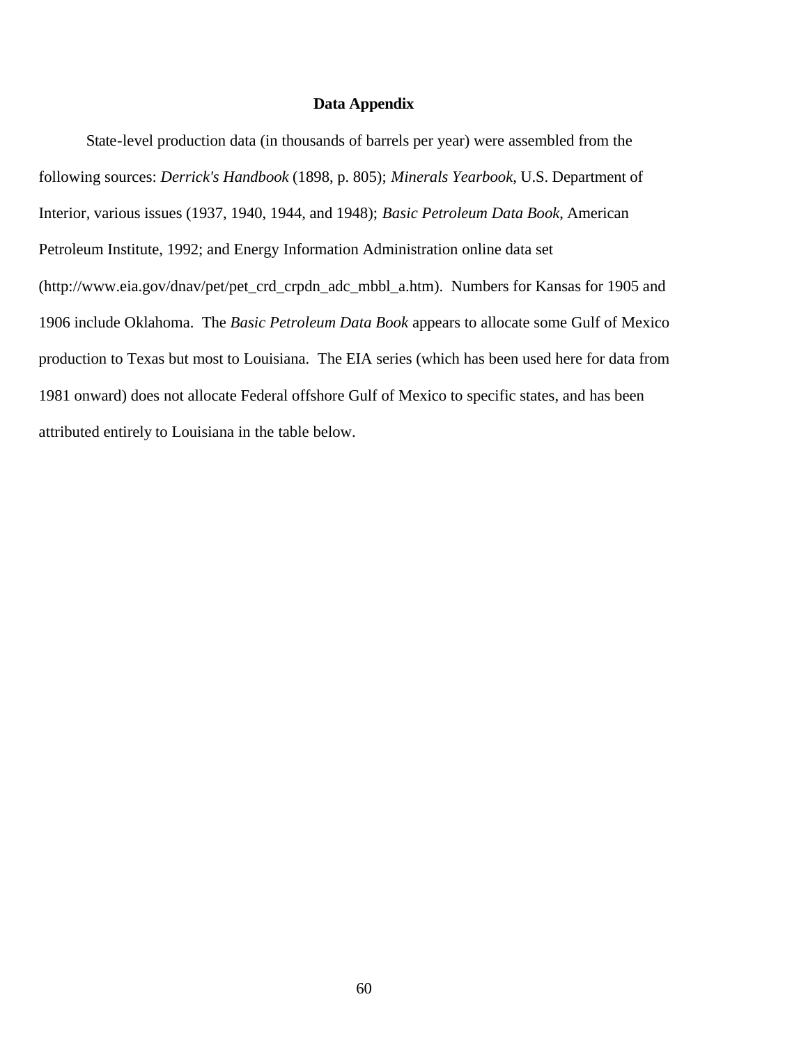## Data Appendix

State-level production data (in thousands of barrels per year) were assembled from the following sources: *Derrick's Handbook* (1898, p. 805); *Minerals Yearbook*, U.S. Department of Interior, various issues (1937, 1940, 1944, and 1948); *Basic Petroleum Data Book*, American Petroleum Institute, 1992; and Energy Information Administration online data set (http://www.eia.gov/dnav/pet/pet_crd_crpdn_adc_mbbl_a.htm). Numbers for Kansas for 1905 and 1906 include Oklahoma. The *Basic Petroleum Data Book* appears to allocate some Gulf of Mexico production to Texas but most to Louisiana. The EIA series (which has been used here for data from 1981 onward) does not allocate Federal offshore Gulf of Mexico to specific states, and has been attributed entirely to Louisiana in the table below.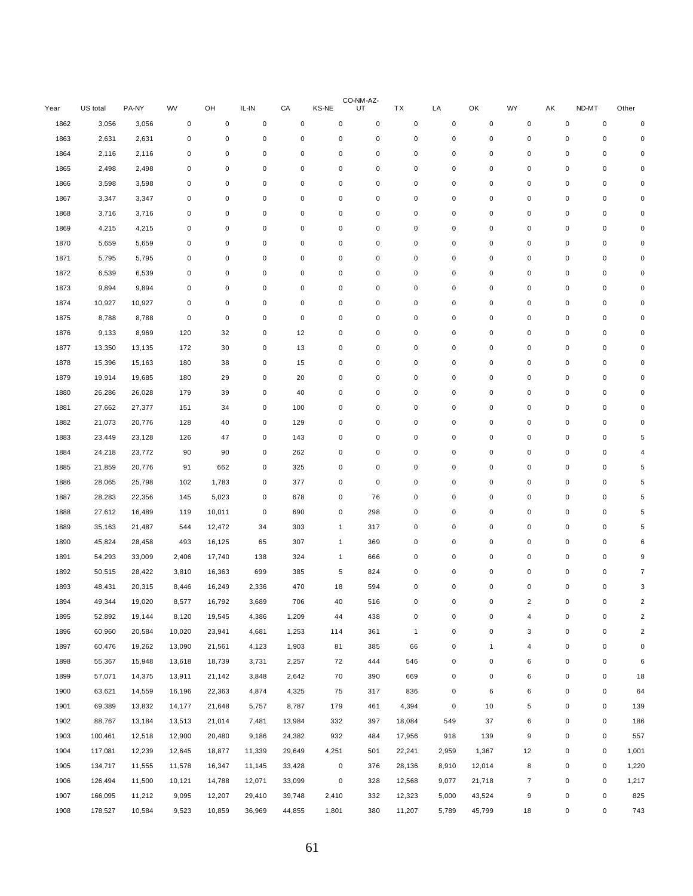| Year | US total | PA-NY | WV | OH | IL-IN | CA | KS-NE | CO-NM-AZ-UT | TX | LA | OK | WY | AK | ND-MT | Other |
|---|---|---|---|---|---|---|---|---|---|---|---|---|---|---|---|
| 1862 | 3,056 | 3,056 | 0 | 0 | 0 | 0 | 0 | 0 | 0 | 0 | 0 | 0 | 0 | 0 | 0 |
| 1863 | 2,631 | 2,631 | 0 | 0 | 0 | 0 | 0 | 0 | 0 | 0 | 0 | 0 | 0 | 0 | 0 |
| 1864 | 2,116 | 2,116 | 0 | 0 | 0 | 0 | 0 | 0 | 0 | 0 | 0 | 0 | 0 | 0 | 0 |
| 1865 | 2,498 | 2,498 | 0 | 0 | 0 | 0 | 0 | 0 | 0 | 0 | 0 | 0 | 0 | 0 | 0 |
| 1866 | 3,598 | 3,598 | 0 | 0 | 0 | 0 | 0 | 0 | 0 | 0 | 0 | 0 | 0 | 0 | 0 |
| 1867 | 3,347 | 3,347 | 0 | 0 | 0 | 0 | 0 | 0 | 0 | 0 | 0 | 0 | 0 | 0 | 0 |
| 1868 | 3,716 | 3,716 | 0 | 0 | 0 | 0 | 0 | 0 | 0 | 0 | 0 | 0 | 0 | 0 | 0 |
| 1869 | 4,215 | 4,215 | 0 | 0 | 0 | 0 | 0 | 0 | 0 | 0 | 0 | 0 | 0 | 0 | 0 |
| 1870 | 5,659 | 5,659 | 0 | 0 | 0 | 0 | 0 | 0 | 0 | 0 | 0 | 0 | 0 | 0 | 0 |
| 1871 | 5,795 | 5,795 | 0 | 0 | 0 | 0 | 0 | 0 | 0 | 0 | 0 | 0 | 0 | 0 | 0 |
| 1872 | 6,539 | 6,539 | 0 | 0 | 0 | 0 | 0 | 0 | 0 | 0 | 0 | 0 | 0 | 0 | 0 |
| 1873 | 9,894 | 9,894 | 0 | 0 | 0 | 0 | 0 | 0 | 0 | 0 | 0 | 0 | 0 | 0 | 0 |
| 1874 | 10,927 | 10,927 | 0 | 0 | 0 | 0 | 0 | 0 | 0 | 0 | 0 | 0 | 0 | 0 | 0 |
| 1875 | 8,788 | 8,788 | 0 | 0 | 0 | 0 | 0 | 0 | 0 | 0 | 0 | 0 | 0 | 0 | 0 |
| 1876 | 9,133 | 8,969 | 120 | 32 | 0 | 12 | 0 | 0 | 0 | 0 | 0 | 0 | 0 | 0 | 0 |
| 1877 | 13,350 | 13,135 | 172 | 30 | 0 | 13 | 0 | 0 | 0 | 0 | 0 | 0 | 0 | 0 | 0 |
| 1878 | 15,396 | 15,163 | 180 | 38 | 0 | 15 | 0 | 0 | 0 | 0 | 0 | 0 | 0 | 0 | 0 |
| 1879 | 19,914 | 19,685 | 180 | 29 | 0 | 20 | 0 | 0 | 0 | 0 | 0 | 0 | 0 | 0 | 0 |
| 1880 | 26,286 | 26,028 | 179 | 39 | 0 | 40 | 0 | 0 | 0 | 0 | 0 | 0 | 0 | 0 | 0 |
| 1881 | 27,662 | 27,377 | 151 | 34 | 0 | 100 | 0 | 0 | 0 | 0 | 0 | 0 | 0 | 0 | 0 |
| 1882 | 21,073 | 20,776 | 128 | 40 | 0 | 129 | 0 | 0 | 0 | 0 | 0 | 0 | 0 | 0 | 0 |
| 1883 | 23,449 | 23,128 | 126 | 47 | 0 | 143 | 0 | 0 | 0 | 0 | 0 | 0 | 0 | 0 | 5 |
| 1884 | 24,218 | 23,772 | 90 | 90 | 0 | 262 | 0 | 0 | 0 | 0 | 0 | 0 | 0 | 0 | 4 |
| 1885 | 21,859 | 20,776 | 91 | 662 | 0 | 325 | 0 | 0 | 0 | 0 | 0 | 0 | 0 | 0 | 5 |
| 1886 | 28,065 | 25,798 | 102 | 1,783 | 0 | 377 | 0 | 0 | 0 | 0 | 0 | 0 | 0 | 0 | 5 |
| 1887 | 28,283 | 22,356 | 145 | 5,023 | 0 | 678 | 0 | 76 | 0 | 0 | 0 | 0 | 0 | 0 | 5 |
| 1888 | 27,612 | 16,489 | 119 | 10,011 | 0 | 690 | 0 | 298 | 0 | 0 | 0 | 0 | 0 | 0 | 5 |
| 1889 | 35,163 | 21,487 | 544 | 12,472 | 34 | 303 | 1 | 317 | 0 | 0 | 0 | 0 | 0 | 0 | 5 |
| 1890 | 45,824 | 28,458 | 493 | 16,125 | 65 | 307 | 1 | 369 | 0 | 0 | 0 | 0 | 0 | 0 | 6 |
| 1891 | 54,293 | 33,009 | 2,406 | 17,740 | 138 | 324 | 1 | 666 | 0 | 0 | 0 | 0 | 0 | 0 | 9 |
| 1892 | 50,515 | 28,422 | 3,810 | 16,363 | 699 | 385 | 5 | 824 | 0 | 0 | 0 | 0 | 0 | 0 | 7 |
| 1893 | 48,431 | 20,315 | 8,446 | 16,249 | 2,336 | 470 | 18 | 594 | 0 | 0 | 0 | 0 | 0 | 0 | 3 |
| 1894 | 49,344 | 19,020 | 8,577 | 16,792 | 3,689 | 706 | 40 | 516 | 0 | 0 | 0 | 2 | 0 | 0 | 2 |
| 1895 | 52,892 | 19,144 | 8,120 | 19,545 | 4,386 | 1,209 | 44 | 438 | 0 | 0 | 0 | 4 | 0 | 0 | 2 |
| 1896 | 60,960 | 20,584 | 10,020 | 23,941 | 4,681 | 1,253 | 114 | 361 | 1 | 0 | 0 | 3 | 0 | 0 | 2 |
| 1897 | 60,476 | 19,262 | 13,090 | 21,561 | 4,123 | 1,903 | 81 | 385 | 66 | 0 | 1 | 4 | 0 | 0 | 0 |
| 1898 | 55,367 | 15,948 | 13,618 | 18,739 | 3,731 | 2,257 | 72 | 444 | 546 | 0 | 0 | 6 | 0 | 0 | 6 |
| 1899 | 57,071 | 14,375 | 13,911 | 21,142 | 3,848 | 2,642 | 70 | 390 | 669 | 0 | 0 | 6 | 0 | 0 | 18 |
| 1900 | 63,621 | 14,559 | 16,196 | 22,363 | 4,874 | 4,325 | 75 | 317 | 836 | 0 | 6 | 6 | 0 | 0 | 64 |
| 1901 | 69,389 | 13,832 | 14,177 | 21,648 | 5,757 | 8,787 | 179 | 461 | 4,394 | 0 | 10 | 5 | 0 | 0 | 139 |
| 1902 | 88,767 | 13,184 | 13,513 | 21,014 | 7,481 | 13,984 | 332 | 397 | 18,084 | 549 | 37 | 6 | 0 | 0 | 186 |
| 1903 | 100,461 | 12,518 | 12,900 | 20,480 | 9,186 | 24,382 | 932 | 484 | 17,956 | 918 | 139 | 9 | 0 | 0 | 557 |
| 1904 | 117,081 | 12,239 | 12,645 | 18,877 | 11,339 | 29,649 | 4,251 | 501 | 22,241 | 2,959 | 1,367 | 12 | 0 | 0 | 1,001 |
| 1905 | 134,717 | 11,555 | 11,578 | 16,347 | 11,145 | 33,428 | 0 | 376 | 28,136 | 8,910 | 12,014 | 8 | 0 | 0 | 1,220 |
| 1906 | 126,494 | 11,500 | 10,121 | 14,788 | 12,071 | 33,099 | 0 | 328 | 12,568 | 9,077 | 21,718 | 7 | 0 | 0 | 1,217 |
| 1907 | 166,095 | 11,212 | 9,095 | 12,207 | 29,410 | 39,748 | 2,410 | 332 | 12,323 | 5,000 | 43,524 | 9 | 0 | 0 | 825 |
| 1908 | 178,527 | 10,584 | 9,523 | 10,859 | 36,969 | 44,855 | 1,801 | 380 | 11,207 | 5,789 | 45,799 | 18 | 0 | 0 | 743 |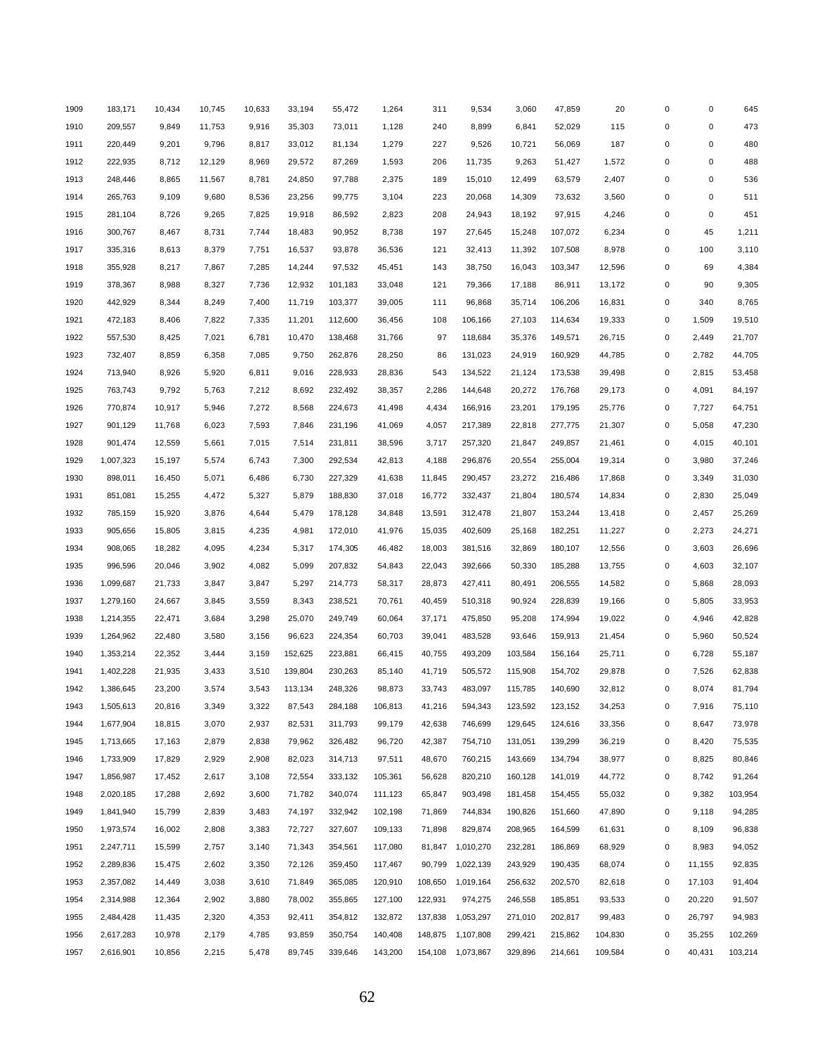| | | | | | | | | | | | | | | | |
|---|---|---|---|---|---|---|---|---|---|---|---|---|---|---|---|
| 1909 | 183,171 | 10,434 | 10,745 | 10,633 | 33,194 | 55,472 | 1,264 | 311 | 9,534 | 3,060 | 47,859 | 20 | 0 | 0 | 645 |
| 1910 | 209,557 | 9,849 | 11,753 | 9,916 | 35,303 | 73,011 | 1,128 | 240 | 8,899 | 6,841 | 52,029 | 115 | 0 | 0 | 473 |
| 1911 | 220,449 | 9,201 | 9,796 | 8,817 | 33,012 | 81,134 | 1,279 | 227 | 9,526 | 10,721 | 56,069 | 187 | 0 | 0 | 480 |
| 1912 | 222,935 | 8,712 | 12,129 | 8,969 | 29,572 | 87,269 | 1,593 | 206 | 11,735 | 9,263 | 51,427 | 1,572 | 0 | 0 | 488 |
| 1913 | 248,446 | 8,865 | 11,567 | 8,781 | 24,850 | 97,788 | 2,375 | 189 | 15,010 | 12,499 | 63,579 | 2,407 | 0 | 0 | 536 |
| 1914 | 265,763 | 9,109 | 9,680 | 8,536 | 23,256 | 99,775 | 3,104 | 223 | 20,068 | 14,309 | 73,632 | 3,560 | 0 | 0 | 511 |
| 1915 | 281,104 | 8,726 | 9,265 | 7,825 | 19,918 | 86,592 | 2,823 | 208 | 24,943 | 18,192 | 97,915 | 4,246 | 0 | 0 | 451 |
| 1916 | 300,767 | 8,467 | 8,731 | 7,744 | 18,483 | 90,952 | 8,738 | 197 | 27,645 | 15,248 | 107,072 | 6,234 | 0 | 45 | 1,211 |
| 1917 | 335,316 | 8,613 | 8,379 | 7,751 | 16,537 | 93,878 | 36,536 | 121 | 32,413 | 11,392 | 107,508 | 8,978 | 0 | 100 | 3,110 |
| 1918 | 355,928 | 8,217 | 7,867 | 7,285 | 14,244 | 97,532 | 45,451 | 143 | 38,750 | 16,043 | 103,347 | 12,596 | 0 | 69 | 4,384 |
| 1919 | 378,367 | 8,988 | 8,327 | 7,736 | 12,932 | 101,183 | 33,048 | 121 | 79,366 | 17,188 | 86,911 | 13,172 | 0 | 90 | 9,305 |
| 1920 | 442,929 | 8,344 | 8,249 | 7,400 | 11,719 | 103,377 | 39,005 | 111 | 96,868 | 35,714 | 106,206 | 16,831 | 0 | 340 | 8,765 |
| 1921 | 472,183 | 8,406 | 7,822 | 7,335 | 11,201 | 112,600 | 36,456 | 108 | 106,166 | 27,103 | 114,634 | 19,333 | 0 | 1,509 | 19,510 |
| 1922 | 557,530 | 8,425 | 7,021 | 6,781 | 10,470 | 138,468 | 31,766 | 97 | 118,684 | 35,376 | 149,571 | 26,715 | 0 | 2,449 | 21,707 |
| 1923 | 732,407 | 8,859 | 6,358 | 7,085 | 9,750 | 262,876 | 28,250 | 86 | 131,023 | 24,919 | 160,929 | 44,785 | 0 | 2,782 | 44,705 |
| 1924 | 713,940 | 8,926 | 5,920 | 6,811 | 9,016 | 228,933 | 28,836 | 543 | 134,522 | 21,124 | 173,538 | 39,498 | 0 | 2,815 | 53,458 |
| 1925 | 763,743 | 9,792 | 5,763 | 7,212 | 8,692 | 232,492 | 38,357 | 2,286 | 144,648 | 20,272 | 176,768 | 29,173 | 0 | 4,091 | 84,197 |
| 1926 | 770,874 | 10,917 | 5,946 | 7,272 | 8,568 | 224,673 | 41,498 | 4,434 | 166,916 | 23,201 | 179,195 | 25,776 | 0 | 7,727 | 64,751 |
| 1927 | 901,129 | 11,768 | 6,023 | 7,593 | 7,846 | 231,196 | 41,069 | 4,057 | 217,389 | 22,818 | 277,775 | 21,307 | 0 | 5,058 | 47,230 |
| 1928 | 901,474 | 12,559 | 5,661 | 7,015 | 7,514 | 231,811 | 38,596 | 3,717 | 257,320 | 21,847 | 249,857 | 21,461 | 0 | 4,015 | 40,101 |
| 1929 | 1,007,323 | 15,197 | 5,574 | 6,743 | 7,300 | 292,534 | 42,813 | 4,188 | 296,876 | 20,554 | 255,004 | 19,314 | 0 | 3,980 | 37,246 |
| 1930 | 898,011 | 16,450 | 5,071 | 6,486 | 6,730 | 227,329 | 41,638 | 11,845 | 290,457 | 23,272 | 216,486 | 17,868 | 0 | 3,349 | 31,030 |
| 1931 | 851,081 | 15,255 | 4,472 | 5,327 | 5,879 | 188,830 | 37,018 | 16,772 | 332,437 | 21,804 | 180,574 | 14,834 | 0 | 2,830 | 25,049 |
| 1932 | 785,159 | 15,920 | 3,876 | 4,644 | 5,479 | 178,128 | 34,848 | 13,591 | 312,478 | 21,807 | 153,244 | 13,418 | 0 | 2,457 | 25,269 |
| 1933 | 905,656 | 15,805 | 3,815 | 4,235 | 4,981 | 172,010 | 41,976 | 15,035 | 402,609 | 25,168 | 182,251 | 11,227 | 0 | 2,273 | 24,271 |
| 1934 | 908,065 | 18,282 | 4,095 | 4,234 | 5,317 | 174,305 | 46,482 | 18,003 | 381,516 | 32,869 | 180,107 | 12,556 | 0 | 3,603 | 26,696 |
| 1935 | 996,596 | 20,046 | 3,902 | 4,082 | 5,099 | 207,832 | 54,843 | 22,043 | 392,666 | 50,330 | 185,288 | 13,755 | 0 | 4,603 | 32,107 |
| 1936 | 1,099,687 | 21,733 | 3,847 | 3,847 | 5,297 | 214,773 | 58,317 | 28,873 | 427,411 | 80,491 | 206,555 | 14,582 | 0 | 5,868 | 28,093 |
| 1937 | 1,279,160 | 24,667 | 3,845 | 3,559 | 8,343 | 238,521 | 70,761 | 40,459 | 510,318 | 90,924 | 228,839 | 19,166 | 0 | 5,805 | 33,953 |
| 1938 | 1,214,355 | 22,471 | 3,684 | 3,298 | 25,070 | 249,749 | 60,064 | 37,171 | 475,850 | 95,208 | 174,994 | 19,022 | 0 | 4,946 | 42,828 |
| 1939 | 1,264,962 | 22,480 | 3,580 | 3,156 | 96,623 | 224,354 | 60,703 | 39,041 | 483,528 | 93,646 | 159,913 | 21,454 | 0 | 5,960 | 50,524 |
| 1940 | 1,353,214 | 22,352 | 3,444 | 3,159 | 152,625 | 223,881 | 66,415 | 40,755 | 493,209 | 103,584 | 156,164 | 25,711 | 0 | 6,728 | 55,187 |
| 1941 | 1,402,228 | 21,935 | 3,433 | 3,510 | 139,804 | 230,263 | 85,140 | 41,719 | 505,572 | 115,908 | 154,702 | 29,878 | 0 | 7,526 | 62,838 |
| 1942 | 1,386,645 | 23,200 | 3,574 | 3,543 | 113,134 | 248,326 | 98,873 | 33,743 | 483,097 | 115,785 | 140,690 | 32,812 | 0 | 8,074 | 81,794 |
| 1943 | 1,505,613 | 20,816 | 3,349 | 3,322 | 87,543 | 284,188 | 106,813 | 41,216 | 594,343 | 123,592 | 123,152 | 34,253 | 0 | 7,916 | 75,110 |
| 1944 | 1,677,904 | 18,815 | 3,070 | 2,937 | 82,531 | 311,793 | 99,179 | 42,638 | 746,699 | 129,645 | 124,616 | 33,356 | 0 | 8,647 | 73,978 |
| 1945 | 1,713,665 | 17,163 | 2,879 | 2,838 | 79,962 | 326,482 | 96,720 | 42,387 | 754,710 | 131,051 | 139,299 | 36,219 | 0 | 8,420 | 75,535 |
| 1946 | 1,733,909 | 17,829 | 2,929 | 2,908 | 82,023 | 314,713 | 97,511 | 48,670 | 760,215 | 143,669 | 134,794 | 38,977 | 0 | 8,825 | 80,846 |
| 1947 | 1,856,987 | 17,452 | 2,617 | 3,108 | 72,554 | 333,132 | 105,361 | 56,628 | 820,210 | 160,128 | 141,019 | 44,772 | 0 | 8,742 | 91,264 |
| 1948 | 2,020,185 | 17,288 | 2,692 | 3,600 | 71,782 | 340,074 | 111,123 | 65,847 | 903,498 | 181,458 | 154,455 | 55,032 | 0 | 9,382 | 103,954 |
| 1949 | 1,841,940 | 15,799 | 2,839 | 3,483 | 74,197 | 332,942 | 102,198 | 71,869 | 744,834 | 190,826 | 151,660 | 47,890 | 0 | 9,118 | 94,285 |
| 1950 | 1,973,574 | 16,002 | 2,808 | 3,383 | 72,727 | 327,607 | 109,133 | 71,898 | 829,874 | 208,965 | 164,599 | 61,631 | 0 | 8,109 | 96,838 |
| 1951 | 2,247,711 | 15,599 | 2,757 | 3,140 | 71,343 | 354,561 | 117,080 | 81,847 | 1,010,270 | 232,281 | 186,869 | 68,929 | 0 | 8,983 | 94,052 |
| 1952 | 2,289,836 | 15,475 | 2,602 | 3,350 | 72,126 | 359,450 | 117,467 | 90,799 | 1,022,139 | 243,929 | 190,435 | 68,074 | 0 | 11,155 | 92,835 |
| 1953 | 2,357,082 | 14,449 | 3,038 | 3,610 | 71,849 | 365,085 | 120,910 | 108,650 | 1,019,164 | 256,632 | 202,570 | 82,618 | 0 | 17,103 | 91,404 |
| 1954 | 2,314,988 | 12,364 | 2,902 | 3,880 | 78,002 | 355,865 | 127,100 | 122,931 | 974,275 | 246,558 | 185,851 | 93,533 | 0 | 20,220 | 91,507 |
| 1955 | 2,484,428 | 11,435 | 2,320 | 4,353 | 92,411 | 354,812 | 132,872 | 137,838 | 1,053,297 | 271,010 | 202,817 | 99,483 | 0 | 26,797 | 94,983 |
| 1956 | 2,617,283 | 10,978 | 2,179 | 4,785 | 93,859 | 350,754 | 140,408 | 148,875 | 1,107,808 | 299,421 | 215,862 | 104,830 | 0 | 35,255 | 102,269 |
| 1957 | 2,616,901 | 10,856 | 2,215 | 5,478 | 89,745 | 339,646 | 143,200 | 154,108 | 1,073,867 | 329,896 | 214,661 | 109,584 | 0 | 40,431 | 103,214 |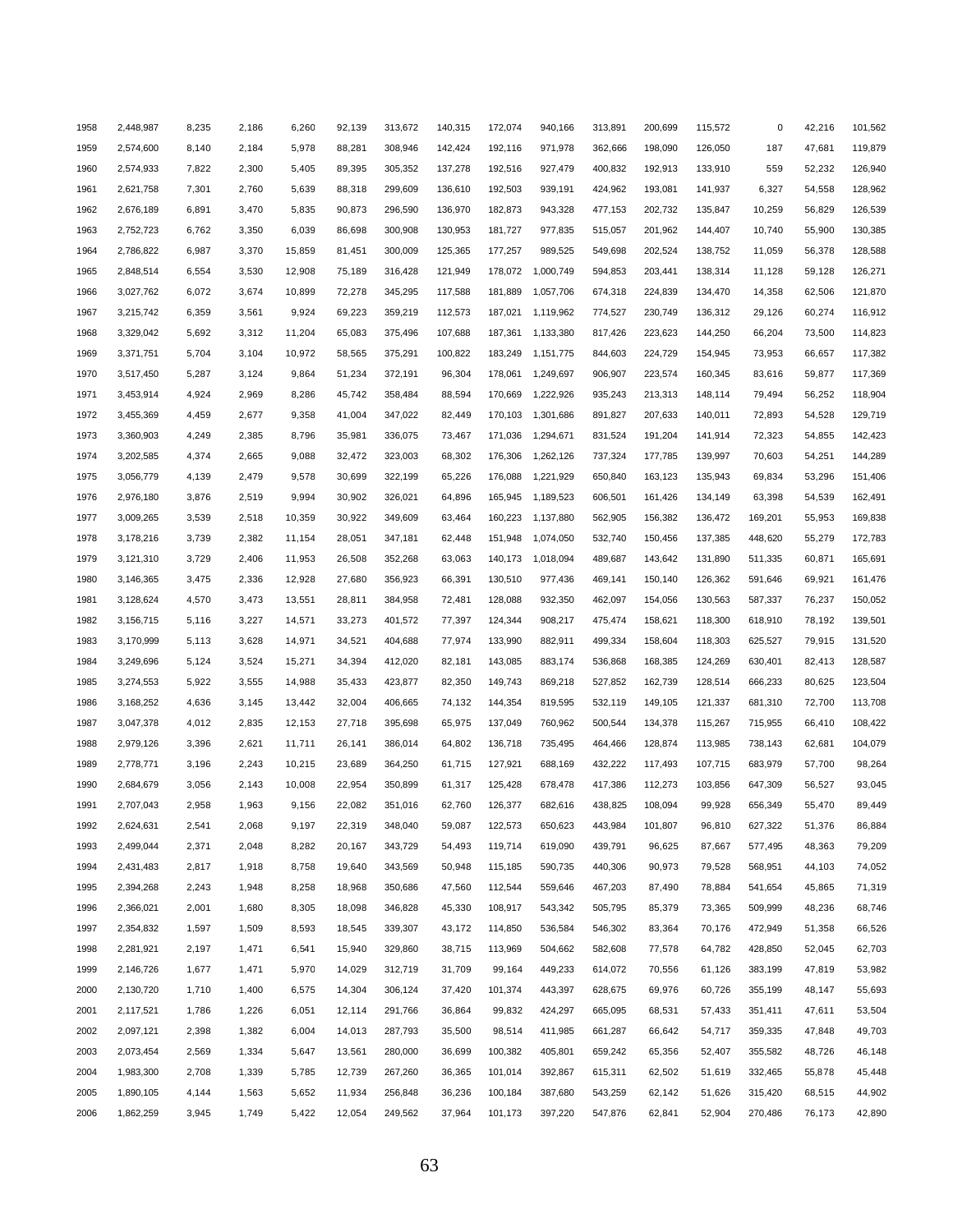| | | | | | | | | | | | | | | | |
|---|---|---|---|---|---|---|---|---|---|---|---|---|---|---|---|
| 1958 | 2,448,987 | 8,235 | 2,186 | 6,260 | 92,139 | 313,672 | 140,315 | 172,074 | 940,166 | 313,891 | 200,699 | 115,572 | 0 | 42,216 | 101,562 |
| 1959 | 2,574,600 | 8,140 | 2,184 | 5,978 | 88,281 | 308,946 | 142,424 | 192,116 | 971,978 | 362,666 | 198,090 | 126,050 | 187 | 47,681 | 119,879 |
| 1960 | 2,574,933 | 7,822 | 2,300 | 5,405 | 89,395 | 305,352 | 137,278 | 192,516 | 927,479 | 400,832 | 192,913 | 133,910 | 559 | 52,232 | 126,940 |
| 1961 | 2,621,758 | 7,301 | 2,760 | 5,639 | 88,318 | 299,609 | 136,610 | 192,503 | 939,191 | 424,962 | 193,081 | 141,937 | 6,327 | 54,558 | 128,962 |
| 1962 | 2,676,189 | 6,891 | 3,470 | 5,835 | 90,873 | 296,590 | 136,970 | 182,873 | 943,328 | 477,153 | 202,732 | 135,847 | 10,259 | 56,829 | 126,539 |
| 1963 | 2,752,723 | 6,762 | 3,350 | 6,039 | 86,698 | 300,908 | 130,953 | 181,727 | 977,835 | 515,057 | 201,962 | 144,407 | 10,740 | 55,900 | 130,385 |
| 1964 | 2,786,822 | 6,987 | 3,370 | 15,859 | 81,451 | 300,009 | 125,365 | 177,257 | 989,525 | 549,698 | 202,524 | 138,752 | 11,059 | 56,378 | 128,588 |
| 1965 | 2,848,514 | 6,554 | 3,530 | 12,908 | 75,189 | 316,428 | 121,949 | 178,072 | 1,000,749 | 594,853 | 203,441 | 138,314 | 11,128 | 59,128 | 126,271 |
| 1966 | 3,027,762 | 6,072 | 3,674 | 10,899 | 72,278 | 345,295 | 117,588 | 181,889 | 1,057,706 | 674,318 | 224,839 | 134,470 | 14,358 | 62,506 | 121,870 |
| 1967 | 3,215,742 | 6,359 | 3,561 | 9,924 | 69,223 | 359,219 | 112,573 | 187,021 | 1,119,962 | 774,527 | 230,749 | 136,312 | 29,126 | 60,274 | 116,912 |
| 1968 | 3,329,042 | 5,692 | 3,312 | 11,204 | 65,083 | 375,496 | 107,688 | 187,361 | 1,133,380 | 817,426 | 223,623 | 144,250 | 66,204 | 73,500 | 114,823 |
| 1969 | 3,371,751 | 5,704 | 3,104 | 10,972 | 58,565 | 375,291 | 100,822 | 183,249 | 1,151,775 | 844,603 | 224,729 | 154,945 | 73,953 | 66,657 | 117,382 |
| 1970 | 3,517,450 | 5,287 | 3,124 | 9,864 | 51,234 | 372,191 | 96,304 | 178,061 | 1,249,697 | 906,907 | 223,574 | 160,345 | 83,616 | 59,877 | 117,369 |
| 1971 | 3,453,914 | 4,924 | 2,969 | 8,286 | 45,742 | 358,484 | 88,594 | 170,669 | 1,222,926 | 935,243 | 213,313 | 148,114 | 79,494 | 56,252 | 118,904 |
| 1972 | 3,455,369 | 4,459 | 2,677 | 9,358 | 41,004 | 347,022 | 82,449 | 170,103 | 1,301,686 | 891,827 | 207,633 | 140,011 | 72,893 | 54,528 | 129,719 |
| 1973 | 3,360,903 | 4,249 | 2,385 | 8,796 | 35,981 | 336,075 | 73,467 | 171,036 | 1,294,671 | 831,524 | 191,204 | 141,914 | 72,323 | 54,855 | 142,423 |
| 1974 | 3,202,585 | 4,374 | 2,665 | 9,088 | 32,472 | 323,003 | 68,302 | 176,306 | 1,262,126 | 737,324 | 177,785 | 139,997 | 70,603 | 54,251 | 144,289 |
| 1975 | 3,056,779 | 4,139 | 2,479 | 9,578 | 30,699 | 322,199 | 65,226 | 176,088 | 1,221,929 | 650,840 | 163,123 | 135,943 | 69,834 | 53,296 | 151,406 |
| 1976 | 2,976,180 | 3,876 | 2,519 | 9,994 | 30,902 | 326,021 | 64,896 | 165,945 | 1,189,523 | 606,501 | 161,426 | 134,149 | 63,398 | 54,539 | 162,491 |
| 1977 | 3,009,265 | 3,539 | 2,518 | 10,359 | 30,922 | 349,609 | 63,464 | 160,223 | 1,137,880 | 562,905 | 156,382 | 136,472 | 169,201 | 55,953 | 169,838 |
| 1978 | 3,178,216 | 3,739 | 2,382 | 11,154 | 28,051 | 347,181 | 62,448 | 151,948 | 1,074,050 | 532,740 | 150,456 | 137,385 | 448,620 | 55,279 | 172,783 |
| 1979 | 3,121,310 | 3,729 | 2,406 | 11,953 | 26,508 | 352,268 | 63,063 | 140,173 | 1,018,094 | 489,687 | 143,642 | 131,890 | 511,335 | 60,871 | 165,691 |
| 1980 | 3,146,365 | 3,475 | 2,336 | 12,928 | 27,680 | 356,923 | 66,391 | 130,510 | 977,436 | 469,141 | 150,140 | 126,362 | 591,646 | 69,921 | 161,476 |
| 1981 | 3,128,624 | 4,570 | 3,473 | 13,551 | 28,811 | 384,958 | 72,481 | 128,088 | 932,350 | 462,097 | 154,056 | 130,563 | 587,337 | 76,237 | 150,052 |
| 1982 | 3,156,715 | 5,116 | 3,227 | 14,571 | 33,273 | 401,572 | 77,397 | 124,344 | 908,217 | 475,474 | 158,621 | 118,300 | 618,910 | 78,192 | 139,501 |
| 1983 | 3,170,999 | 5,113 | 3,628 | 14,971 | 34,521 | 404,688 | 77,974 | 133,990 | 882,911 | 499,334 | 158,604 | 118,303 | 625,527 | 79,915 | 131,520 |
| 1984 | 3,249,696 | 5,124 | 3,524 | 15,271 | 34,394 | 412,020 | 82,181 | 143,085 | 883,174 | 536,868 | 168,385 | 124,269 | 630,401 | 82,413 | 128,587 |
| 1985 | 3,274,553 | 5,922 | 3,555 | 14,988 | 35,433 | 423,877 | 82,350 | 149,743 | 869,218 | 527,852 | 162,739 | 128,514 | 666,233 | 80,625 | 123,504 |
| 1986 | 3,168,252 | 4,636 | 3,145 | 13,442 | 32,004 | 406,665 | 74,132 | 144,354 | 819,595 | 532,119 | 149,105 | 121,337 | 681,310 | 72,700 | 113,708 |
| 1987 | 3,047,378 | 4,012 | 2,835 | 12,153 | 27,718 | 395,698 | 65,975 | 137,049 | 760,962 | 500,544 | 134,378 | 115,267 | 715,955 | 66,410 | 108,422 |
| 1988 | 2,979,126 | 3,396 | 2,621 | 11,711 | 26,141 | 386,014 | 64,802 | 136,718 | 735,495 | 464,466 | 128,874 | 113,985 | 738,143 | 62,681 | 104,079 |
| 1989 | 2,778,771 | 3,196 | 2,243 | 10,215 | 23,689 | 364,250 | 61,715 | 127,921 | 688,169 | 432,222 | 117,493 | 107,715 | 683,979 | 57,700 | 98,264 |
| 1990 | 2,684,679 | 3,056 | 2,143 | 10,008 | 22,954 | 350,899 | 61,317 | 125,428 | 678,478 | 417,386 | 112,273 | 103,856 | 647,309 | 56,527 | 93,045 |
| 1991 | 2,707,043 | 2,958 | 1,963 | 9,156 | 22,082 | 351,016 | 62,760 | 126,377 | 682,616 | 438,825 | 108,094 | 99,928 | 656,349 | 55,470 | 89,449 |
| 1992 | 2,624,631 | 2,541 | 2,068 | 9,197 | 22,319 | 348,040 | 59,087 | 122,573 | 650,623 | 443,984 | 101,807 | 96,810 | 627,322 | 51,376 | 86,884 |
| 1993 | 2,499,044 | 2,371 | 2,048 | 8,282 | 20,167 | 343,729 | 54,493 | 119,714 | 619,090 | 439,791 | 96,625 | 87,667 | 577,495 | 48,363 | 79,209 |
| 1994 | 2,431,483 | 2,817 | 1,918 | 8,758 | 19,640 | 343,569 | 50,948 | 115,185 | 590,735 | 440,306 | 90,973 | 79,528 | 568,951 | 44,103 | 74,052 |
| 1995 | 2,394,268 | 2,243 | 1,948 | 8,258 | 18,968 | 350,686 | 47,560 | 112,544 | 559,646 | 467,203 | 87,490 | 78,884 | 541,654 | 45,865 | 71,319 |
| 1996 | 2,366,021 | 2,001 | 1,680 | 8,305 | 18,098 | 346,828 | 45,330 | 108,917 | 543,342 | 505,795 | 85,379 | 73,365 | 509,999 | 48,236 | 68,746 |
| 1997 | 2,354,832 | 1,597 | 1,509 | 8,593 | 18,545 | 339,307 | 43,172 | 114,850 | 536,584 | 546,302 | 83,364 | 70,176 | 472,949 | 51,358 | 66,526 |
| 1998 | 2,281,921 | 2,197 | 1,471 | 6,541 | 15,940 | 329,860 | 38,715 | 113,969 | 504,662 | 582,608 | 77,578 | 64,782 | 428,850 | 52,045 | 62,703 |
| 1999 | 2,146,726 | 1,677 | 1,471 | 5,970 | 14,029 | 312,719 | 31,709 | 99,164 | 449,233 | 614,072 | 70,556 | 61,126 | 383,199 | 47,819 | 53,982 |
| 2000 | 2,130,720 | 1,710 | 1,400 | 6,575 | 14,304 | 306,124 | 37,420 | 101,374 | 443,397 | 628,675 | 69,976 | 60,726 | 355,199 | 48,147 | 55,693 |
| 2001 | 2,117,521 | 1,786 | 1,226 | 6,051 | 12,114 | 291,766 | 36,864 | 99,832 | 424,297 | 665,095 | 68,531 | 57,433 | 351,411 | 47,611 | 53,504 |
| 2002 | 2,097,121 | 2,398 | 1,382 | 6,004 | 14,013 | 287,793 | 35,500 | 98,514 | 411,985 | 661,287 | 66,642 | 54,717 | 359,335 | 47,848 | 49,703 |
| 2003 | 2,073,454 | 2,569 | 1,334 | 5,647 | 13,561 | 280,000 | 36,699 | 100,382 | 405,801 | 659,242 | 65,356 | 52,407 | 355,582 | 48,726 | 46,148 |
| 2004 | 1,983,300 | 2,708 | 1,339 | 5,785 | 12,739 | 267,260 | 36,365 | 101,014 | 392,867 | 615,311 | 62,502 | 51,619 | 332,465 | 55,878 | 45,448 |
| 2005 | 1,890,105 | 4,144 | 1,563 | 5,652 | 11,934 | 256,848 | 36,236 | 100,184 | 387,680 | 543,259 | 62,142 | 51,626 | 315,420 | 68,515 | 44,902 |
| 2006 | 1,862,259 | 3,945 | 1,749 | 5,422 | 12,054 | 249,562 | 37,964 | 101,173 | 397,220 | 547,876 | 62,841 | 52,904 | 270,486 | 76,173 | 42,890 |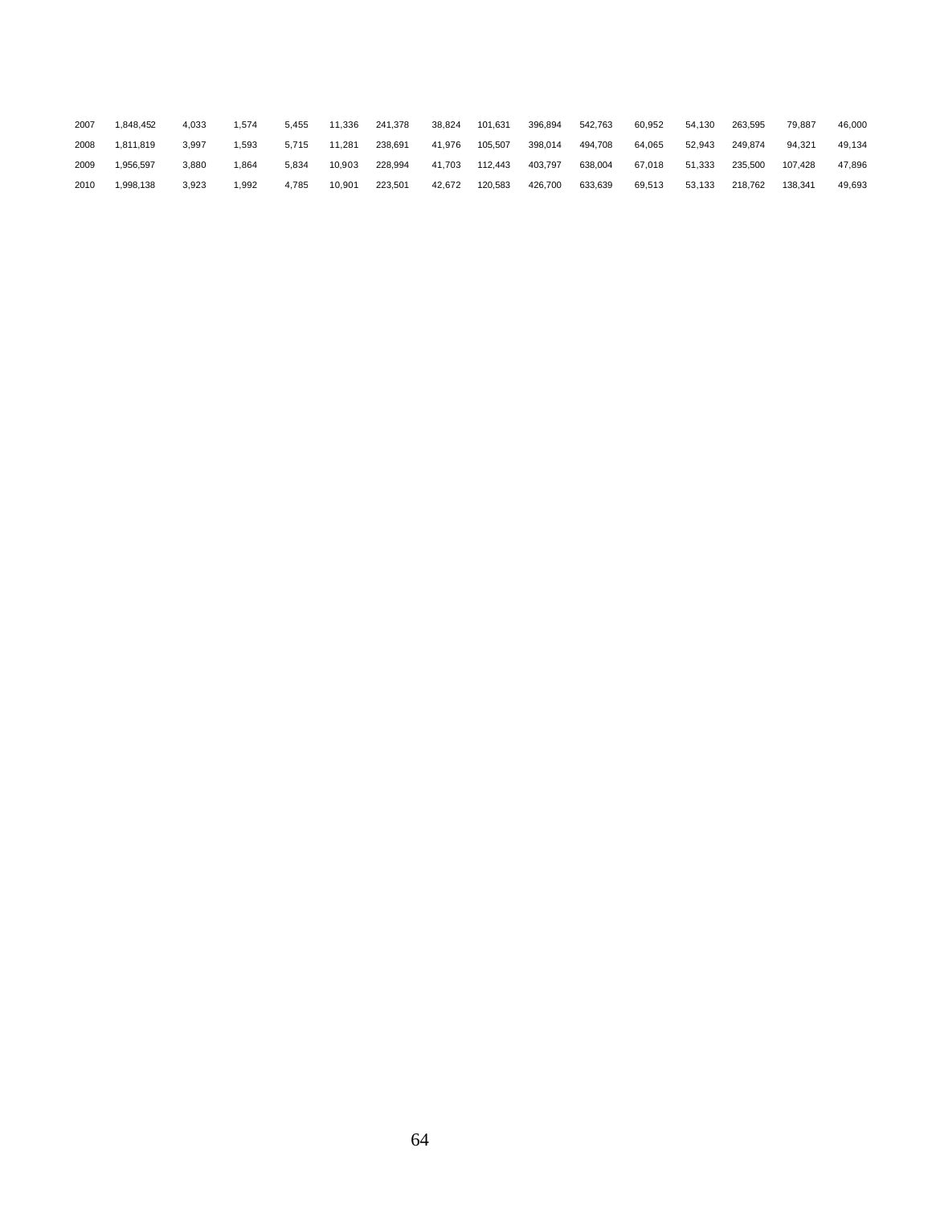| | | | | | | | | | | | | | | | |
|---|---|---|---|---|---|---|---|---|---|---|---|---|---|---|---|
| 2007 | 1,848,452 | 4,033 | 1,574 | 5,455 | 11,336 | 241,378 | 38,824 | 101,631 | 396,894 | 542,763 | 60,952 | 54,130 | 263,595 | 79,887 | 46,000 |
| 2008 | 1,811,819 | 3,997 | 1,593 | 5,715 | 11,281 | 238,691 | 41,976 | 105,507 | 398,014 | 494,708 | 64,065 | 52,943 | 249,874 | 94,321 | 49,134 |
| 2009 | 1,956,597 | 3,880 | 1,864 | 5,834 | 10,903 | 228,994 | 41,703 | 112,443 | 403,797 | 638,004 | 67,018 | 51,333 | 235,500 | 107,428 | 47,896 |
| 2010 | 1,998,138 | 3,923 | 1,992 | 4,785 | 10,901 | 223,501 | 42,672 | 120,583 | 426,700 | 633,639 | 69,513 | 53,133 | 218,762 | 138,341 | 49,693 |